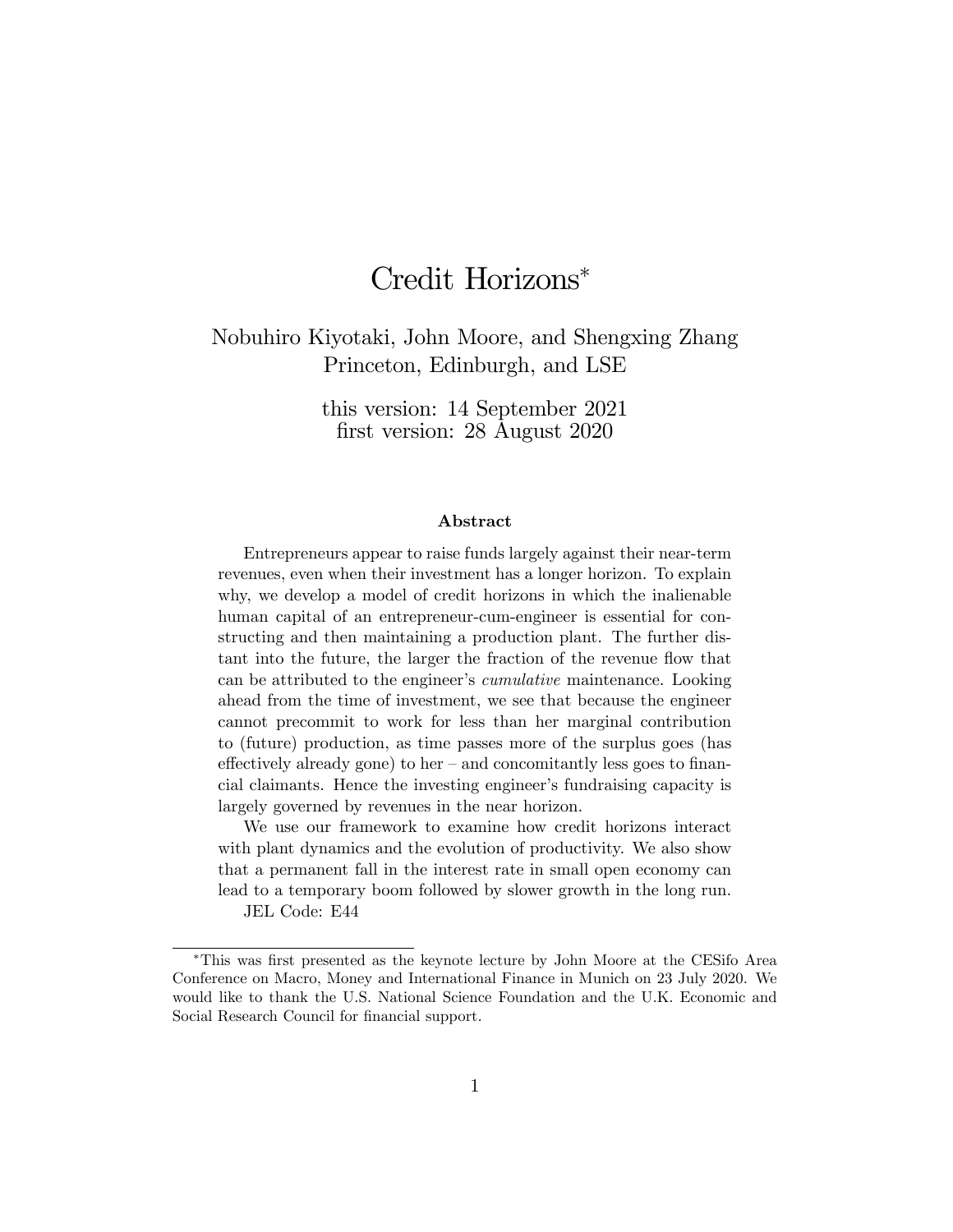# Credit Horizons*

Nobuhiro Kiyotaki, John Moore, and Shengxing Zhang
Princeton, Edinburgh, and LSE

this version: 14 September 2021
first version: 28 August 2020

### Abstract

Entrepreneurs appear to raise funds largely against their near-term revenues, even when their investment has a longer horizon. To explain why, we develop a model of credit horizons in which the inalienable human capital of an entrepreneur-cum-engineer is essential for constructing and then maintaining a production plant. The further distant into the future, the larger the fraction of the revenue flow that can be attributed to the engineer's *cumulative* maintenance. Looking ahead from the time of investment, we see that because the engineer cannot precommit to work for less than her marginal contribution to (future) production, as time passes more of the surplus goes (has effectively already gone) to her – and concomitantly less goes to financial claimants. Hence the investing engineer's fundraising capacity is largely governed by revenues in the near horizon.

We use our framework to examine how credit horizons interact with plant dynamics and the evolution of productivity. We also show that a permanent fall in the interest rate in small open economy can lead to a temporary boom followed by slower growth in the long run.

JEL Code: E44

---

*This was first presented as the keynote lecture by John Moore at the CESifo Area Conference on Macro, Money and International Finance in Munich on 23 July 2020. We would like to thank the U.S. National Science Foundation and the U.K. Economic and Social Research Council for financial support.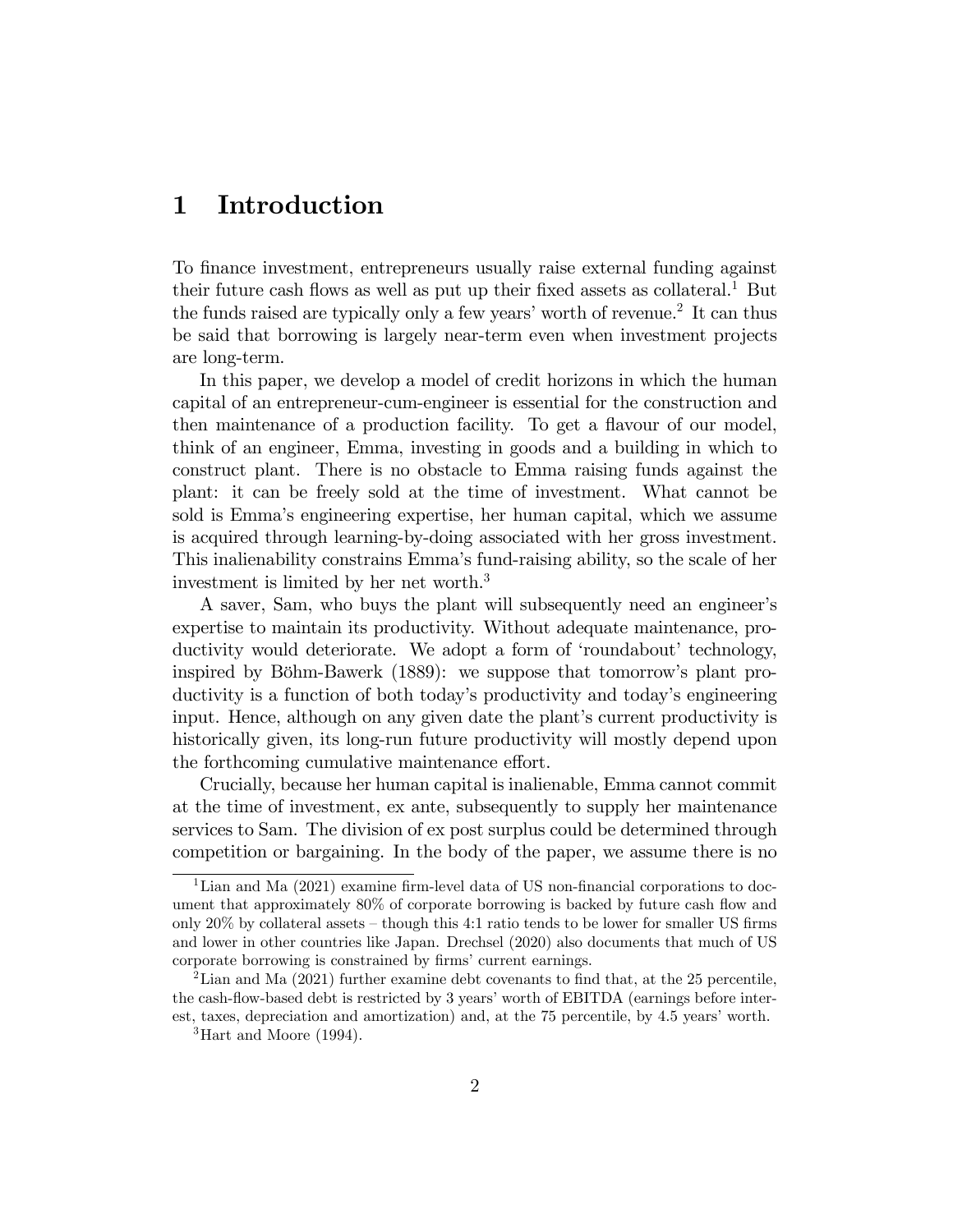# 1 Introduction

To finance investment, entrepreneurs usually raise external funding against their future cash flows as well as put up their fixed assets as collateral.[1] But the funds raised are typically only a few years' worth of revenue.[2] It can thus be said that borrowing is largely near-term even when investment projects are long-term.

In this paper, we develop a model of credit horizons in which the human capital of an entrepreneur-cum-engineer is essential for the construction and then maintenance of a production facility. To get a flavour of our model, think of an engineer, Emma, investing in goods and a building in which to construct plant. There is no obstacle to Emma raising funds against the plant: it can be freely sold at the time of investment. What cannot be sold is Emma's engineering expertise, her human capital, which we assume is acquired through learning-by-doing associated with her gross investment. This inalienability constrains Emma's fund-raising ability, so the scale of her investment is limited by her net worth.[3]

A saver, Sam, who buys the plant will subsequently need an engineer's expertise to maintain its productivity. Without adequate maintenance, productivity would deteriorate. We adopt a form of 'roundabout' technology, inspired by Böhm-Bawerk (1889): we suppose that tomorrow's plant productivity is a function of both today's productivity and today's engineering input. Hence, although on any given date the plant's current productivity is historically given, its long-run future productivity will mostly depend upon the forthcoming cumulative maintenance effort.

Crucially, because her human capital is inalienable, Emma cannot commit at the time of investment, ex ante, subsequently to supply her maintenance services to Sam. The division of ex post surplus could be determined through competition or bargaining. In the body of the paper, we assume there is no

---

[1] Lian and Ma (2021) examine firm-level data of US non-financial corporations to document that approximately 80% of corporate borrowing is backed by future cash flow and only 20% by collateral assets – though this 4:1 ratio tends to be lower for smaller US firms and lower in other countries like Japan. Drechsel (2020) also documents that much of US corporate borrowing is constrained by firms' current earnings.

[2] Lian and Ma (2021) further examine debt covenants to find that, at the 25 percentile, the cash-flow-based debt is restricted by 3 years' worth of EBITDA (earnings before interest, taxes, depreciation and amortization) and, at the 75 percentile, by 4.5 years' worth.

[3] Hart and Moore (1994).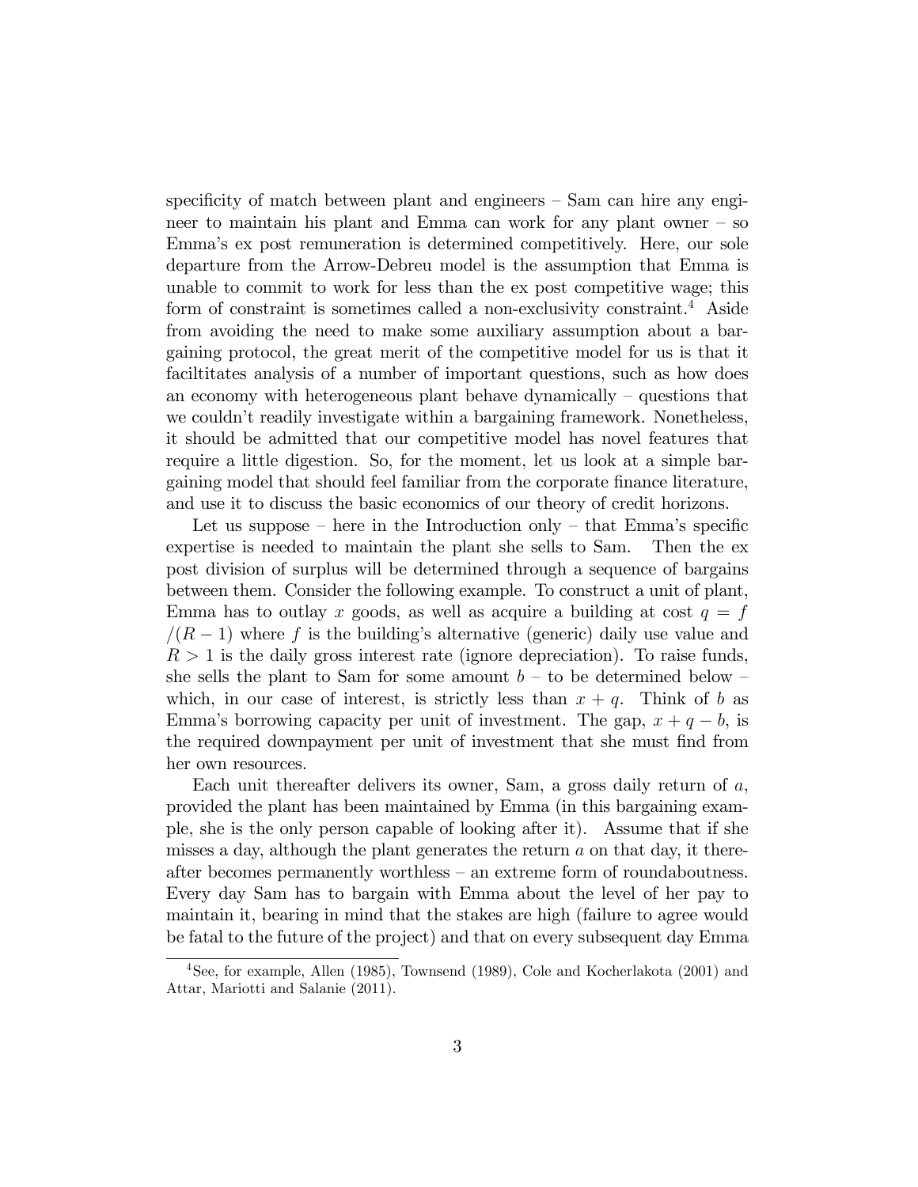specificity of match between plant and engineers – Sam can hire any engineer to maintain his plant and Emma can work for any plant owner – so Emma's ex post remuneration is determined competitively. Here, our sole departure from the Arrow-Debreu model is the assumption that Emma is unable to commit to work for less than the ex post competitive wage; this form of constraint is sometimes called a non-exclusivity constraint.[4] Aside from avoiding the need to make some auxiliary assumption about a bargaining protocol, the great merit of the competitive model for us is that it faciltitates analysis of a number of important questions, such as how does an economy with heterogeneous plant behave dynamically – questions that we couldn't readily investigate within a bargaining framework. Nonetheless, it should be admitted that our competitive model has novel features that require a little digestion. So, for the moment, let us look at a simple bargaining model that should feel familiar from the corporate finance literature, and use it to discuss the basic economics of our theory of credit horizons.

Let us suppose – here in the Introduction only – that Emma's specific expertise is needed to maintain the plant she sells to Sam. Then the ex post division of surplus will be determined through a sequence of bargains between them. Consider the following example. To construct a unit of plant, Emma has to outlay $x$ goods, as well as acquire a building at cost $q = f/(R-1)$ where $f$ is the building's alternative (generic) daily use value and $R > 1$ is the daily gross interest rate (ignore depreciation). To raise funds, she sells the plant to Sam for some amount $b$ – to be determined below – which, in our case of interest, is strictly less than $x + q$. Think of $b$ as Emma's borrowing capacity per unit of investment. The gap, $x + q - b$, is the required downpayment per unit of investment that she must find from her own resources.

Each unit thereafter delivers its owner, Sam, a gross daily return of $a$, provided the plant has been maintained by Emma (in this bargaining example, she is the only person capable of looking after it). Assume that if she misses a day, although the plant generates the return $a$ on that day, it thereafter becomes permanently worthless – an extreme form of roundaboutness. Every day Sam has to bargain with Emma about the level of her pay to maintain it, bearing in mind that the stakes are high (failure to agree would be fatal to the future of the project) and that on every subsequent day Emma

[4] See, for example, Allen (1985), Townsend (1989), Cole and Kocherlakota (2001) and Attar, Mariotti and Salanie (2011).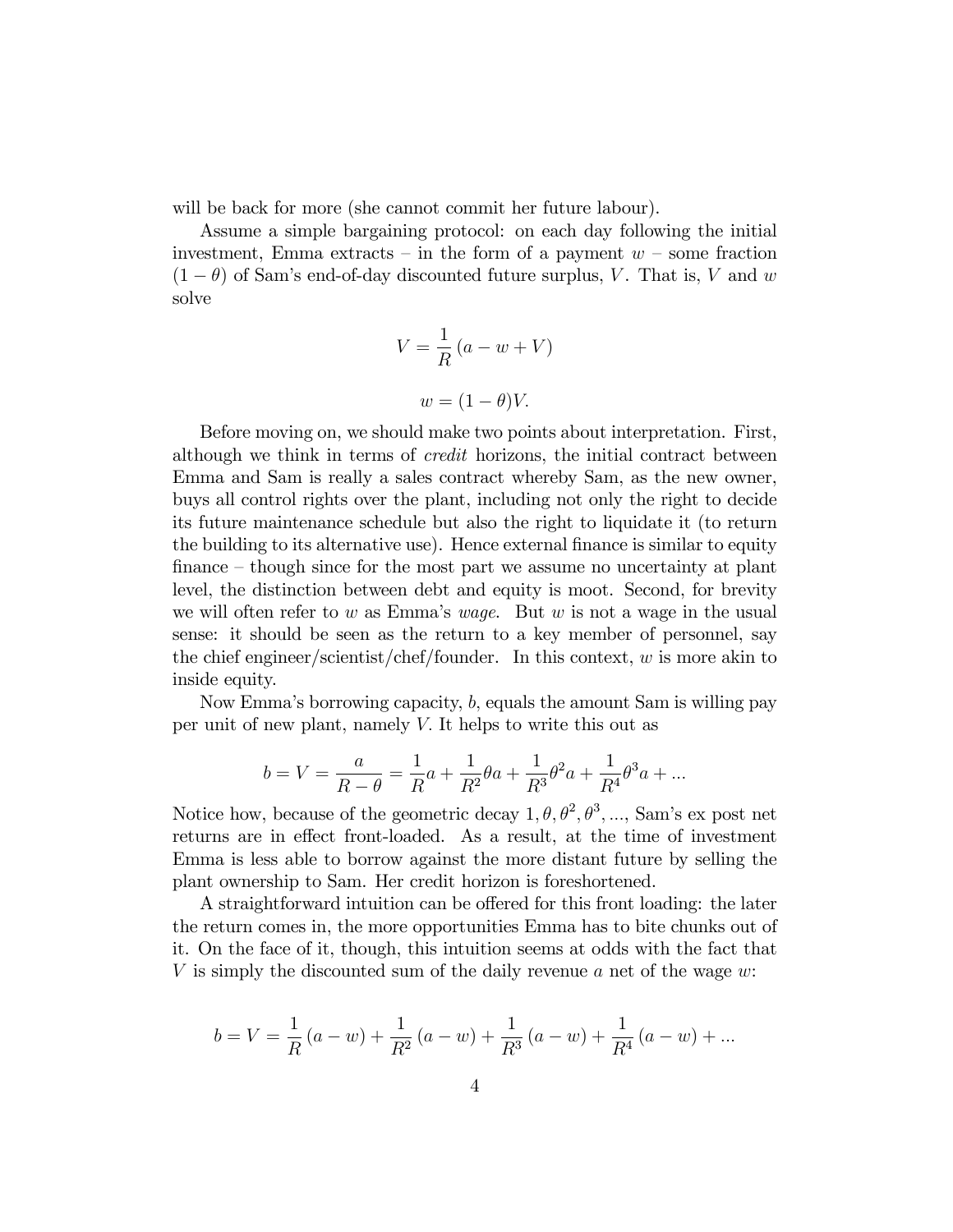will be back for more (she cannot commit her future labour).

Assume a simple bargaining protocol: on each day following the initial investment, Emma extracts – in the form of a payment $w$ – some fraction $(1-\theta)$ of Sam's end-of-day discounted future surplus, $V$. That is, $V$ and $w$ solve

$$V = \frac{1}{R}(a - w + V)$$

$$w = (1-\theta)V.$$

Before moving on, we should make two points about interpretation. First, although we think in terms of *credit* horizons, the initial contract between Emma and Sam is really a sales contract whereby Sam, as the new owner, buys all control rights over the plant, including not only the right to decide its future maintenance schedule but also the right to liquidate it (to return the building to its alternative use). Hence external finance is similar to equity finance – though since for the most part we assume no uncertainty at plant level, the distinction between debt and equity is moot. Second, for brevity we will often refer to $w$ as Emma's *wage*. But $w$ is not a wage in the usual sense: it should be seen as the return to a key member of personnel, say the chief engineer/scientist/chef/founder. In this context, $w$ is more akin to inside equity.

Now Emma's borrowing capacity, $b$, equals the amount Sam is willing pay per unit of new plant, namely $V$. It helps to write this out as

$$b = V = \frac{a}{R-\theta} = \frac{1}{R}a + \frac{1}{R^2}\theta a + \frac{1}{R^3}\theta^2 a + \frac{1}{R^4}\theta^3 a + ...$$

Notice how, because of the geometric decay $1, \theta, \theta^2, \theta^3, ...$, Sam's ex post net returns are in effect front-loaded. As a result, at the time of investment Emma is less able to borrow against the more distant future by selling the plant ownership to Sam. Her credit horizon is foreshortened.

A straightforward intuition can be offered for this front loading: the later the return comes in, the more opportunities Emma has to bite chunks out of it. On the face of it, though, this intuition seems at odds with the fact that $V$ is simply the discounted sum of the daily revenue $a$ net of the wage $w$:

$$b = V = \frac{1}{R}(a-w) + \frac{1}{R^2}(a-w) + \frac{1}{R^3}(a-w) + \frac{1}{R^4}(a-w) + ...$$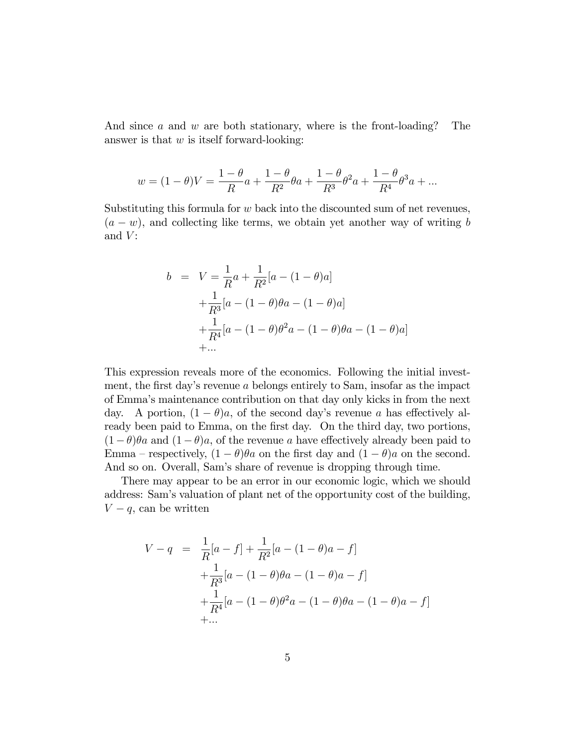And since $a$ and $w$ are both stationary, where is the front-loading? The answer is that $w$ is itself forward-looking:

$$w = (1-\theta)V = \frac{1-\theta}{R}a + \frac{1-\theta}{R^2}\theta a + \frac{1-\theta}{R^3}\theta^2 a + \frac{1-\theta}{R^4}\theta^3 a + ...$$

Substituting this formula for $w$ back into the discounted sum of net revenues, $(a-w)$, and collecting like terms, we obtain yet another way of writing $b$ and $V$:

$$\begin{aligned}
b \;=\; & V = \frac{1}{R}a + \frac{1}{R^2}[a-(1-\theta)a] \\
& +\frac{1}{R^3}[a-(1-\theta)\theta a-(1-\theta)a] \\
& +\frac{1}{R^4}[a-(1-\theta)\theta^2 a-(1-\theta)\theta a-(1-\theta)a] \\
& +...
\end{aligned}$$

This expression reveals more of the economics. Following the initial investment, the first day's revenue $a$ belongs entirely to Sam, insofar as the impact of Emma's maintenance contribution on that day only kicks in from the next day. A portion, $(1-\theta)a$, of the second day's revenue $a$ has effectively already been paid to Emma, on the first day. On the third day, two portions, $(1-\theta)\theta a$ and $(1-\theta)a$, of the revenue $a$ have effectively already been paid to Emma – respectively, $(1-\theta)\theta a$ on the first day and $(1-\theta)a$ on the second. And so on. Overall, Sam's share of revenue is dropping through time.

There may appear to be an error in our economic logic, which we should address: Sam's valuation of plant net of the opportunity cost of the building, $V-q$, can be written

$$\begin{aligned}
V-q \;=\; & \frac{1}{R}[a-f] + \frac{1}{R^2}[a-(1-\theta)a-f] \\
& +\frac{1}{R^3}[a-(1-\theta)\theta a-(1-\theta)a-f] \\
& +\frac{1}{R^4}[a-(1-\theta)\theta^2 a-(1-\theta)\theta a-(1-\theta)a-f] \\
& +...
\end{aligned}$$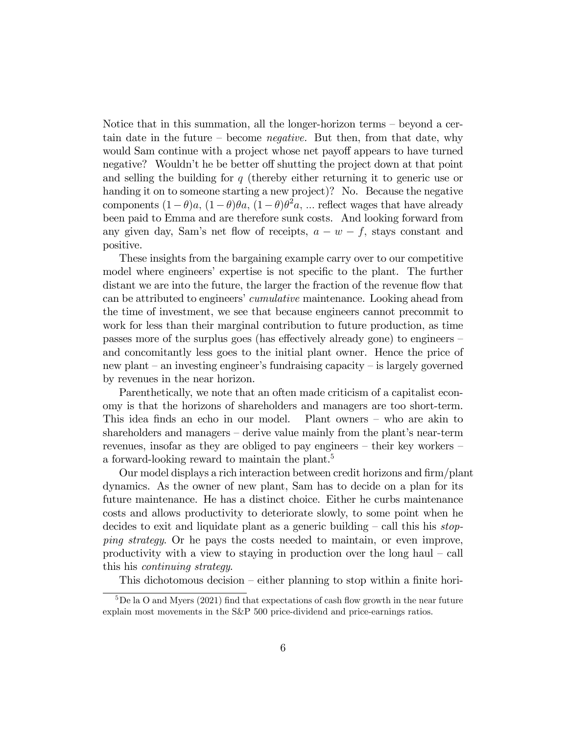Notice that in this summation, all the longer-horizon terms – beyond a certain date in the future – become *negative.* But then, from that date, why would Sam continue with a project whose net payoff appears to have turned negative? Wouldn't he be better off shutting the project down at that point and selling the building for $q$ (thereby either returning it to generic use or handing it on to someone starting a new project)? No. Because the negative components $(1-\theta)a$, $(1-\theta)\theta a$, $(1-\theta)\theta^2 a$, ... reflect wages that have already been paid to Emma and are therefore sunk costs. And looking forward from any given day, Sam's net flow of receipts, $a - w - f$, stays constant and positive.

These insights from the bargaining example carry over to our competitive model where engineers' expertise is not specific to the plant. The further distant we are into the future, the larger the fraction of the revenue flow that can be attributed to engineers' *cumulative* maintenance. Looking ahead from the time of investment, we see that because engineers cannot precommit to work for less than their marginal contribution to future production, as time passes more of the surplus goes (has effectively already gone) to engineers – and concomitantly less goes to the initial plant owner. Hence the price of new plant – an investing engineer's fundraising capacity – is largely governed by revenues in the near horizon.

Parenthetically, we note that an often made criticism of a capitalist economy is that the horizons of shareholders and managers are too short-term. This idea finds an echo in our model. Plant owners – who are akin to shareholders and managers – derive value mainly from the plant's near-term revenues, insofar as they are obliged to pay engineers – their key workers – a forward-looking reward to maintain the plant.[5]

Our model displays a rich interaction between credit horizons and firm/plant dynamics. As the owner of new plant, Sam has to decide on a plan for its future maintenance. He has a distinct choice. Either he curbs maintenance costs and allows productivity to deteriorate slowly, to some point when he decides to exit and liquidate plant as a generic building – call this his *stopping strategy*. Or he pays the costs needed to maintain, or even improve, productivity with a view to staying in production over the long haul – call this his *continuing strategy*.

This dichotomous decision – either planning to stop within a finite hori-

[5] De la O and Myers (2021) find that expectations of cash flow growth in the near future explain most movements in the S&P 500 price-dividend and price-earnings ratios.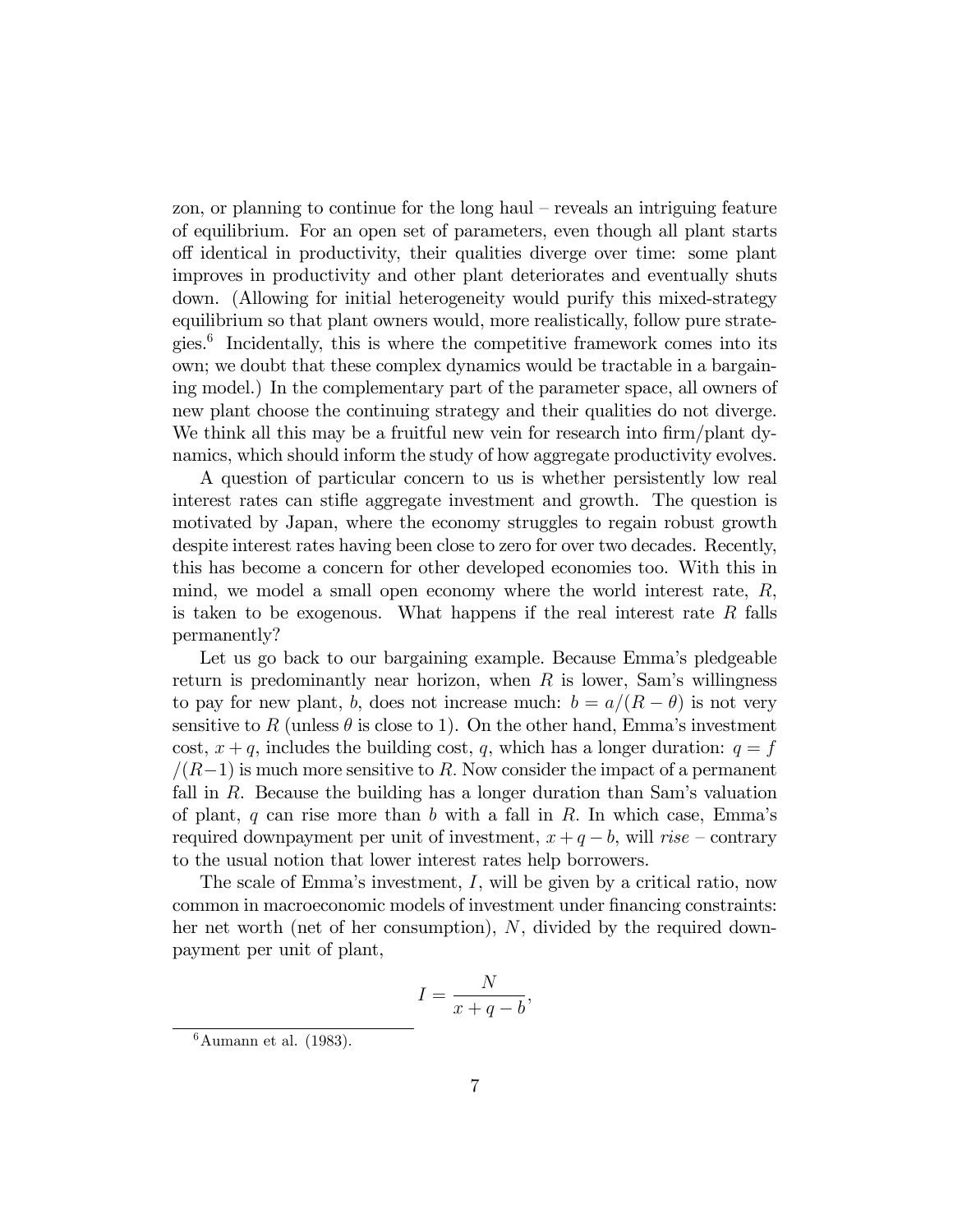zon, or planning to continue for the long haul – reveals an intriguing feature of equilibrium. For an open set of parameters, even though all plant starts off identical in productivity, their qualities diverge over time: some plant improves in productivity and other plant deteriorates and eventually shuts down. (Allowing for initial heterogeneity would purify this mixed-strategy equilibrium so that plant owners would, more realistically, follow pure strategies.[6] Incidentally, this is where the competitive framework comes into its own; we doubt that these complex dynamics would be tractable in a bargaining model.) In the complementary part of the parameter space, all owners of new plant choose the continuing strategy and their qualities do not diverge. We think all this may be a fruitful new vein for research into firm/plant dynamics, which should inform the study of how aggregate productivity evolves.

A question of particular concern to us is whether persistently low real interest rates can stifle aggregate investment and growth. The question is motivated by Japan, where the economy struggles to regain robust growth despite interest rates having been close to zero for over two decades. Recently, this has become a concern for other developed economies too. With this in mind, we model a small open economy where the world interest rate, $R$, is taken to be exogenous. What happens if the real interest rate $R$ falls permanently?

Let us go back to our bargaining example. Because Emma's pledgeable return is predominantly near horizon, when $R$ is lower, Sam's willingness to pay for new plant, $b$, does not increase much: $b = a/(R - \theta)$ is not very sensitive to $R$ (unless $\theta$ is close to 1). On the other hand, Emma's investment cost, $x + q$, includes the building cost, $q$, which has a longer duration: $q = f/(R-1)$ is much more sensitive to $R$. Now consider the impact of a permanent fall in $R$. Because the building has a longer duration than Sam's valuation of plant, $q$ can rise more than $b$ with a fall in $R$. In which case, Emma's required downpayment per unit of investment, $x + q - b$, will *rise* – contrary to the usual notion that lower interest rates help borrowers.

The scale of Emma's investment, $I$, will be given by a critical ratio, now common in macroeconomic models of investment under financing constraints: her net worth (net of her consumption), $N$, divided by the required downpayment per unit of plant,

$$I = \frac{N}{x + q - b},$$

[6] Aumann et al. (1983).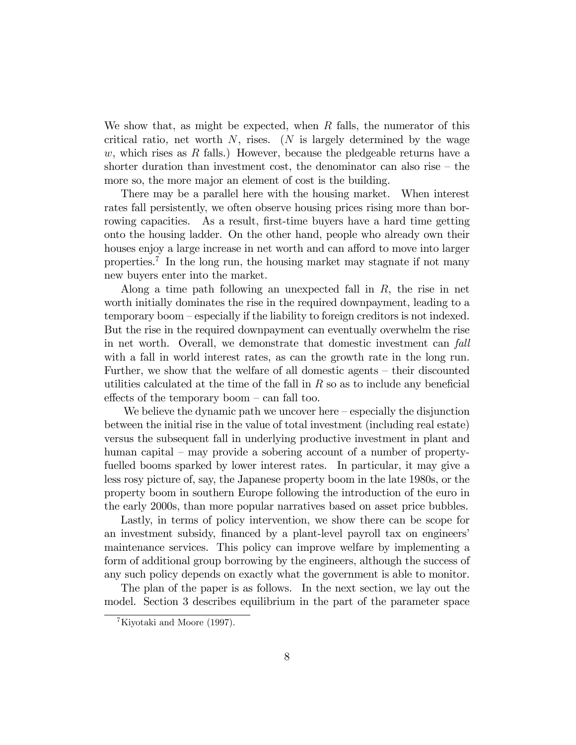We show that, as might be expected, when $R$ falls, the numerator of this critical ratio, net worth $N$, rises. ($N$ is largely determined by the wage $w$, which rises as $R$ falls.) However, because the pledgeable returns have a shorter duration than investment cost, the denominator can also rise – the more so, the more major an element of cost is the building.

There may be a parallel here with the housing market. When interest rates fall persistently, we often observe housing prices rising more than borrowing capacities. As a result, first-time buyers have a hard time getting onto the housing ladder. On the other hand, people who already own their houses enjoy a large increase in net worth and can afford to move into larger properties.[7] In the long run, the housing market may stagnate if not many new buyers enter into the market.

Along a time path following an unexpected fall in $R$, the rise in net worth initially dominates the rise in the required downpayment, leading to a temporary boom – especially if the liability to foreign creditors is not indexed. But the rise in the required downpayment can eventually overwhelm the rise in net worth. Overall, we demonstrate that domestic investment can *fall* with a fall in world interest rates, as can the growth rate in the long run. Further, we show that the welfare of all domestic agents – their discounted utilities calculated at the time of the fall in $R$ so as to include any beneficial effects of the temporary boom – can fall too.

We believe the dynamic path we uncover here – especially the disjunction between the initial rise in the value of total investment (including real estate) versus the subsequent fall in underlying productive investment in plant and human capital – may provide a sobering account of a number of property-fuelled booms sparked by lower interest rates. In particular, it may give a less rosy picture of, say, the Japanese property boom in the late 1980s, or the property boom in southern Europe following the introduction of the euro in the early 2000s, than more popular narratives based on asset price bubbles.

Lastly, in terms of policy intervention, we show there can be scope for an investment subsidy, financed by a plant-level payroll tax on engineers' maintenance services. This policy can improve welfare by implementing a form of additional group borrowing by the engineers, although the success of any such policy depends on exactly what the government is able to monitor.

The plan of the paper is as follows. In the next section, we lay out the model. Section 3 describes equilibrium in the part of the parameter space

[7] Kiyotaki and Moore (1997).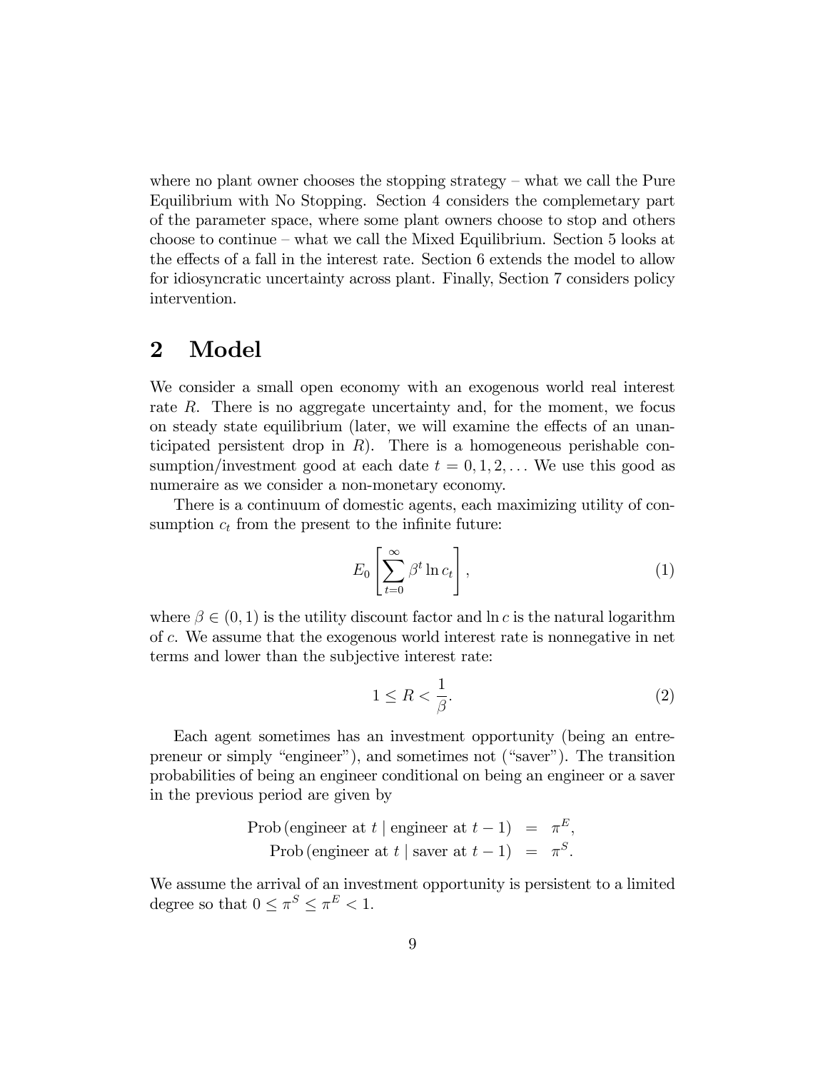where no plant owner chooses the stopping strategy – what we call the Pure Equilibrium with No Stopping. Section 4 considers the complemetary part of the parameter space, where some plant owners choose to stop and others choose to continue – what we call the Mixed Equilibrium. Section 5 looks at the effects of a fall in the interest rate. Section 6 extends the model to allow for idiosyncratic uncertainty across plant. Finally, Section 7 considers policy intervention.

## 2 Model

We consider a small open economy with an exogenous world real interest rate $R$. There is no aggregate uncertainty and, for the moment, we focus on steady state equilibrium (later, we will examine the effects of an unanticipated persistent drop in $R$). There is a homogeneous perishable consumption/investment good at each date $t = 0, 1, 2, \ldots$ We use this good as numeraire as we consider a non-monetary economy.

There is a continuum of domestic agents, each maximizing utility of consumption $c_t$ from the present to the infinite future:

$$E_0 \left[ \sum_{t=0}^{\infty} \beta^t \ln c_t \right], \tag{1}$$

where $\beta \in (0, 1)$ is the utility discount factor and $\ln c$ is the natural logarithm of $c$. We assume that the exogenous world interest rate is nonnegative in net terms and lower than the subjective interest rate:

$$1 \leq R < \frac{1}{\beta}. \tag{2}$$

Each agent sometimes has an investment opportunity (being an entrepreneur or simply "engineer"), and sometimes not ("saver"). The transition probabilities of being an engineer conditional on being an engineer or a saver in the previous period are given by

$$\begin{aligned}
\text{Prob}\left(\text{engineer at } t \mid \text{engineer at } t-1\right) &= \pi^E, \\
\text{Prob}\left(\text{engineer at } t \mid \text{saver at } t-1\right) &= \pi^S.
\end{aligned}$$

We assume the arrival of an investment opportunity is persistent to a limited degree so that $0 \leq \pi^S \leq \pi^E < 1$.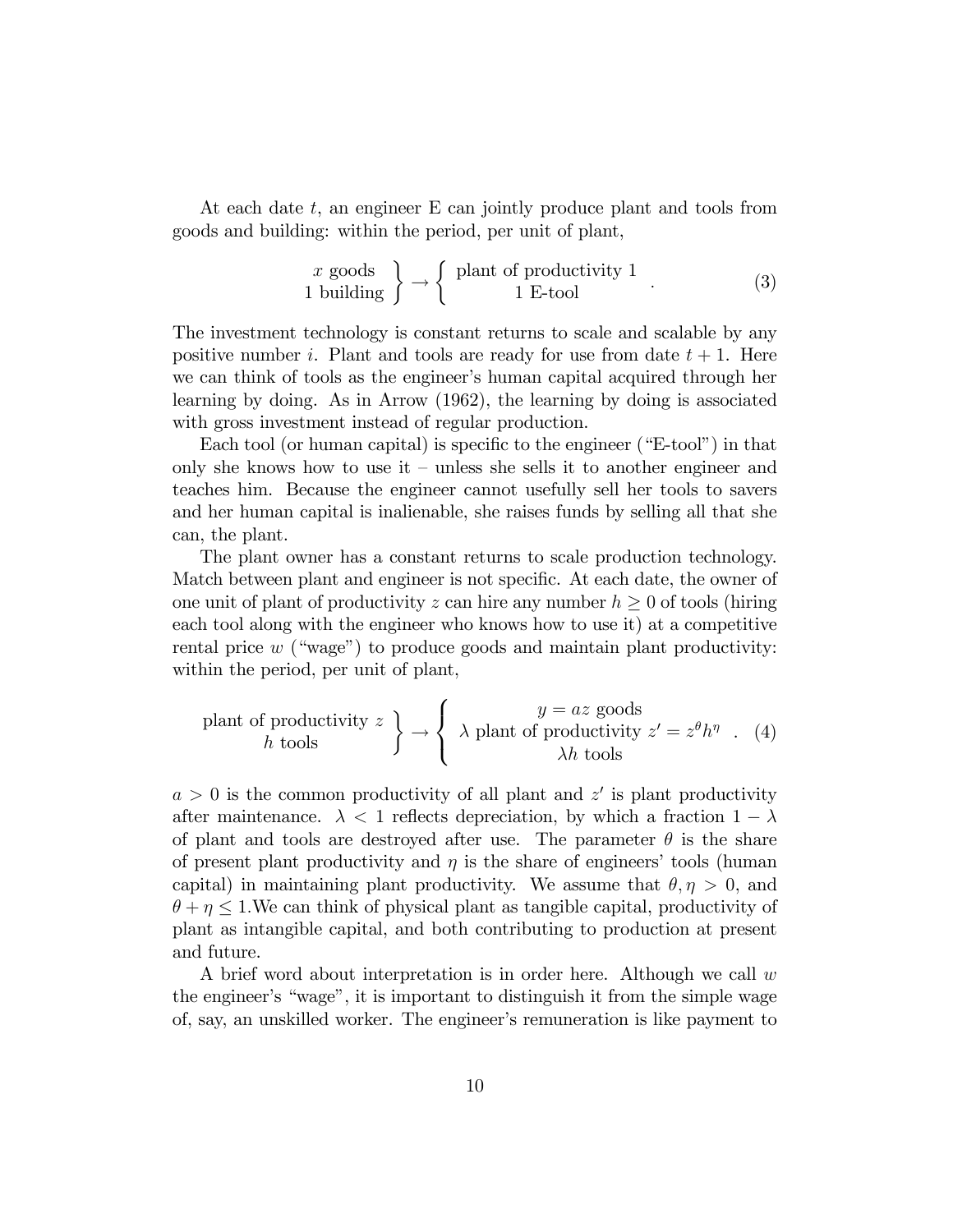At each date $t$, an engineer E can jointly produce plant and tools from goods and building: within the period, per unit of plant,

$$\left.\begin{array}{c} x \text{ goods} \\ 1 \text{ building} \end{array}\right\} \rightarrow \left\{ \begin{array}{c} \text{plant of productivity 1} \\ 1 \text{ E-tool} \end{array} \right. . \tag{3}$$

The investment technology is constant returns to scale and scalable by any positive number $i$. Plant and tools are ready for use from date $t+1$. Here we can think of tools as the engineer's human capital acquired through her learning by doing. As in Arrow (1962), the learning by doing is associated with gross investment instead of regular production.

Each tool (or human capital) is specific to the engineer ("E-tool") in that only she knows how to use it – unless she sells it to another engineer and teaches him. Because the engineer cannot usefully sell her tools to savers and her human capital is inalienable, she raises funds by selling all that she can, the plant.

The plant owner has a constant returns to scale production technology. Match between plant and engineer is not specific. At each date, the owner of one unit of plant of productivity $z$ can hire any number $h \geq 0$ of tools (hiring each tool along with the engineer who knows how to use it) at a competitive rental price $w$ ("wage") to produce goods and maintain plant productivity: within the period, per unit of plant,

$$\left.\begin{array}{c} \text{plant of productivity } z \\ h \text{ tools} \end{array}\right\} \rightarrow \left\{ \begin{array}{c} y = az \text{ goods} \\ \lambda \text{ plant of productivity } z' = z^{\theta} h^{\eta} \\ \lambda h \text{ tools} \end{array} \right. . \tag{4}$$

$a > 0$ is the common productivity of all plant and $z'$ is plant productivity after maintenance. $\lambda < 1$ reflects depreciation, by which a fraction $1 - \lambda$ of plant and tools are destroyed after use. The parameter $\theta$ is the share of present plant productivity and $\eta$ is the share of engineers' tools (human capital) in maintaining plant productivity. We assume that $\theta, \eta > 0$, and $\theta + \eta \leq 1$.We can think of physical plant as tangible capital, productivity of plant as intangible capital, and both contributing to production at present and future.

A brief word about interpretation is in order here. Although we call $w$ the engineer's "wage", it is important to distinguish it from the simple wage of, say, an unskilled worker. The engineer's remuneration is like payment to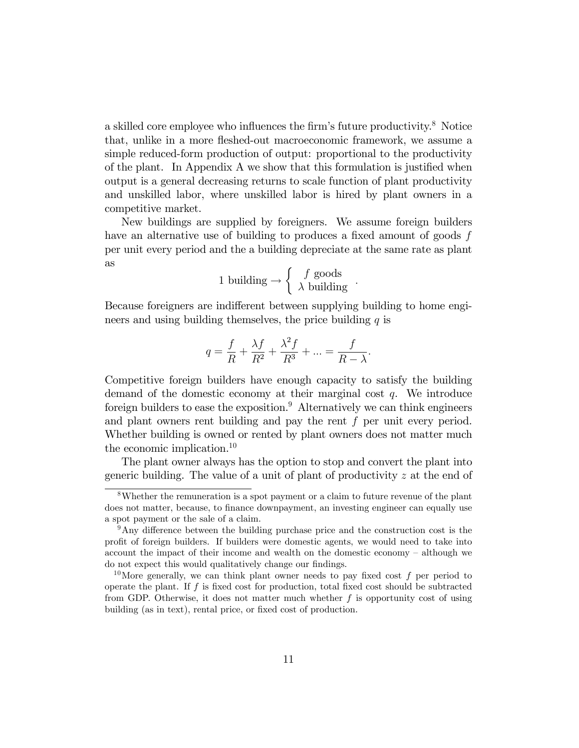a skilled core employee who influences the firm's future productivity.[8] Notice that, unlike in a more fleshed-out macroeconomic framework, we assume a simple reduced-form production of output: proportional to the productivity of the plant. In Appendix A we show that this formulation is justified when output is a general decreasing returns to scale function of plant productivity and unskilled labor, where unskilled labor is hired by plant owners in a competitive market.

New buildings are supplied by foreigners. We assume foreign builders have an alternative use of building to produces a fixed amount of goods $f$ per unit every period and the a building depreciate at the same rate as plant as

$$1 \text{ building} \rightarrow \left\{ \begin{array}{c} f \text{ goods} \\ \lambda \text{ building} \end{array} \right. .$$

Because foreigners are indifferent between supplying building to home engineers and using building themselves, the price building $q$ is

$$q = \frac{f}{R} + \frac{\lambda f}{R^2} + \frac{\lambda^2 f}{R^3} + ... = \frac{f}{R - \lambda}.$$

Competitive foreign builders have enough capacity to satisfy the building demand of the domestic economy at their marginal cost $q$. We introduce foreign builders to ease the exposition.[9] Alternatively we can think engineers and plant owners rent building and pay the rent $f$ per unit every period. Whether building is owned or rented by plant owners does not matter much the economic implication.[10]

The plant owner always has the option to stop and convert the plant into generic building. The value of a unit of plant of productivity $z$ at the end of

[8] Whether the remuneration is a spot payment or a claim to future revenue of the plant does not matter, because, to finance downpayment, an investing engineer can equally use a spot payment or the sale of a claim.

[9] Any difference between the building purchase price and the construction cost is the profit of foreign builders. If builders were domestic agents, we would need to take into account the impact of their income and wealth on the domestic economy – although we do not expect this would qualitatively change our findings.

[10] More generally, we can think plant owner needs to pay fixed cost $f$ per period to operate the plant. If $f$ is fixed cost for production, total fixed cost should be subtracted from GDP. Otherwise, it does not matter much whether $f$ is opportunity cost of using building (as in text), rental price, or fixed cost of production.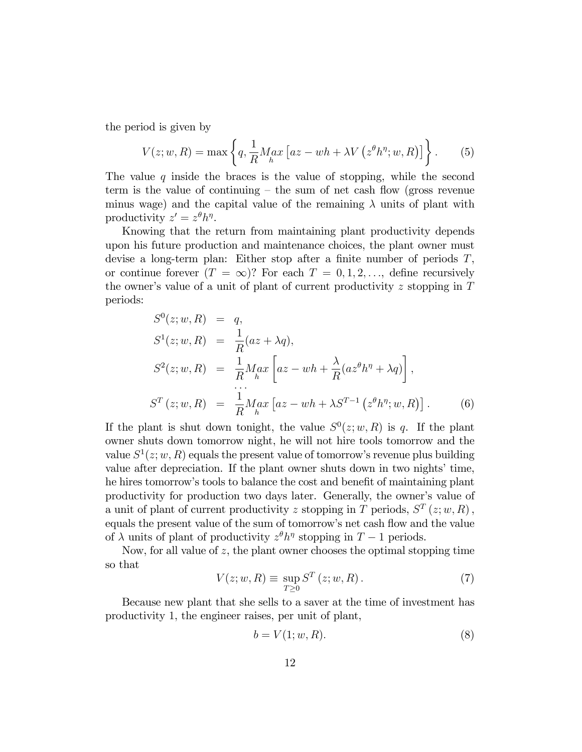the period is given by

$$V(z;w,R) = \max\left\{q, \frac{1}{R}\underset{h}{Max}\left[az - wh + \lambda V\left(z^{\theta}h^{\eta};w,R\right)\right]\right\}. \tag{5}$$

The value $q$ inside the braces is the value of stopping, while the second term is the value of continuing – the sum of net cash flow (gross revenue minus wage) and the capital value of the remaining $\lambda$ units of plant with productivity $z' = z^{\theta}h^{\eta}$.

Knowing that the return from maintaining plant productivity depends upon his future production and maintenance choices, the plant owner must devise a long-term plan: Either stop after a finite number of periods $T$, or continue forever ($T = \infty$)? For each $T = 0, 1, 2, \ldots$, define recursively the owner's value of a unit of plant of current productivity $z$ stopping in $T$ periods:

$$\begin{aligned}
S^0(z;w,R) &= q, \\
S^1(z;w,R) &= \frac{1}{R}(az + \lambda q), \\
S^2(z;w,R) &= \frac{1}{R}\underset{h}{Max}\left[az - wh + \frac{\lambda}{R}(az^{\theta}h^{\eta} + \lambda q)\right], \\
&\;\;\cdots \\
S^T(z;w,R) &= \frac{1}{R}\underset{h}{Max}\left[az - wh + \lambda S^{T-1}\left(z^{\theta}h^{\eta};w,R\right)\right].
\end{aligned} \tag{6}$$

If the plant is shut down tonight, the value $S^0(z;w,R)$ is $q$. If the plant owner shuts down tomorrow night, he will not hire tools tomorrow and the value $S^1(z;w,R)$ equals the present value of tomorrow's revenue plus building value after depreciation. If the plant owner shuts down in two nights' time, he hires tomorrow's tools to balance the cost and benefit of maintaining plant productivity for production two days later. Generally, the owner's value of a unit of plant of current productivity $z$ stopping in $T$ periods, $S^T(z;w,R)$, equals the present value of the sum of tomorrow's net cash flow and the value of $\lambda$ units of plant of productivity $z^{\theta}h^{\eta}$ stopping in $T-1$ periods.

Now, for all value of $z$, the plant owner chooses the optimal stopping time so that

$$V(z;w,R) \equiv \sup_{T\geq 0} S^T(z;w,R). \tag{7}$$

Because new plant that she sells to a saver at the time of investment has productivity 1, the engineer raises, per unit of plant,

$$b = V(1;w,R). \tag{8}$$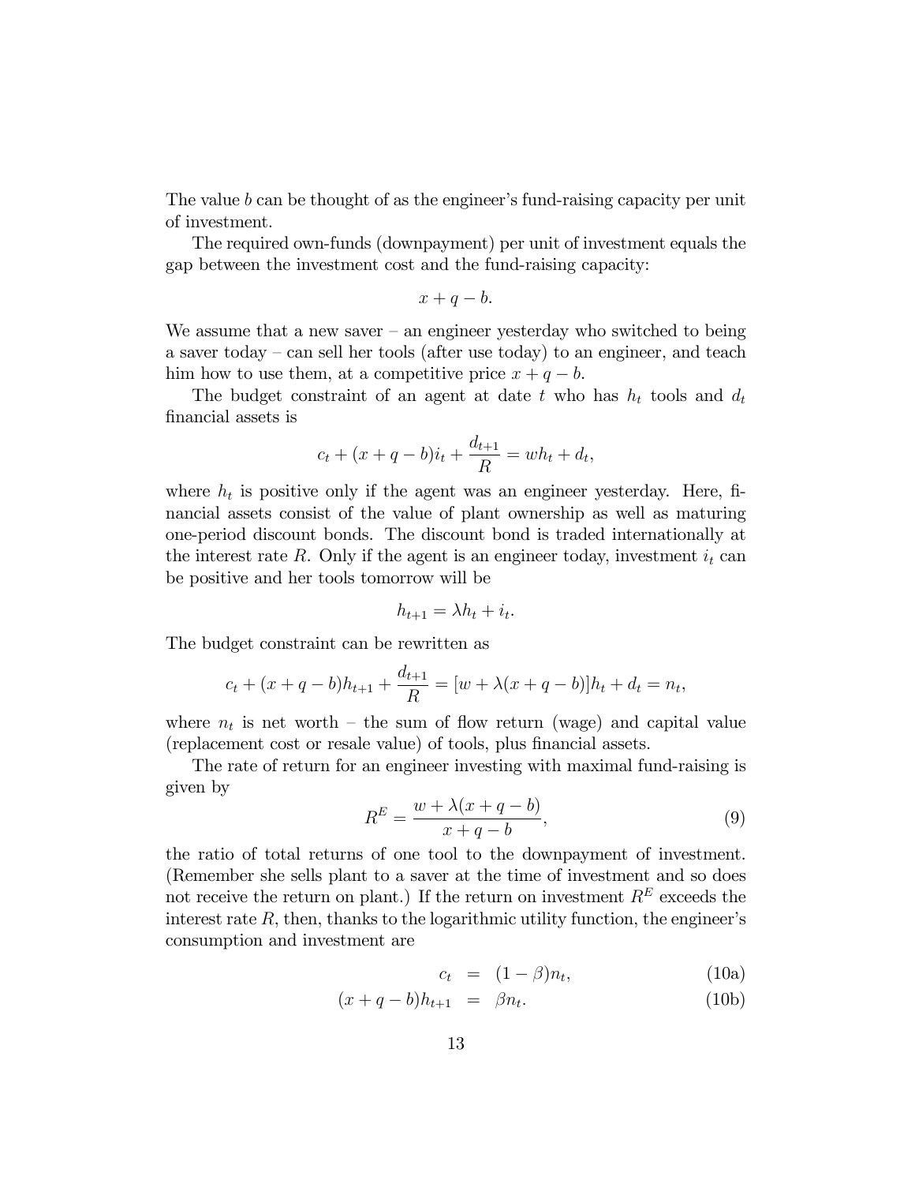The value $b$ can be thought of as the engineer's fund-raising capacity per unit of investment.

The required own-funds (downpayment) per unit of investment equals the gap between the investment cost and the fund-raising capacity:

$$x + q - b.$$

We assume that a new saver – an engineer yesterday who switched to being a saver today – can sell her tools (after use today) to an engineer, and teach him how to use them, at a competitive price $x + q - b$.

The budget constraint of an agent at date $t$ who has $h_t$ tools and $d_t$ financial assets is

$$c_t + (x + q - b)i_t + \frac{d_{t+1}}{R} = wh_t + d_t,$$

where $h_t$ is positive only if the agent was an engineer yesterday. Here, financial assets consist of the value of plant ownership as well as maturing one-period discount bonds. The discount bond is traded internationally at the interest rate $R$. Only if the agent is an engineer today, investment $i_t$ can be positive and her tools tomorrow will be

$$h_{t+1} = \lambda h_t + i_t.$$

The budget constraint can be rewritten as

$$c_t + (x + q - b)h_{t+1} + \frac{d_{t+1}}{R} = [w + \lambda(x + q - b)]h_t + d_t = n_t,$$

where $n_t$ is net worth – the sum of flow return (wage) and capital value (replacement cost or resale value) of tools, plus financial assets.

The rate of return for an engineer investing with maximal fund-raising is given by

$$R^E = \frac{w + \lambda(x + q - b)}{x + q - b}, \tag{9}$$

the ratio of total returns of one tool to the downpayment of investment. (Remember she sells plant to a saver at the time of investment and so does not receive the return on plant.) If the return on investment $R^E$ exceeds the interest rate $R$, then, thanks to the logarithmic utility function, the engineer's consumption and investment are

$$c_t = (1 - \beta)n_t, \tag{10a}$$

$$(x + q - b)h_{t+1} = \beta n_t. \tag{10b}$$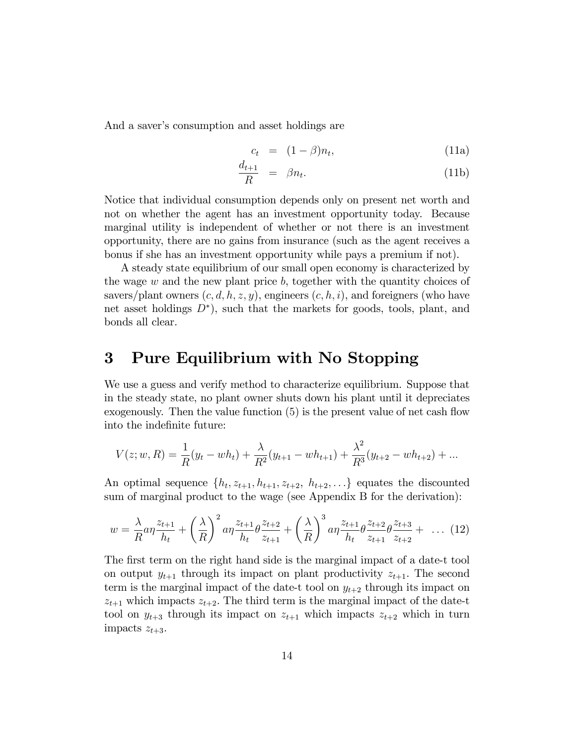And a saver's consumption and asset holdings are

$$
\begin{aligned}
c_t &= (1-\beta)n_t, && \text{(11a)} \\
\frac{d_{t+1}}{R} &= \beta n_t. && \text{(11b)}
\end{aligned}
$$

Notice that individual consumption depends only on present net worth and not on whether the agent has an investment opportunity today. Because marginal utility is independent of whether or not there is an investment opportunity, there are no gains from insurance (such as the agent receives a bonus if she has an investment opportunity while pays a premium if not).

A steady state equilibrium of our small open economy is characterized by the wage $w$ and the new plant price $b$, together with the quantity choices of savers/plant owners $(c, d, h, z, y)$, engineers $(c, h, i)$, and foreigners (who have net asset holdings $D^*$), such that the markets for goods, tools, plant, and bonds all clear.

# 3 Pure Equilibrium with No Stopping

We use a guess and verify method to characterize equilibrium. Suppose that in the steady state, no plant owner shuts down his plant until it depreciates exogenously. Then the value function (5) is the present value of net cash flow into the indefinite future:

$$
V(z; w, R) = \frac{1}{R}(y_t - wh_t) + \frac{\lambda}{R^2}(y_{t+1} - wh_{t+1}) + \frac{\lambda^2}{R^3}(y_{t+2} - wh_{t+2}) + ...
$$

An optimal sequence $\{h_t, z_{t+1}, h_{t+1}, z_{t+2},\ h_{t+2}, \ldots\}$ equates the discounted sum of marginal product to the wage (see Appendix B for the derivation):

$$
w = \frac{\lambda}{R} a\eta \frac{z_{t+1}}{h_t} + \left(\frac{\lambda}{R}\right)^2 a\eta \frac{z_{t+1}}{h_t} \theta \frac{z_{t+2}}{z_{t+1}} + \left(\frac{\lambda}{R}\right)^3 a\eta \frac{z_{t+1}}{h_t} \theta \frac{z_{t+2}}{z_{t+1}} \theta \frac{z_{t+3}}{z_{t+2}} + \ \ldots \quad (12)
$$

The first term on the right hand side is the marginal impact of a date-t tool on output $y_{t+1}$ through its impact on plant productivity $z_{t+1}$. The second term is the marginal impact of the date-t tool on $y_{t+2}$ through its impact on $z_{t+1}$ which impacts $z_{t+2}$. The third term is the marginal impact of the date-t tool on $y_{t+3}$ through its impact on $z_{t+1}$ which impacts $z_{t+2}$ which in turn impacts $z_{t+3}$.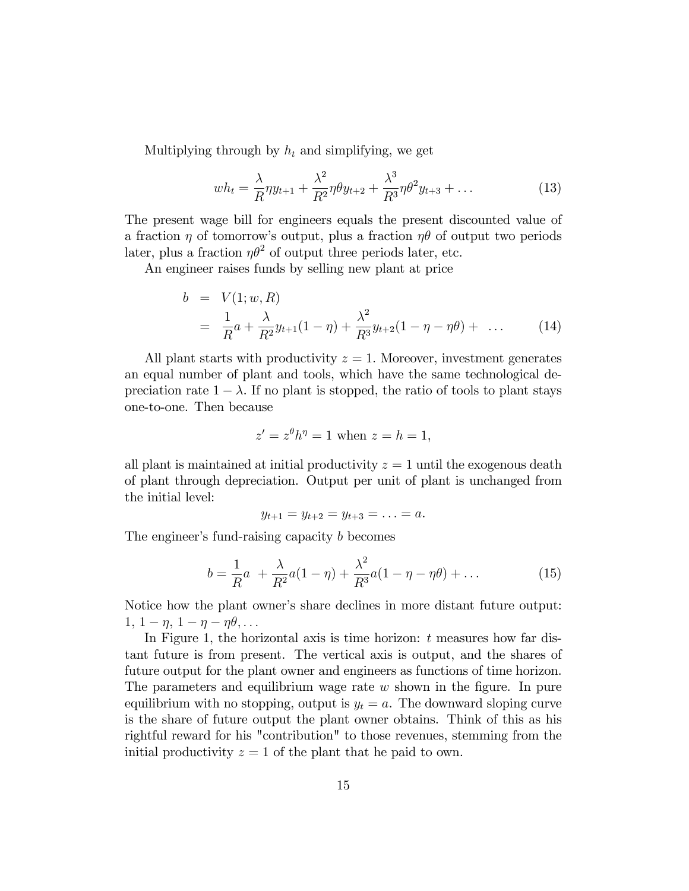Multiplying through by $h_t$ and simplifying, we get

$$wh_t = \frac{\lambda}{R}\eta y_{t+1} + \frac{\lambda^2}{R^2}\eta\theta y_{t+2} + \frac{\lambda^3}{R^3}\eta\theta^2 y_{t+3} + \ldots \tag{13}$$

The present wage bill for engineers equals the present discounted value of a fraction $\eta$ of tomorrow's output, plus a fraction $\eta\theta$ of output two periods later, plus a fraction $\eta\theta^2$ of output three periods later, etc.

An engineer raises funds by selling new plant at price

$$\begin{aligned} b &= V(1; w, R) \\ &= \frac{1}{R}a + \frac{\lambda}{R^2}y_{t+1}(1-\eta) + \frac{\lambda^2}{R^3}y_{t+2}(1-\eta-\eta\theta) + \ \ldots \end{aligned} \tag{14}$$

All plant starts with productivity $z = 1$. Moreover, investment generates an equal number of plant and tools, which have the same technological depreciation rate $1 - \lambda$. If no plant is stopped, the ratio of tools to plant stays one-to-one. Then because

$$z' = z^\theta h^\eta = 1 \text{ when } z = h = 1,$$

all plant is maintained at initial productivity $z = 1$ until the exogenous death of plant through depreciation. Output per unit of plant is unchanged from the initial level:

$$y_{t+1} = y_{t+2} = y_{t+3} = \ldots = a.$$

The engineer's fund-raising capacity $b$ becomes

$$b = \frac{1}{R}a \ + \frac{\lambda}{R^2}a(1-\eta) + \frac{\lambda^2}{R^3}a(1-\eta-\eta\theta) + \ldots \tag{15}$$

Notice how the plant owner's share declines in more distant future output: $1,\ 1-\eta,\ 1-\eta-\eta\theta, \ldots$

In Figure 1, the horizontal axis is time horizon: $t$ measures how far distant future is from present. The vertical axis is output, and the shares of future output for the plant owner and engineers as functions of time horizon. The parameters and equilibrium wage rate $w$ shown in the figure. In pure equilibrium with no stopping, output is $y_t = a$. The downward sloping curve is the share of future output the plant owner obtains. Think of this as his rightful reward for his "contribution" to those revenues, stemming from the initial productivity $z = 1$ of the plant that he paid to own.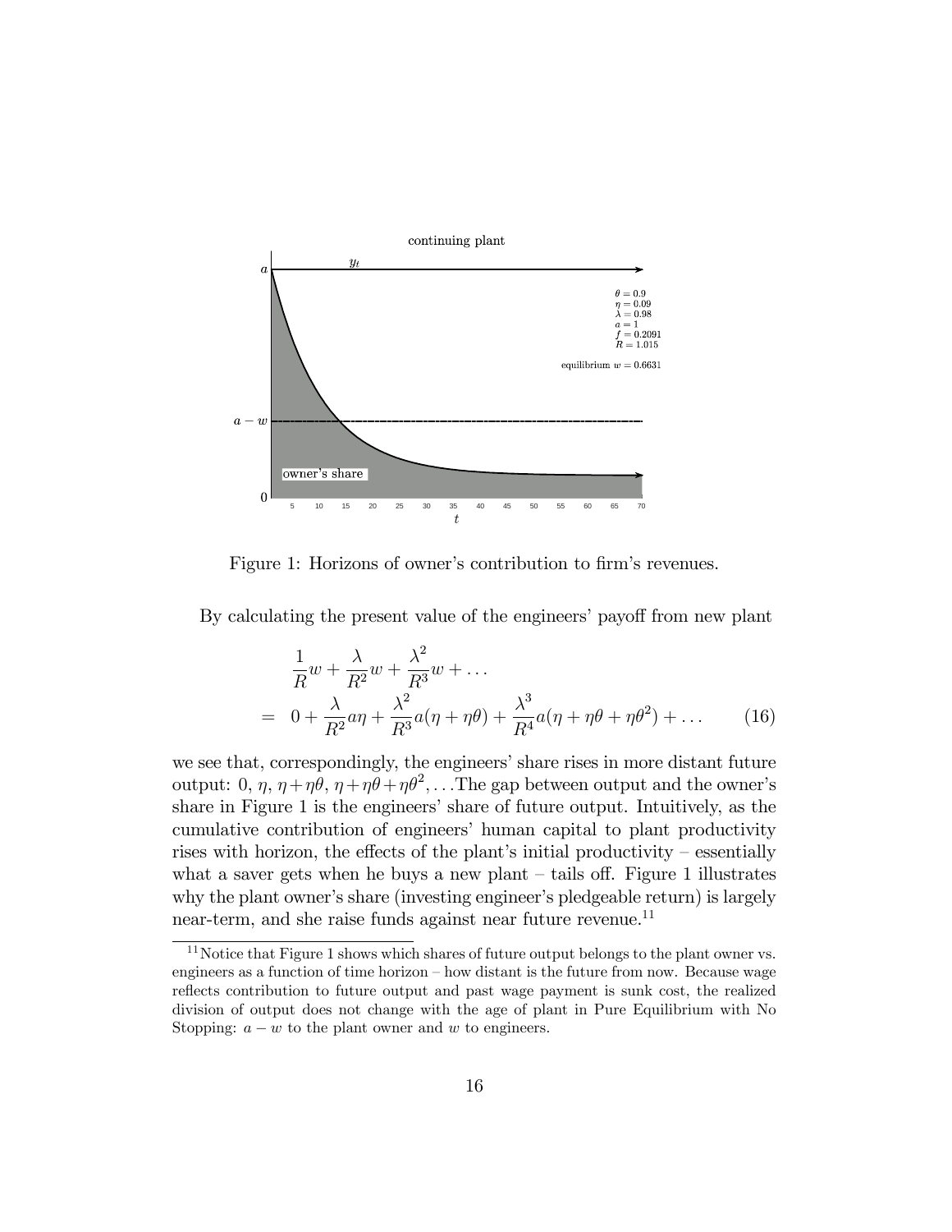Figure 1: Horizons of owner's contribution to firm's revenues.

By calculating the present value of the engineers' payoff from new plant

$$
\begin{aligned}
& \frac{1}{R}w + \frac{\lambda}{R^2}w + \frac{\lambda^2}{R^3}w + \ldots \\
= \quad & 0 + \frac{\lambda}{R^2}a\eta + \frac{\lambda^2}{R^3}a(\eta + \eta\theta) + \frac{\lambda^3}{R^4}a(\eta + \eta\theta + \eta\theta^2) + \ldots \qquad (16)
\end{aligned}
$$

we see that, correspondingly, the engineers' share rises in more distant future output: $0$, $\eta$, $\eta+\eta\theta$, $\eta+\eta\theta+\eta\theta^2$, ...The gap between output and the owner's share in Figure 1 is the engineers' share of future output. Intuitively, as the cumulative contribution of engineers' human capital to plant productivity rises with horizon, the effects of the plant's initial productivity – essentially what a saver gets when he buys a new plant – tails off. Figure 1 illustrates why the plant owner's share (investing engineer's pledgeable return) is largely near-term, and she raise funds against near future revenue.[11]

[11] Notice that Figure 1 shows which shares of future output belongs to the plant owner vs. engineers as a function of time horizon – how distant is the future from now. Because wage reflects contribution to future output and past wage payment is sunk cost, the realized division of output does not change with the age of plant in Pure Equilibrium with No Stopping: $a - w$ to the plant owner and $w$ to engineers.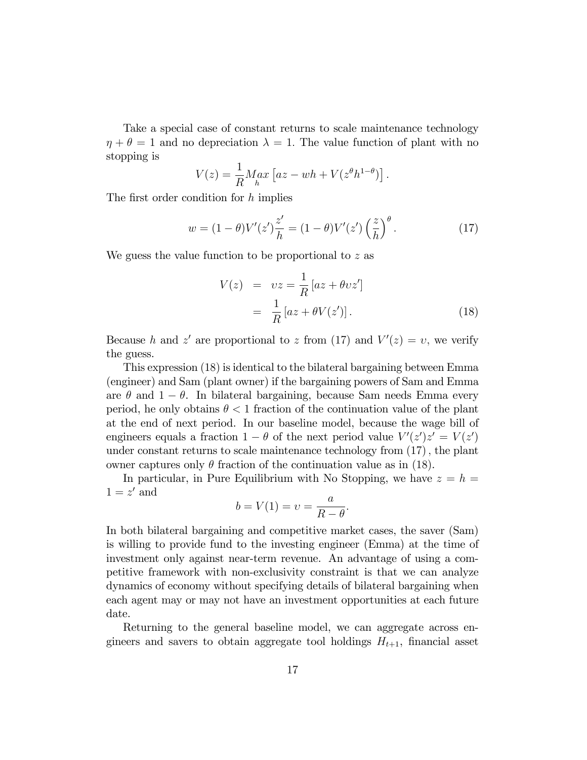Take a special case of constant returns to scale maintenance technology $\eta + \theta = 1$ and no depreciation $\lambda = 1$. The value function of plant with no stopping is

$$V(z) = \frac{1}{R} \underset{h}{Max} \left[ az - wh + V(z^{\theta} h^{1-\theta}) \right].$$

The first order condition for $h$ implies

$$w = (1-\theta) V'(z') \frac{z'}{h} = (1-\theta) V'(z') \left( \frac{z}{h} \right)^{\theta}. \tag{17}$$

We guess the value function to be proportional to $z$ as

$$\begin{aligned} V(z) &= \upsilon z = \frac{1}{R} \left[ az + \theta \upsilon z' \right] \\ &= \frac{1}{R} \left[ az + \theta V(z') \right]. \end{aligned} \tag{18}$$

Because $h$ and $z'$ are proportional to $z$ from (17) and $V'(z) = \upsilon$, we verify the guess.

This expression (18) is identical to the bilateral bargaining between Emma (engineer) and Sam (plant owner) if the bargaining powers of Sam and Emma are $\theta$ and $1 - \theta$. In bilateral bargaining, because Sam needs Emma every period, he only obtains $\theta < 1$ fraction of the continuation value of the plant at the end of next period. In our baseline model, because the wage bill of engineers equals a fraction $1 - \theta$ of the next period value $V'(z')z' = V(z')$ under constant returns to scale maintenance technology from (17), the plant owner captures only $\theta$ fraction of the continuation value as in (18).

In particular, in Pure Equilibrium with No Stopping, we have $z = h = 1 = z'$ and

$$b = V(1) = \upsilon = \frac{a}{R - \theta}.$$

In both bilateral bargaining and competitive market cases, the saver (Sam) is willing to provide fund to the investing engineer (Emma) at the time of investment only against near-term revenue. An advantage of using a competitive framework with non-exclusivity constraint is that we can analyze dynamics of economy without specifying details of bilateral bargaining when each agent may or may not have an investment opportunities at each future date.

Returning to the general baseline model, we can aggregate across engineers and savers to obtain aggregate tool holdings $H_{t+1}$, financial asset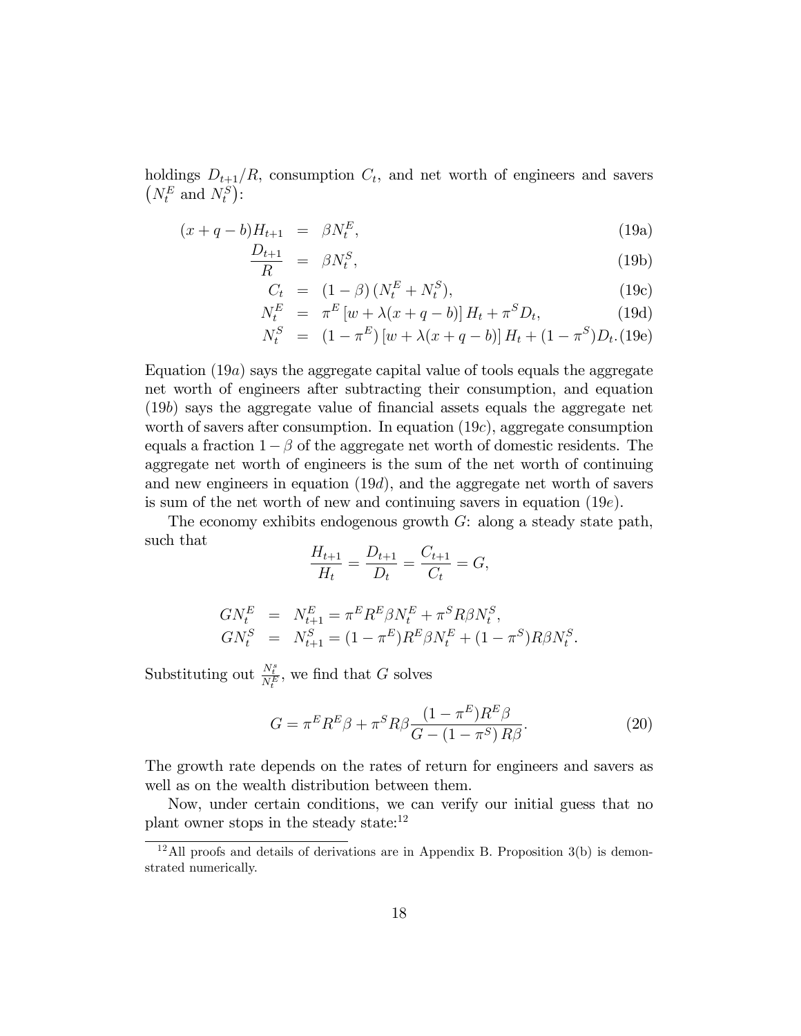holdings $D_{t+1}/R$, consumption $C_t$, and net worth of engineers and savers $\left(N_t^E \text{ and } N_t^S\right)$:

$$
\begin{aligned}
(x+q-b)H_{t+1} &= \beta N_t^E, && \text{(19a)}\\
\frac{D_{t+1}}{R} &= \beta N_t^S, && \text{(19b)}\\
C_t &= (1-\beta)\left(N_t^E + N_t^S\right), && \text{(19c)}\\
N_t^E &= \pi^E \left[w + \lambda(x+q-b)\right] H_t + \pi^S D_t, && \text{(19d)}\\
N_t^S &= \left(1-\pi^E\right)\left[w + \lambda(x+q-b)\right] H_t + (1-\pi^S) D_t. && \text{(19e)}
\end{aligned}
$$

Equation $(19a)$ says the aggregate capital value of tools equals the aggregate net worth of engineers after subtracting their consumption, and equation $(19b)$ says the aggregate value of financial assets equals the aggregate net worth of savers after consumption. In equation $(19c)$, aggregate consumption equals a fraction $1-\beta$ of the aggregate net worth of domestic residents. The aggregate net worth of engineers is the sum of the net worth of continuing and new engineers in equation $(19d)$, and the aggregate net worth of savers is sum of the net worth of new and continuing savers in equation $(19e)$.

The economy exhibits endogenous growth $G$: along a steady state path, such that

$$
\frac{H_{t+1}}{H_t} = \frac{D_{t+1}}{D_t} = \frac{C_{t+1}}{C_t} = G,
$$

$$
\begin{aligned}
GN_t^E &= N_{t+1}^E = \pi^E R^E \beta N_t^E + \pi^S R \beta N_t^S,\\
GN_t^S &= N_{t+1}^S = (1-\pi^E) R^E \beta N_t^E + (1-\pi^S) R \beta N_t^S.
\end{aligned}
$$

Substituting out $\frac{N_t^s}{N_t^E}$, we find that $G$ solves

$$
G = \pi^E R^E \beta + \pi^S R \beta \frac{(1-\pi^E) R^E \beta}{G - (1-\pi^S) R\beta}. \tag{20}
$$

The growth rate depends on the rates of return for engineers and savers as well as on the wealth distribution between them.

Now, under certain conditions, we can verify our initial guess that no plant owner stops in the steady state:[12]

[12] All proofs and details of derivations are in Appendix B. Proposition 3(b) is demonstrated numerically.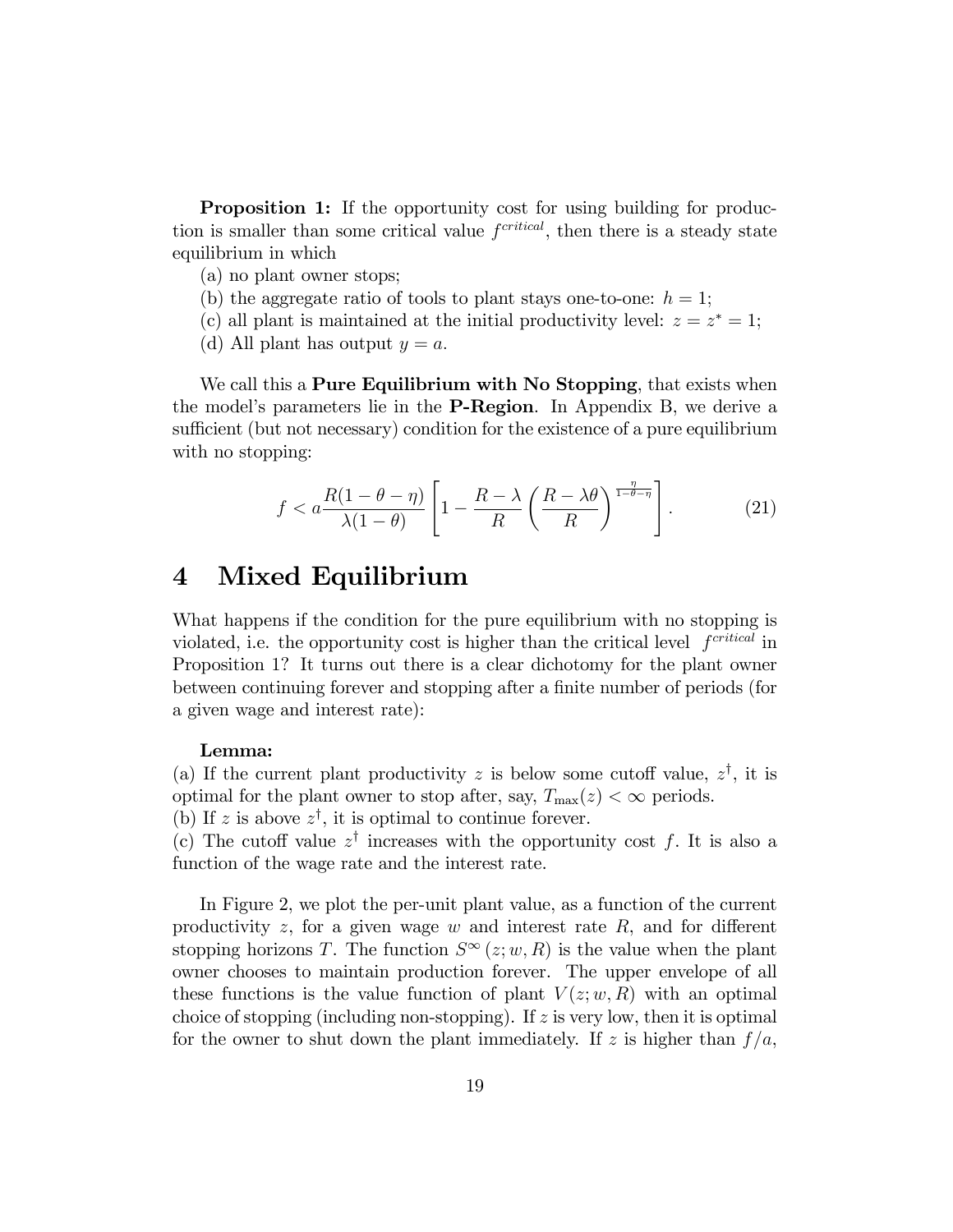**Proposition 1:** If the opportunity cost for using building for production is smaller than some critical value $f^{critical}$, then there is a steady state equilibrium in which

(a) no plant owner stops;

(b) the aggregate ratio of tools to plant stays one-to-one: $h = 1$;

(c) all plant is maintained at the initial productivity level: $z = z^* = 1$;

(d) All plant has output $y = a$.

We call this a **Pure Equilibrium with No Stopping**, that exists when the model's parameters lie in the **P-Region**. In Appendix B, we derive a sufficient (but not necessary) condition for the existence of a pure equilibrium with no stopping:

$$f < a\frac{R(1-\theta-\eta)}{\lambda(1-\theta)}\left[1-\frac{R-\lambda}{R}\left(\frac{R-\lambda\theta}{R}\right)^{\frac{\eta}{1-\theta-\eta}}\right]. \tag{21}$$

# 4 Mixed Equilibrium

What happens if the condition for the pure equilibrium with no stopping is violated, i.e. the opportunity cost is higher than the critical level $f^{critical}$ in Proposition 1? It turns out there is a clear dichotomy for the plant owner between continuing forever and stopping after a finite number of periods (for a given wage and interest rate):

**Lemma:**

(a) If the current plant productivity $z$ is below some cutoff value, $z^{\dagger}$, it is optimal for the plant owner to stop after, say, $T_{\max}(z) < \infty$ periods.

(b) If $z$ is above $z^{\dagger}$, it is optimal to continue forever.

(c) The cutoff value $z^{\dagger}$ increases with the opportunity cost $f$. It is also a function of the wage rate and the interest rate.

In Figure 2, we plot the per-unit plant value, as a function of the current productivity $z$, for a given wage $w$ and interest rate $R$, and for different stopping horizons $T$. The function $S^{\infty}(z; w, R)$ is the value when the plant owner chooses to maintain production forever. The upper envelope of all these functions is the value function of plant $V(z; w, R)$ with an optimal choice of stopping (including non-stopping). If $z$ is very low, then it is optimal for the owner to shut down the plant immediately. If $z$ is higher than $f/a$,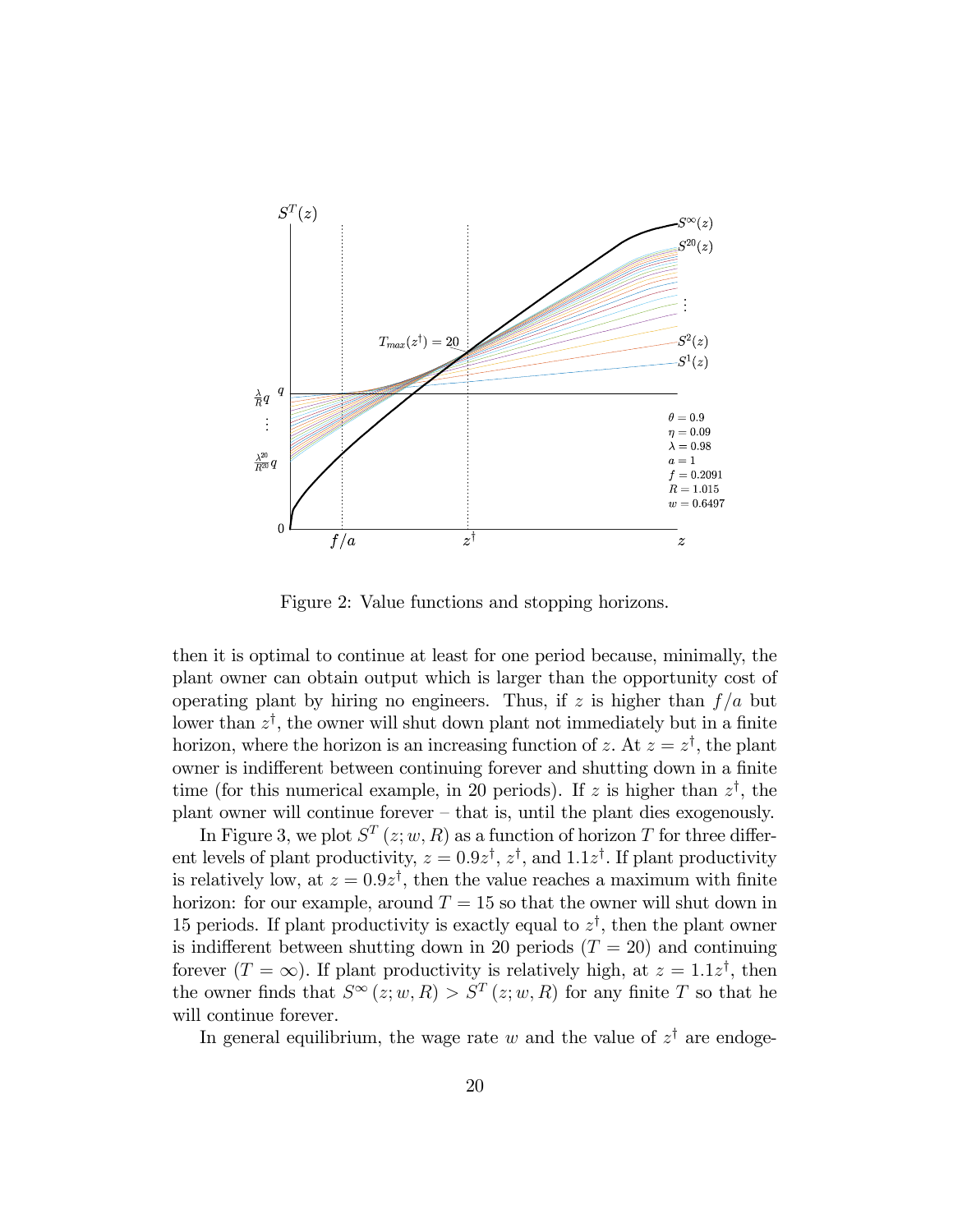Figure 2: Value functions and stopping horizons.

then it is optimal to continue at least for one period because, minimally, the plant owner can obtain output which is larger than the opportunity cost of operating plant by hiring no engineers. Thus, if $z$ is higher than $f/a$ but lower than $z^{\dagger}$, the owner will shut down plant not immediately but in a finite horizon, where the horizon is an increasing function of $z$. At $z = z^{\dagger}$, the plant owner is indifferent between continuing forever and shutting down in a finite time (for this numerical example, in 20 periods). If $z$ is higher than $z^{\dagger}$, the plant owner will continue forever – that is, until the plant dies exogenously.

In Figure 3, we plot $S^{T}(z; w, R)$ as a function of horizon $T$ for three different levels of plant productivity, $z = 0.9z^{\dagger}$, $z^{\dagger}$, and $1.1z^{\dagger}$. If plant productivity is relatively low, at $z = 0.9z^{\dagger}$, then the value reaches a maximum with finite horizon: for our example, around $T = 15$ so that the owner will shut down in 15 periods. If plant productivity is exactly equal to $z^{\dagger}$, then the plant owner is indifferent between shutting down in 20 periods ($T = 20$) and continuing forever ($T = \infty$). If plant productivity is relatively high, at $z = 1.1z^{\dagger}$, then the owner finds that $S^{\infty}(z; w, R) > S^{T}(z; w, R)$ for any finite $T$ so that he will continue forever.

In general equilibrium, the wage rate $w$ and the value of $z^{\dagger}$ are endoge-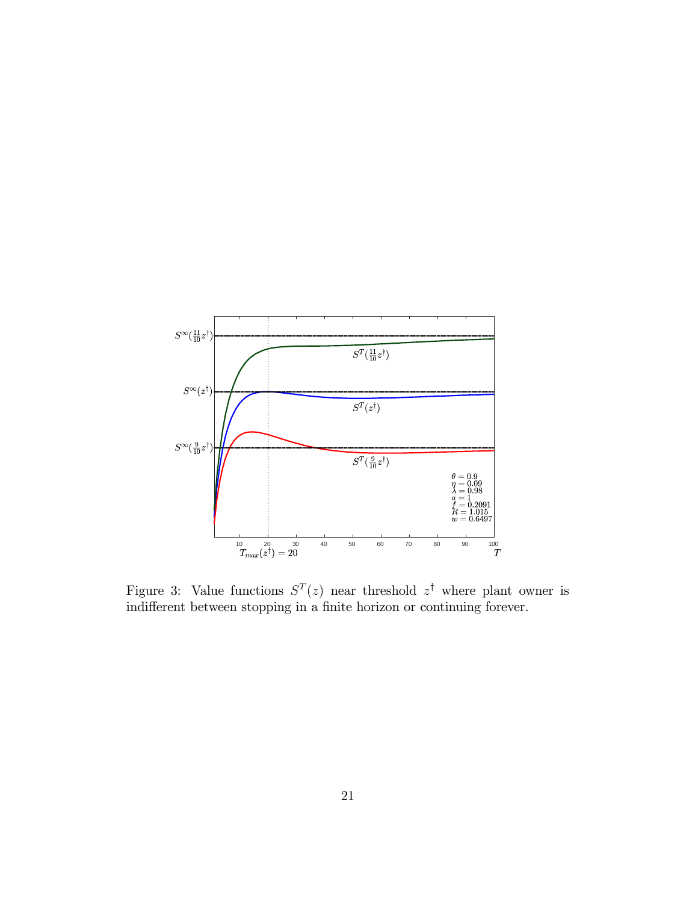Figure 3: Value functions $S^T(z)$ near threshold $z^\dagger$ where plant owner is indifferent between stopping in a finite horizon or continuing forever.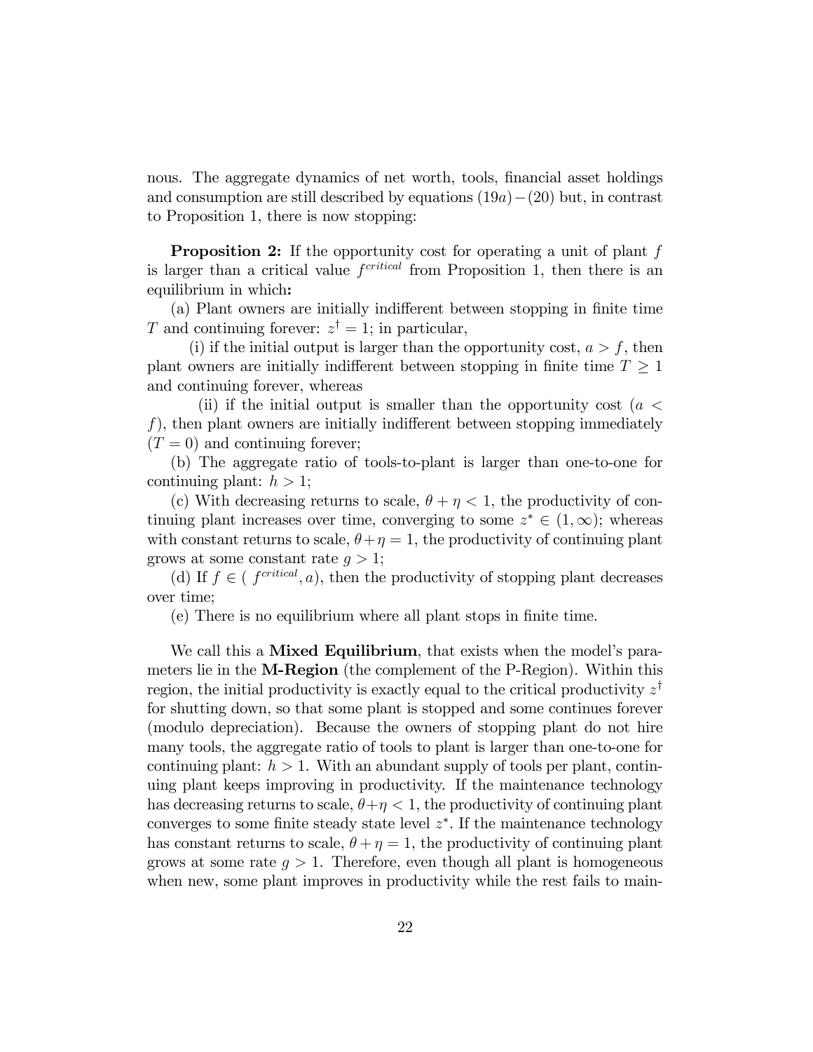nous. The aggregate dynamics of net worth, tools, financial asset holdings and consumption are still described by equations $(19a)-(20)$ but, in contrast to Proposition 1, there is now stopping:

**Proposition 2:** If the opportunity cost for operating a unit of plant $f$ is larger than a critical value $f^{critical}$ from Proposition 1, then there is an equilibrium in which**:**

(a) Plant owners are initially indifferent between stopping in finite time $T$ and continuing forever: $z^{\dagger} = 1$; in particular,

(i) if the initial output is larger than the opportunity cost, $a > f$, then plant owners are initially indifferent between stopping in finite time $T \geq 1$ and continuing forever, whereas

(ii) if the initial output is smaller than the opportunity cost ($a < f$), then plant owners are initially indifferent between stopping immediately ($T = 0$) and continuing forever;

(b) The aggregate ratio of tools-to-plant is larger than one-to-one for continuing plant: $h > 1$;

(c) With decreasing returns to scale, $\theta + \eta < 1$, the productivity of continuing plant increases over time, converging to some $z^{*} \in (1, \infty)$; whereas with constant returns to scale, $\theta + \eta = 1$, the productivity of continuing plant grows at some constant rate $g > 1$;

(d) If $f \in (\ f^{critical}, a)$, then the productivity of stopping plant decreases over time;

(e) There is no equilibrium where all plant stops in finite time.

We call this a **Mixed Equilibrium**, that exists when the model's parameters lie in the **M-Region** (the complement of the P-Region). Within this region, the initial productivity is exactly equal to the critical productivity $z^{\dagger}$ for shutting down, so that some plant is stopped and some continues forever (modulo depreciation). Because the owners of stopping plant do not hire many tools, the aggregate ratio of tools to plant is larger than one-to-one for continuing plant: $h > 1$. With an abundant supply of tools per plant, continuing plant keeps improving in productivity. If the maintenance technology has decreasing returns to scale, $\theta + \eta < 1$, the productivity of continuing plant converges to some finite steady state level $z^{*}$. If the maintenance technology has constant returns to scale, $\theta + \eta = 1$, the productivity of continuing plant grows at some rate $g > 1$. Therefore, even though all plant is homogeneous when new, some plant improves in productivity while the rest fails to main-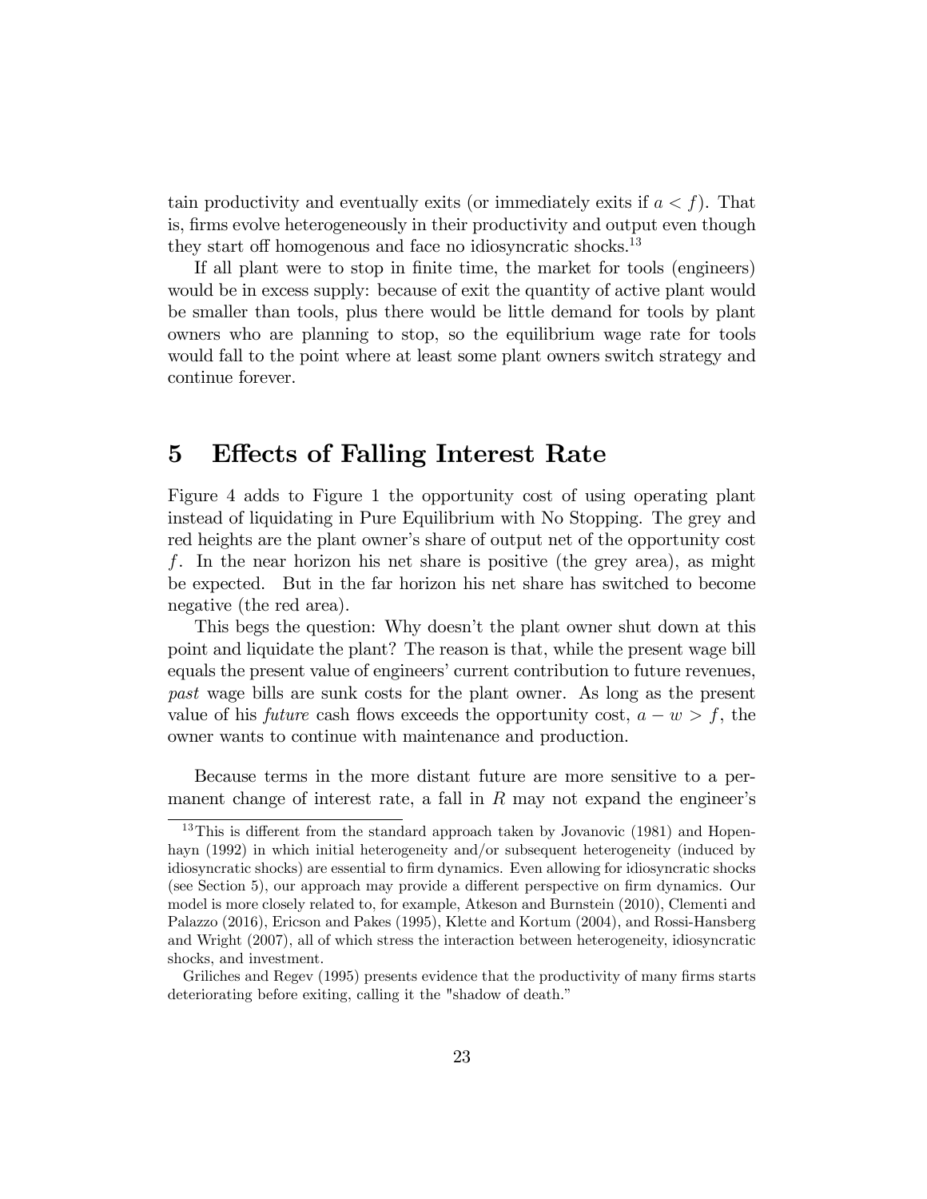tain productivity and eventually exits (or immediately exits if $a < f$). That is, firms evolve heterogeneously in their productivity and output even though they start off homogenous and face no idiosyncratic shocks.[13]

If all plant were to stop in finite time, the market for tools (engineers) would be in excess supply: because of exit the quantity of active plant would be smaller than tools, plus there would be little demand for tools by plant owners who are planning to stop, so the equilibrium wage rate for tools would fall to the point where at least some plant owners switch strategy and continue forever.

# 5 Effects of Falling Interest Rate

Figure 4 adds to Figure 1 the opportunity cost of using operating plant instead of liquidating in Pure Equilibrium with No Stopping. The grey and red heights are the plant owner's share of output net of the opportunity cost $f$. In the near horizon his net share is positive (the grey area), as might be expected. But in the far horizon his net share has switched to become negative (the red area).

This begs the question: Why doesn't the plant owner shut down at this point and liquidate the plant? The reason is that, while the present wage bill equals the present value of engineers' current contribution to future revenues, *past* wage bills are sunk costs for the plant owner. As long as the present value of his *future* cash flows exceeds the opportunity cost, $a - w > f$, the owner wants to continue with maintenance and production.

Because terms in the more distant future are more sensitive to a permanent change of interest rate, a fall in $R$ may not expand the engineer's

[13] This is different from the standard approach taken by Jovanovic (1981) and Hopenhayn (1992) in which initial heterogeneity and/or subsequent heterogeneity (induced by idiosyncratic shocks) are essential to firm dynamics. Even allowing for idiosyncratic shocks (see Section 5), our approach may provide a different perspective on firm dynamics. Our model is more closely related to, for example, Atkeson and Burnstein (2010), Clementi and Palazzo (2016), Ericson and Pakes (1995), Klette and Kortum (2004), and Rossi-Hansberg and Wright (2007), all of which stress the interaction between heterogeneity, idiosyncratic shocks, and investment.

Griliches and Regev (1995) presents evidence that the productivity of many firms starts deteriorating before exiting, calling it the "shadow of death."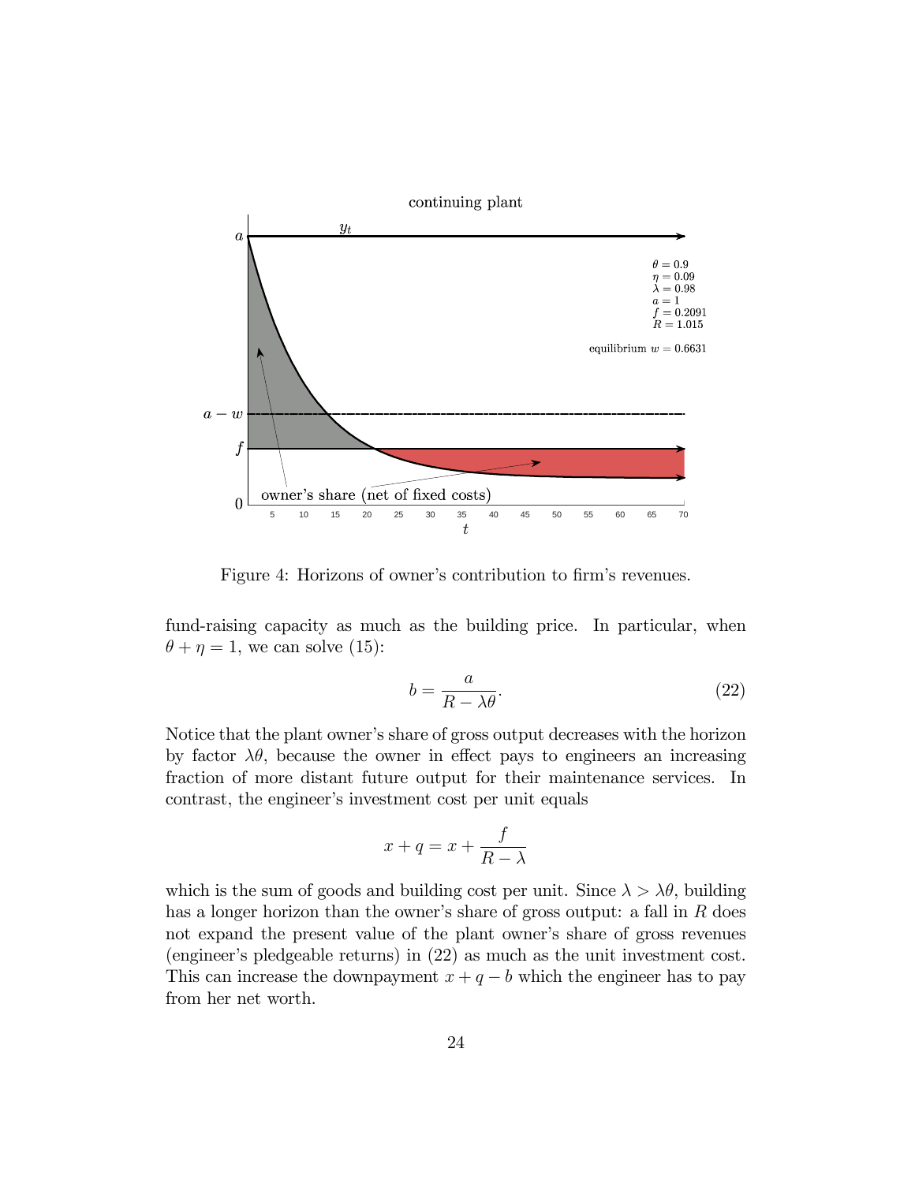Figure 4: Horizons of owner's contribution to firm's revenues.

fund-raising capacity as much as the building price. In particular, when $\theta + \eta = 1$, we can solve (15):

$$b = \frac{a}{R - \lambda\theta}. \tag{22}$$

Notice that the plant owner's share of gross output decreases with the horizon by factor $\lambda\theta$, because the owner in effect pays to engineers an increasing fraction of more distant future output for their maintenance services. In contrast, the engineer's investment cost per unit equals

$$x + q = x + \frac{f}{R - \lambda}$$

which is the sum of goods and building cost per unit. Since $\lambda > \lambda\theta$, building has a longer horizon than the owner's share of gross output: a fall in $R$ does not expand the present value of the plant owner's share of gross revenues (engineer's pledgeable returns) in (22) as much as the unit investment cost. This can increase the downpayment $x + q - b$ which the engineer has to pay from her net worth.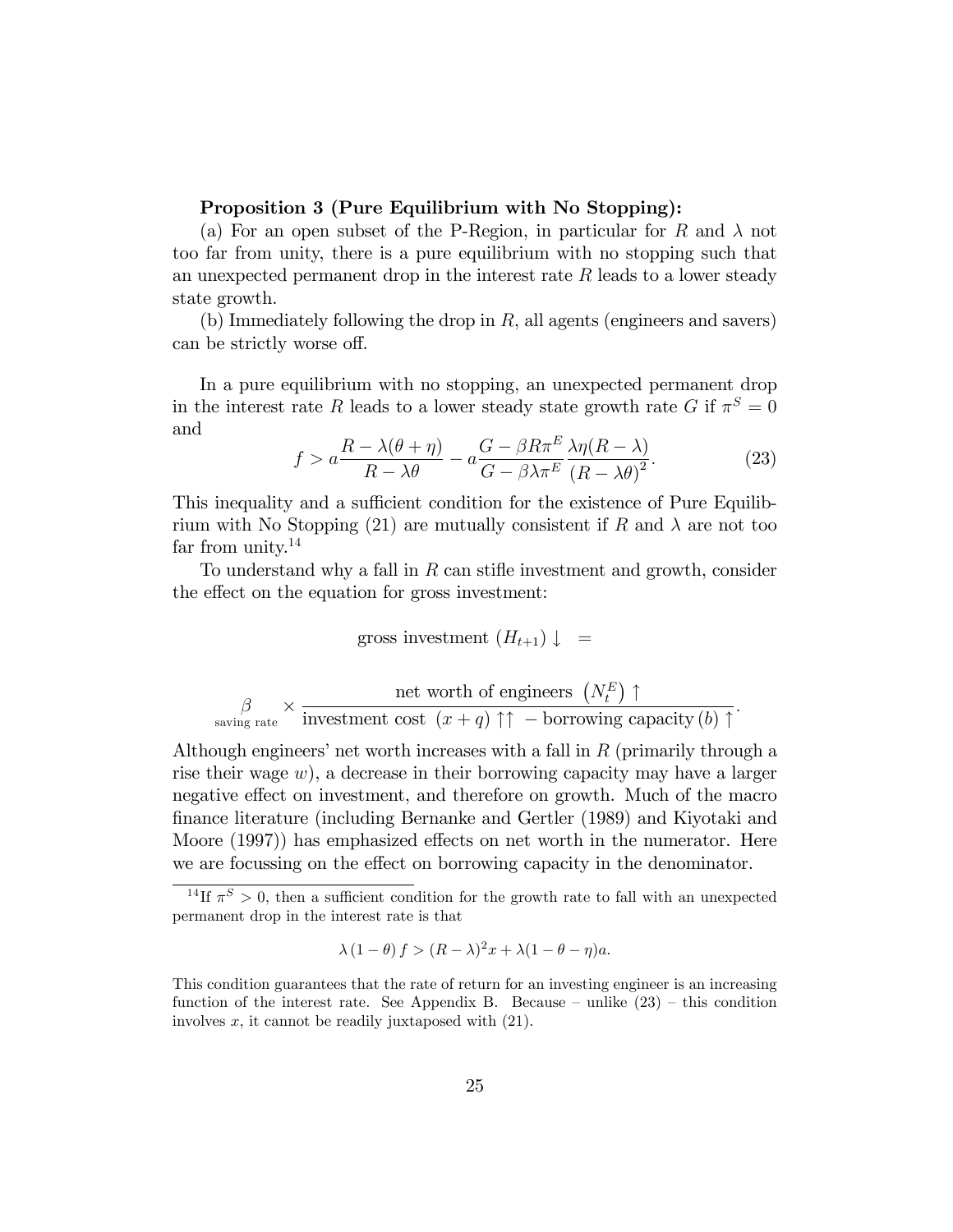**Proposition 3 (Pure Equilibrium with No Stopping):**

(a) For an open subset of the P-Region, in particular for $R$ and $\lambda$ not too far from unity, there is a pure equilibrium with no stopping such that an unexpected permanent drop in the interest rate $R$ leads to a lower steady state growth.

(b) Immediately following the drop in $R$, all agents (engineers and savers) can be strictly worse off.

In a pure equilibrium with no stopping, an unexpected permanent drop in the interest rate $R$ leads to a lower steady state growth rate $G$ if $\pi^S = 0$ and

$$f > a\frac{R - \lambda(\theta + \eta)}{R - \lambda\theta} - a\frac{G - \beta R \pi^E}{G - \beta\lambda\pi^E}\frac{\lambda\eta(R - \lambda)}{(R - \lambda\theta)^2}. \tag{23}$$

This inequality and a sufficient condition for the existence of Pure Equilibrium with No Stopping (21) are mutually consistent if $R$ and $\lambda$ are not too far from unity.[14]

To understand why a fall in $R$ can stifle investment and growth, consider the effect on the equation for gross investment:

$$\text{gross investment } (H_{t+1}) \downarrow \;\; = \;\; \underset{\text{saving rate}}{\beta} \times \frac{\text{net worth of engineers } \left(N_t^E\right) \uparrow}{\text{investment cost } (x+q) \uparrow\uparrow \; - \text{borrowing capacity } (b) \uparrow}.$$

Although engineers' net worth increases with a fall in $R$ (primarily through a rise their wage $w$), a decrease in their borrowing capacity may have a larger negative effect on investment, and therefore on growth. Much of the macro finance literature (including Bernanke and Gertler (1989) and Kiyotaki and Moore (1997)) has emphasized effects on net worth in the numerator. Here we are focussing on the effect on borrowing capacity in the denominator.

---

[14] If $\pi^S > 0$, then a sufficient condition for the growth rate to fall with an unexpected permanent drop in the interest rate is that

$$\lambda(1 - \theta) f > (R - \lambda)^2 x + \lambda(1 - \theta - \eta)a.$$

This condition guarantees that the rate of return for an investing engineer is an increasing function of the interest rate. See Appendix B. Because – unlike (23) – this condition involves $x$, it cannot be readily juxtaposed with (21).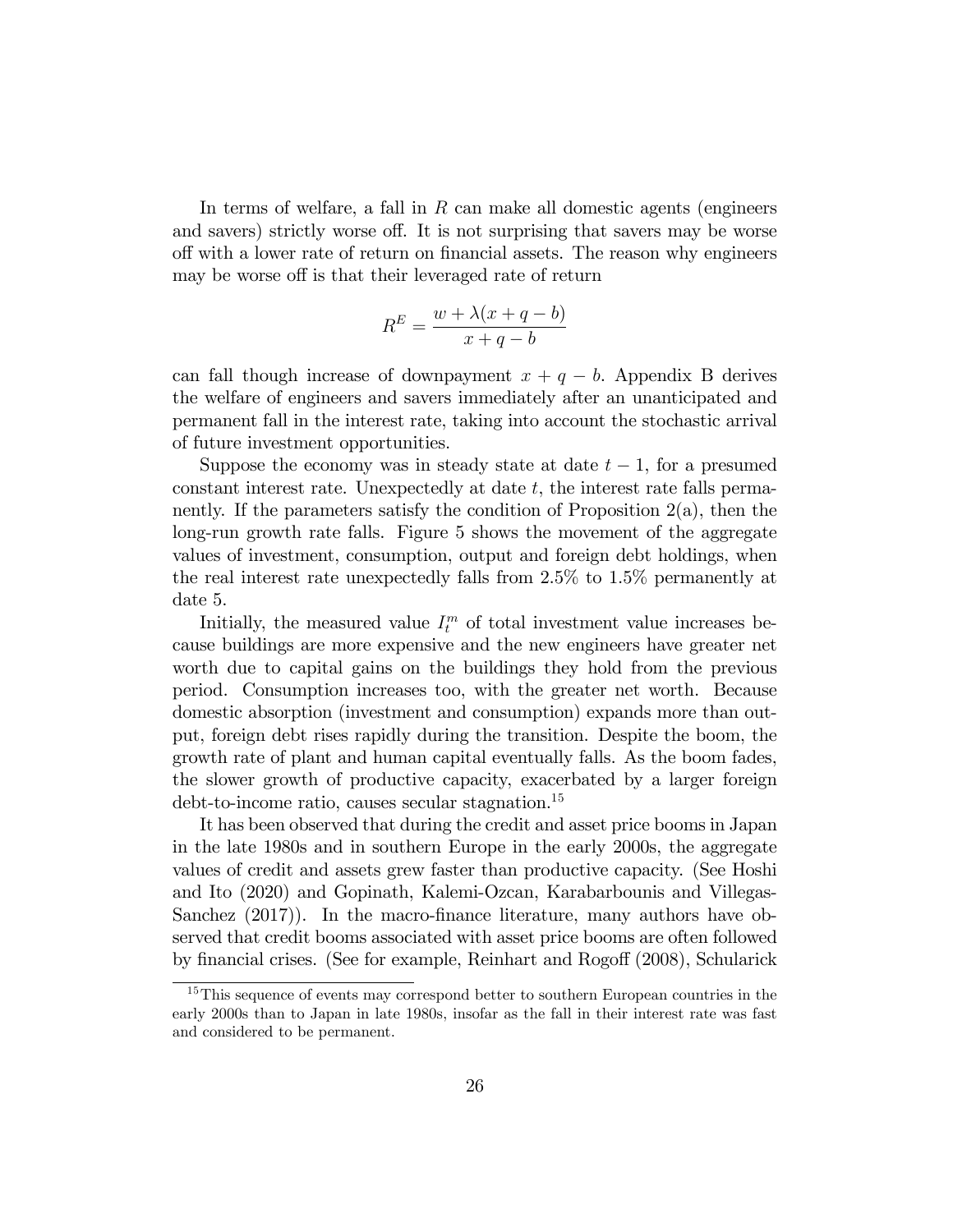In terms of welfare, a fall in $R$ can make all domestic agents (engineers and savers) strictly worse off. It is not surprising that savers may be worse off with a lower rate of return on financial assets. The reason why engineers may be worse off is that their leveraged rate of return

$$R^E = \frac{w + \lambda(x + q - b)}{x + q - b}$$

can fall though increase of downpayment $x + q - b$. Appendix B derives the welfare of engineers and savers immediately after an unanticipated and permanent fall in the interest rate, taking into account the stochastic arrival of future investment opportunities.

Suppose the economy was in steady state at date $t - 1$, for a presumed constant interest rate. Unexpectedly at date $t$, the interest rate falls permanently. If the parameters satisfy the condition of Proposition 2(a), then the long-run growth rate falls. Figure 5 shows the movement of the aggregate values of investment, consumption, output and foreign debt holdings, when the real interest rate unexpectedly falls from 2.5% to 1.5% permanently at date 5.

Initially, the measured value $I_t^m$ of total investment value increases because buildings are more expensive and the new engineers have greater net worth due to capital gains on the buildings they hold from the previous period. Consumption increases too, with the greater net worth. Because domestic absorption (investment and consumption) expands more than output, foreign debt rises rapidly during the transition. Despite the boom, the growth rate of plant and human capital eventually falls. As the boom fades, the slower growth of productive capacity, exacerbated by a larger foreign debt-to-income ratio, causes secular stagnation.[15]

It has been observed that during the credit and asset price booms in Japan in the late 1980s and in southern Europe in the early 2000s, the aggregate values of credit and assets grew faster than productive capacity. (See Hoshi and Ito (2020) and Gopinath, Kalemi-Ozcan, Karabarbounis and Villegas-Sanchez (2017)). In the macro-finance literature, many authors have observed that credit booms associated with asset price booms are often followed by financial crises. (See for example, Reinhart and Rogoff (2008), Schularick

[15] This sequence of events may correspond better to southern European countries in the early 2000s than to Japan in late 1980s, insofar as the fall in their interest rate was fast and considered to be permanent.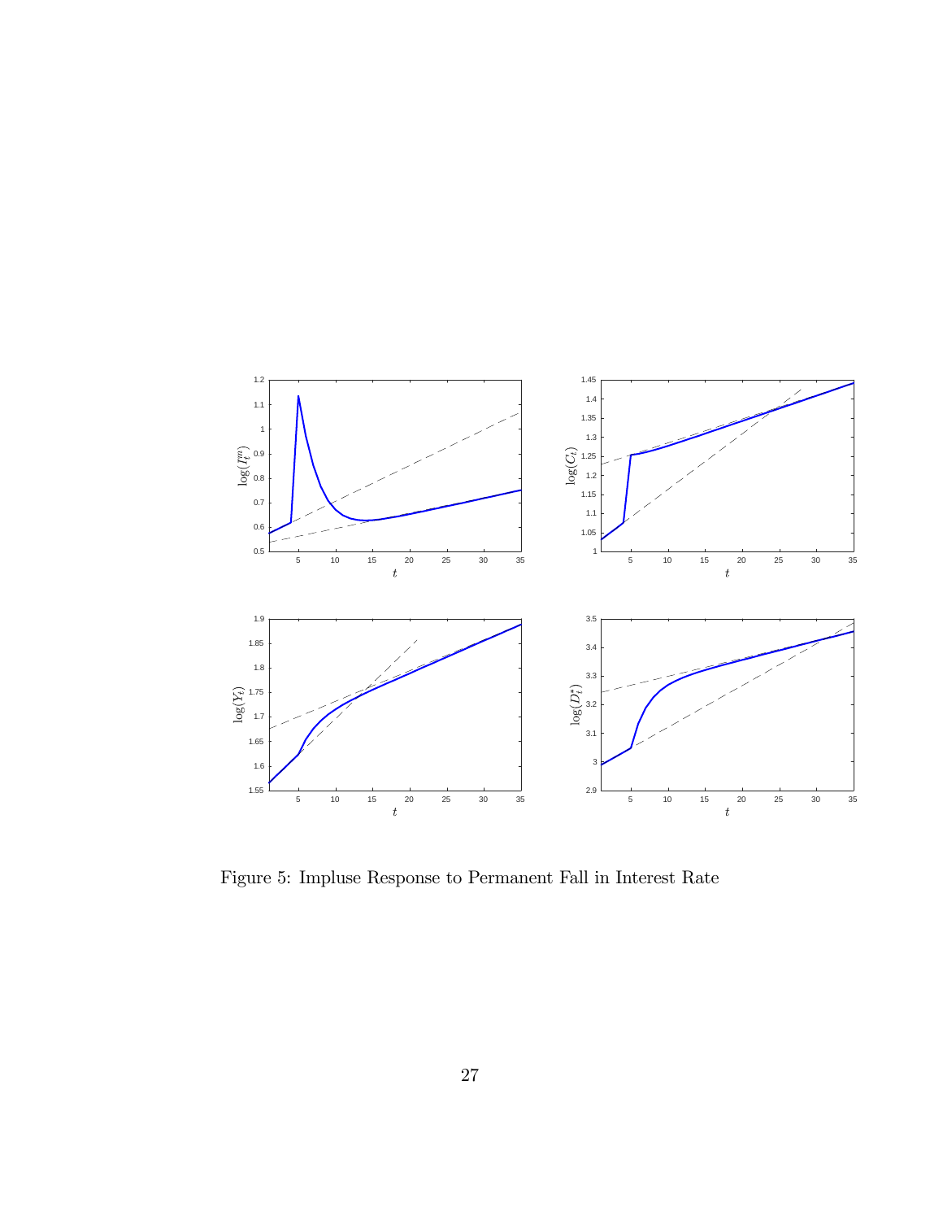Figure 5: Impluse Response to Permanent Fall in Interest Rate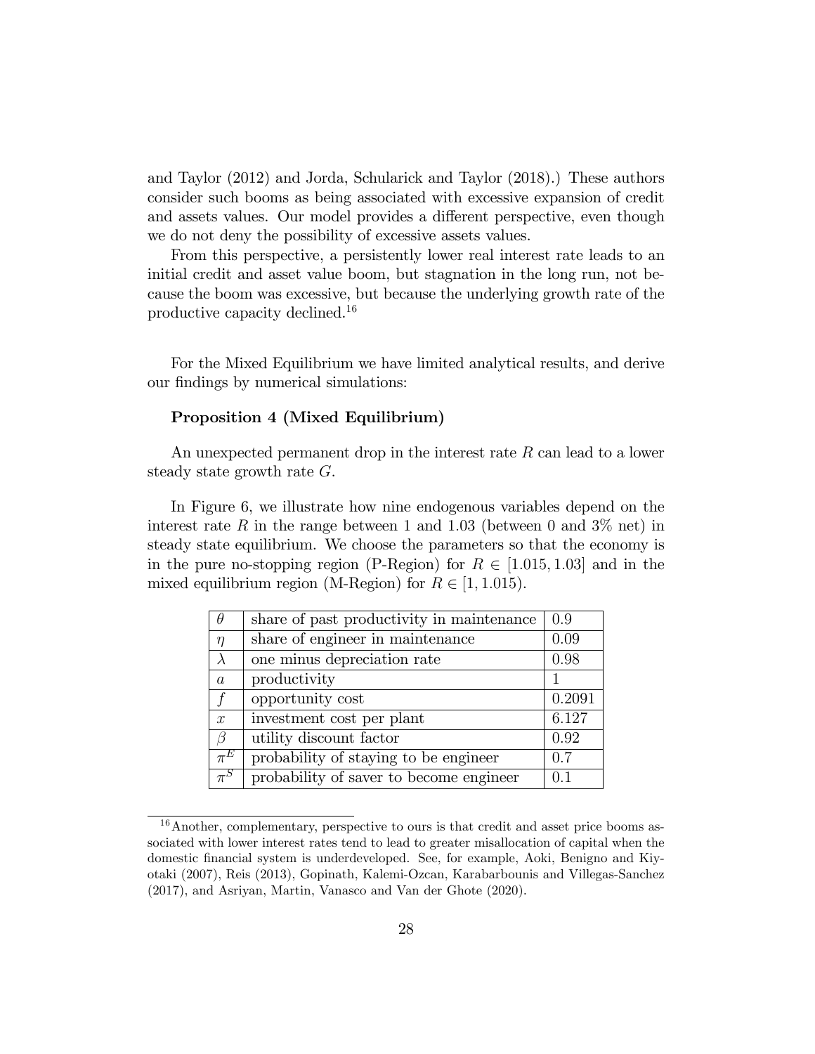and Taylor (2012) and Jorda, Schularick and Taylor (2018).) These authors consider such booms as being associated with excessive expansion of credit and assets values. Our model provides a different perspective, even though we do not deny the possibility of excessive assets values.

From this perspective, a persistently lower real interest rate leads to an initial credit and asset value boom, but stagnation in the long run, not because the boom was excessive, but because the underlying growth rate of the productive capacity declined.[16]

For the Mixed Equilibrium we have limited analytical results, and derive our findings by numerical simulations:

**Proposition 4 (Mixed Equilibrium)**

An unexpected permanent drop in the interest rate $R$ can lead to a lower steady state growth rate $G$.

In Figure 6, we illustrate how nine endogenous variables depend on the interest rate $R$ in the range between 1 and 1.03 (between 0 and 3% net) in steady state equilibrium. We choose the parameters so that the economy is in the pure no-stopping region (P-Region) for $R \in [1.015, 1.03]$ and in the mixed equilibrium region (M-Region) for $R \in [1, 1.015)$.

| | | |
|---|---|---|
| $\theta$ | share of past productivity in maintenance | 0.9 |
| $\eta$ | share of engineer in maintenance | 0.09 |
| $\lambda$ | one minus depreciation rate | 0.98 |
| $a$ | productivity | 1 |
| $f$ | opportunity cost | 0.2091 |
| $x$ | investment cost per plant | 6.127 |
| $\beta$ | utility discount factor | 0.92 |
| $\pi^E$ | probability of staying to be engineer | 0.7 |
| $\pi^S$ | probability of saver to become engineer | 0.1 |

[16] Another, complementary, perspective to ours is that credit and asset price booms associated with lower interest rates tend to lead to greater misallocation of capital when the domestic financial system is underdeveloped. See, for example, Aoki, Benigno and Kiyotaki (2007), Reis (2013), Gopinath, Kalemi-Ozcan, Karabarbounis and Villegas-Sanchez (2017), and Asriyan, Martin, Vanasco and Van der Ghote (2020).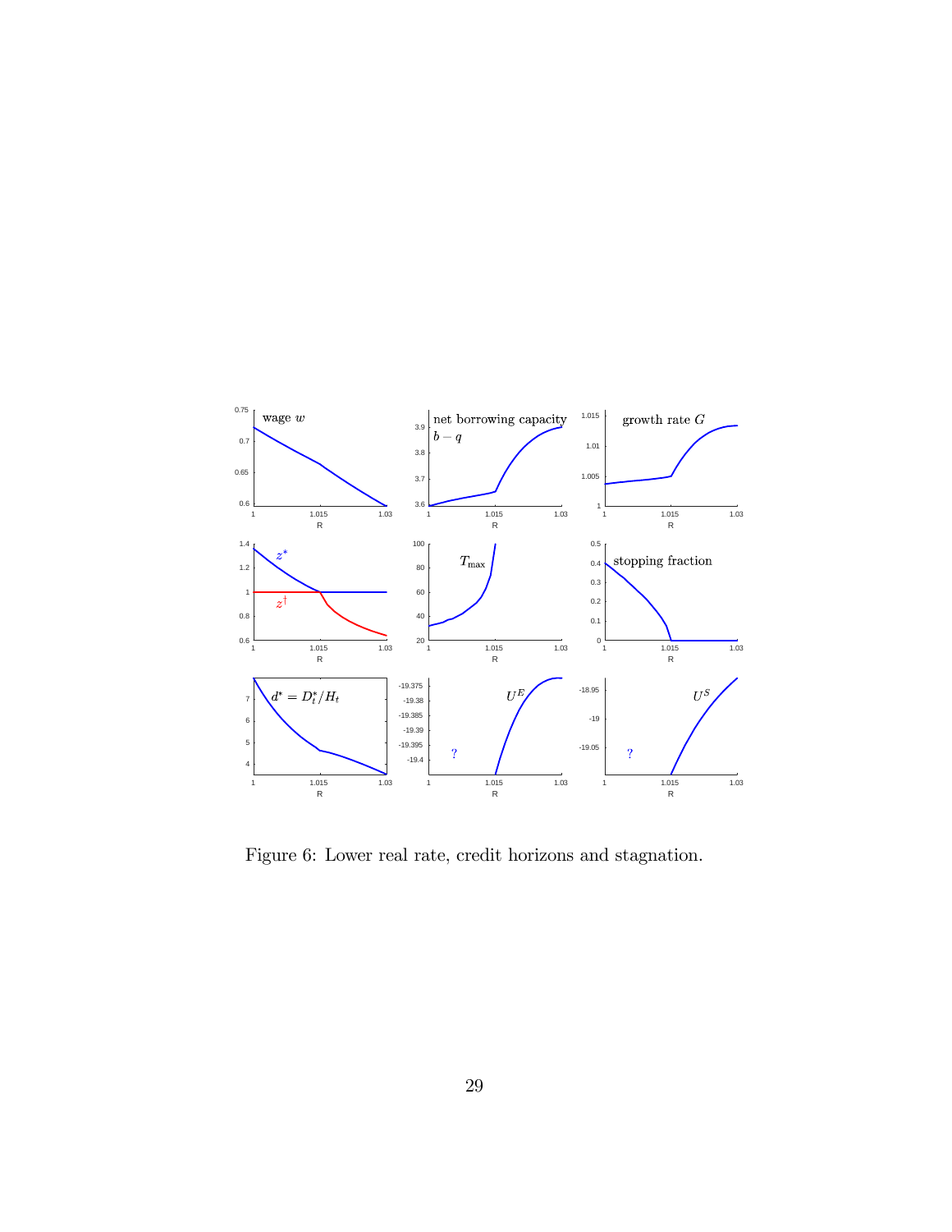Figure 6: Lower real rate, credit horizons and stagnation.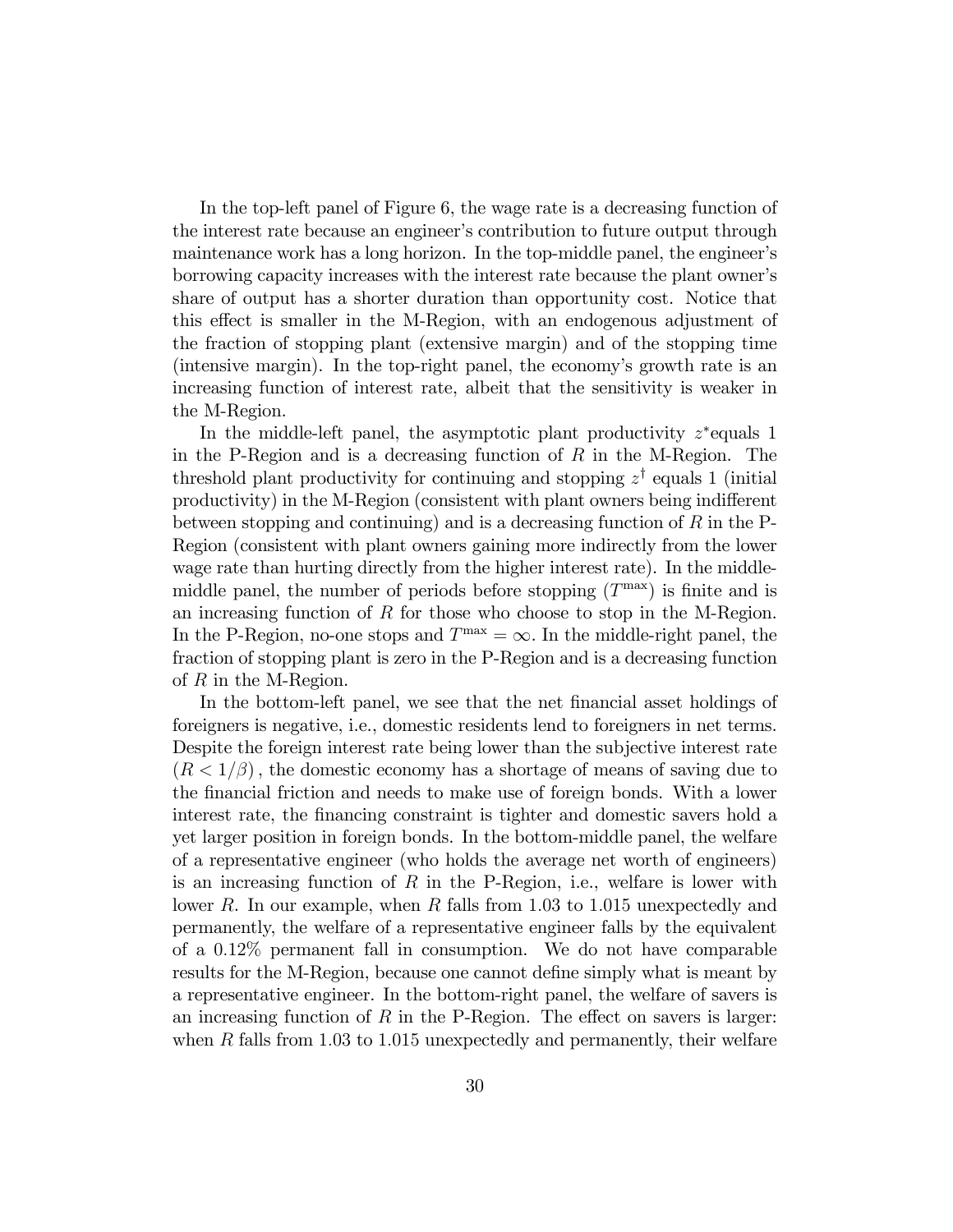In the top-left panel of Figure 6, the wage rate is a decreasing function of the interest rate because an engineer's contribution to future output through maintenance work has a long horizon. In the top-middle panel, the engineer's borrowing capacity increases with the interest rate because the plant owner's share of output has a shorter duration than opportunity cost. Notice that this effect is smaller in the M-Region, with an endogenous adjustment of the fraction of stopping plant (extensive margin) and of the stopping time (intensive margin). In the top-right panel, the economy's growth rate is an increasing function of interest rate, albeit that the sensitivity is weaker in the M-Region.

In the middle-left panel, the asymptotic plant productivity $z^*$equals 1 in the P-Region and is a decreasing function of $R$ in the M-Region. The threshold plant productivity for continuing and stopping $z^\dagger$ equals 1 (initial productivity) in the M-Region (consistent with plant owners being indifferent between stopping and continuing) and is a decreasing function of $R$ in the P-Region (consistent with plant owners gaining more indirectly from the lower wage rate than hurting directly from the higher interest rate). In the middle-middle panel, the number of periods before stopping ($T^{\max}$) is finite and is an increasing function of $R$ for those who choose to stop in the M-Region. In the P-Region, no-one stops and $T^{\max} = \infty$. In the middle-right panel, the fraction of stopping plant is zero in the P-Region and is a decreasing function of $R$ in the M-Region.

In the bottom-left panel, we see that the net financial asset holdings of foreigners is negative, i.e., domestic residents lend to foreigners in net terms. Despite the foreign interest rate being lower than the subjective interest rate $(R < 1/\beta)$, the domestic economy has a shortage of means of saving due to the financial friction and needs to make use of foreign bonds. With a lower interest rate, the financing constraint is tighter and domestic savers hold a yet larger position in foreign bonds. In the bottom-middle panel, the welfare of a representative engineer (who holds the average net worth of engineers) is an increasing function of $R$ in the P-Region, i.e., welfare is lower with lower $R$. In our example, when $R$ falls from 1.03 to 1.015 unexpectedly and permanently, the welfare of a representative engineer falls by the equivalent of a 0.12% permanent fall in consumption. We do not have comparable results for the M-Region, because one cannot define simply what is meant by a representative engineer. In the bottom-right panel, the welfare of savers is an increasing function of $R$ in the P-Region. The effect on savers is larger: when $R$ falls from 1.03 to 1.015 unexpectedly and permanently, their welfare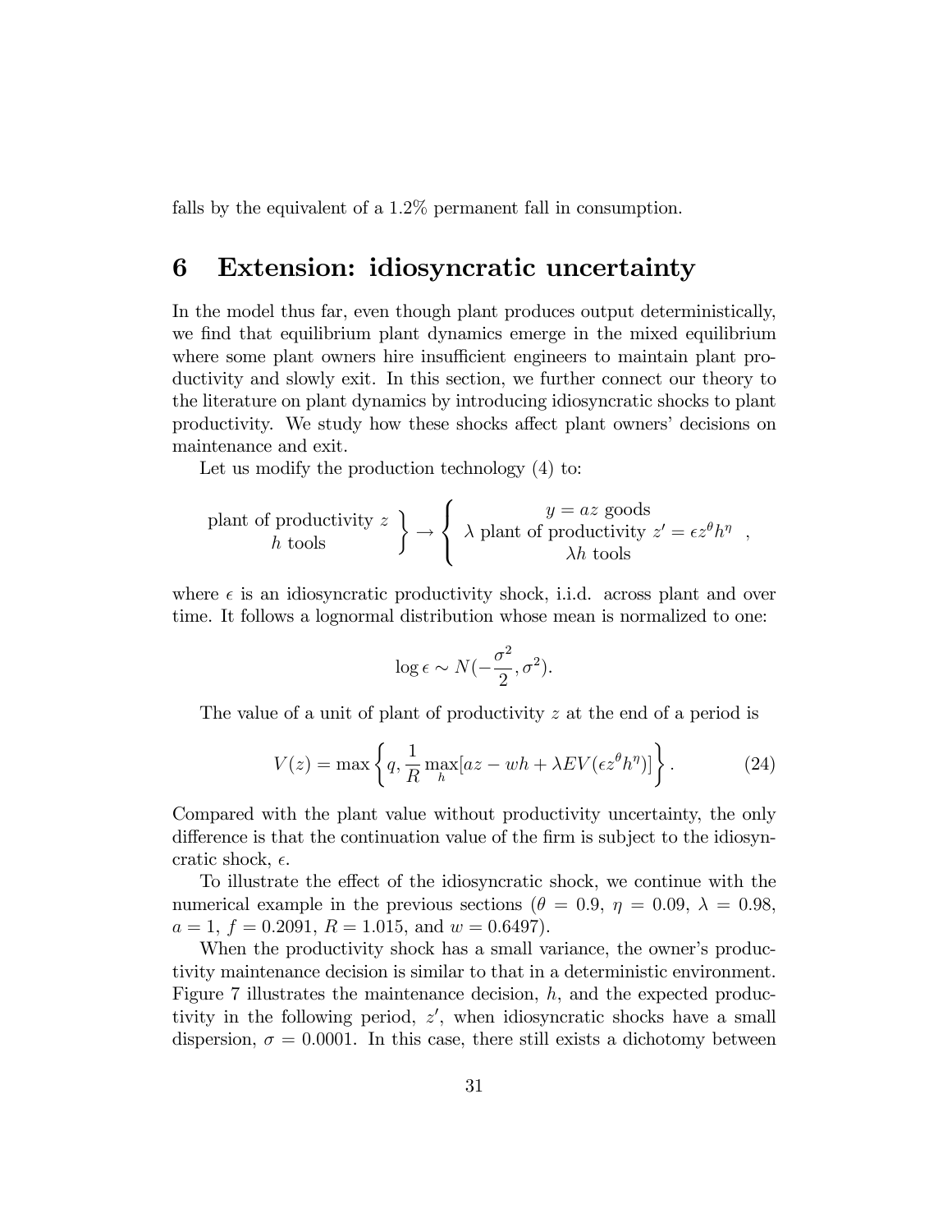falls by the equivalent of a 1.2% permanent fall in consumption.

## 6 Extension: idiosyncratic uncertainty

In the model thus far, even though plant produces output deterministically, we find that equilibrium plant dynamics emerge in the mixed equilibrium where some plant owners hire insufficient engineers to maintain plant productivity and slowly exit. In this section, we further connect our theory to the literature on plant dynamics by introducing idiosyncratic shocks to plant productivity. We study how these shocks affect plant owners' decisions on maintenance and exit.

Let us modify the production technology (4) to:

$$\left.\begin{array}{c}\text{plant of productivity } z \\ h \text{ tools}\end{array}\right\} \rightarrow \left\{\begin{array}{c} y = az \text{ goods} \\ \lambda \text{ plant of productivity } z' = \epsilon z^{\theta} h^{\eta} \\ \lambda h \text{ tools}\end{array}\right. ,$$

where $\epsilon$ is an idiosyncratic productivity shock, i.i.d. across plant and over time. It follows a lognormal distribution whose mean is normalized to one:

$$\log \epsilon \sim N(-\frac{\sigma^2}{2}, \sigma^2).$$

The value of a unit of plant of productivity $z$ at the end of a period is

$$V(z) = \max\left\{q, \frac{1}{R}\max_{h}[az - wh + \lambda EV(\epsilon z^{\theta} h^{\eta})]\right\}. \tag{24}$$

Compared with the plant value without productivity uncertainty, the only difference is that the continuation value of the firm is subject to the idiosyncratic shock, $\epsilon$.

To illustrate the effect of the idiosyncratic shock, we continue with the numerical example in the previous sections ($\theta = 0.9$, $\eta = 0.09$, $\lambda = 0.98$, $a = 1$, $f = 0.2091$, $R = 1.015$, and $w = 0.6497$).

When the productivity shock has a small variance, the owner's productivity maintenance decision is similar to that in a deterministic environment. Figure 7 illustrates the maintenance decision, $h$, and the expected productivity in the following period, $z'$, when idiosyncratic shocks have a small dispersion, $\sigma = 0.0001$. In this case, there still exists a dichotomy between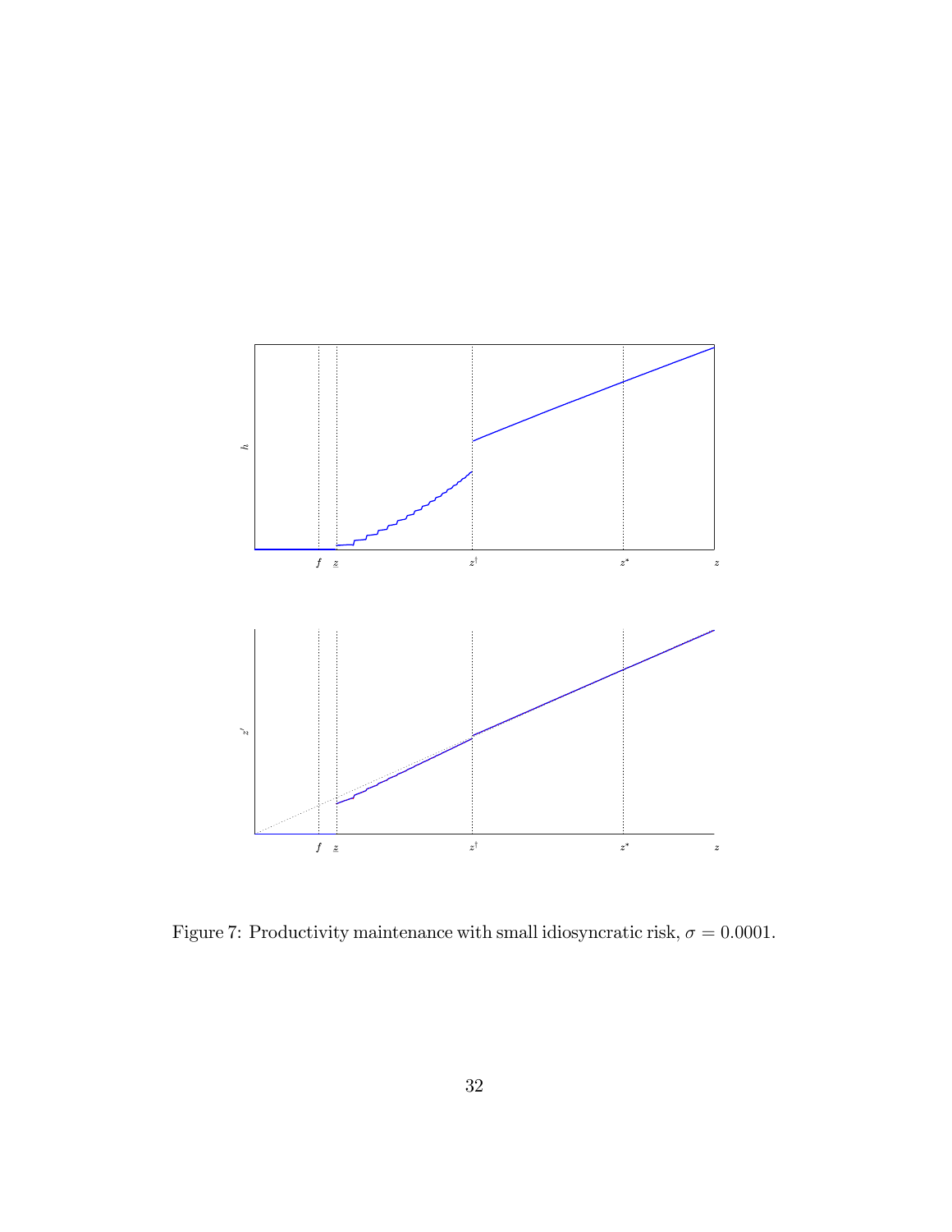Figure 7: Productivity maintenance with small idiosyncratic risk, $\sigma = 0.0001$.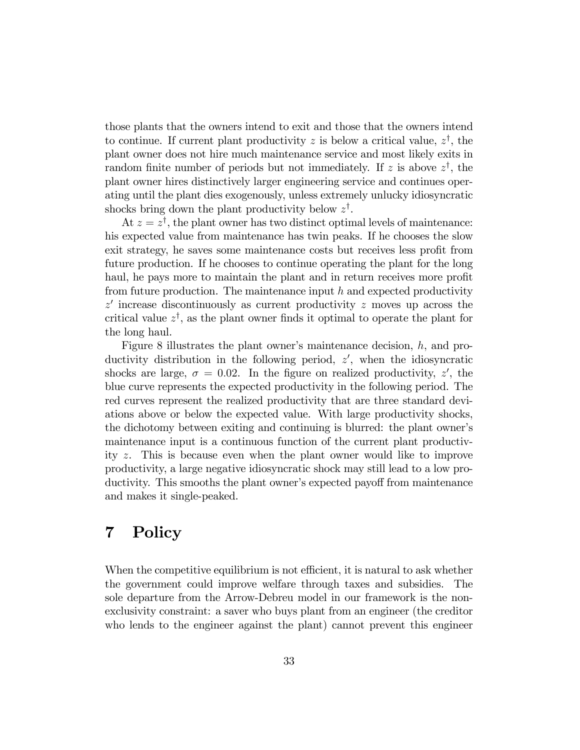those plants that the owners intend to exit and those that the owners intend to continue. If current plant productivity $z$ is below a critical value, $z^{\dagger}$, the plant owner does not hire much maintenance service and most likely exits in random finite number of periods but not immediately. If $z$ is above $z^{\dagger}$, the plant owner hires distinctively larger engineering service and continues operating until the plant dies exogenously, unless extremely unlucky idiosyncratic shocks bring down the plant productivity below $z^{\dagger}$.

At $z = z^{\dagger}$, the plant owner has two distinct optimal levels of maintenance: his expected value from maintenance has twin peaks. If he chooses the slow exit strategy, he saves some maintenance costs but receives less profit from future production. If he chooses to continue operating the plant for the long haul, he pays more to maintain the plant and in return receives more profit from future production. The maintenance input $h$ and expected productivity $z'$ increase discontinuously as current productivity $z$ moves up across the critical value $z^{\dagger}$, as the plant owner finds it optimal to operate the plant for the long haul.

Figure 8 illustrates the plant owner's maintenance decision, $h$, and productivity distribution in the following period, $z'$, when the idiosyncratic shocks are large, $\sigma = 0.02$. In the figure on realized productivity, $z'$, the blue curve represents the expected productivity in the following period. The red curves represent the realized productivity that are three standard deviations above or below the expected value. With large productivity shocks, the dichotomy between exiting and continuing is blurred: the plant owner's maintenance input is a continuous function of the current plant productivity $z$. This is because even when the plant owner would like to improve productivity, a large negative idiosyncratic shock may still lead to a low productivity. This smooths the plant owner's expected payoff from maintenance and makes it single-peaked.

# 7 Policy

When the competitive equilibrium is not efficient, it is natural to ask whether the government could improve welfare through taxes and subsidies. The sole departure from the Arrow-Debreu model in our framework is the non-exclusivity constraint: a saver who buys plant from an engineer (the creditor who lends to the engineer against the plant) cannot prevent this engineer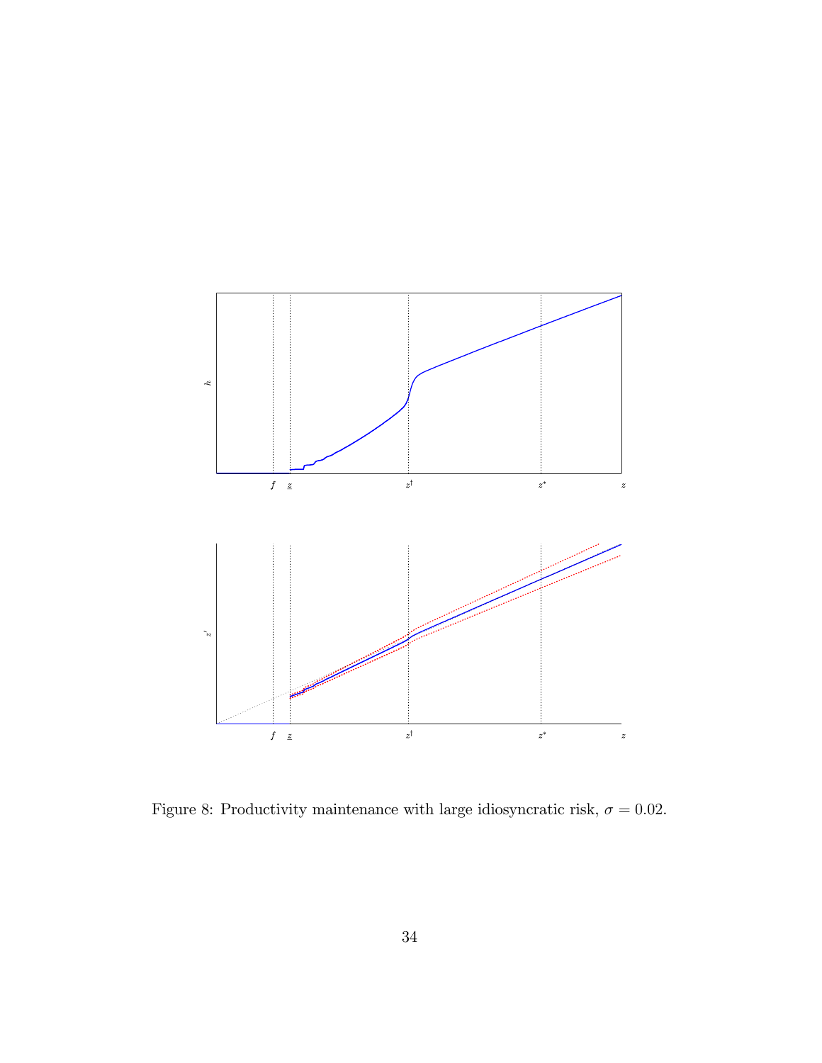Figure 8: Productivity maintenance with large idiosyncratic risk, $\sigma = 0.02$.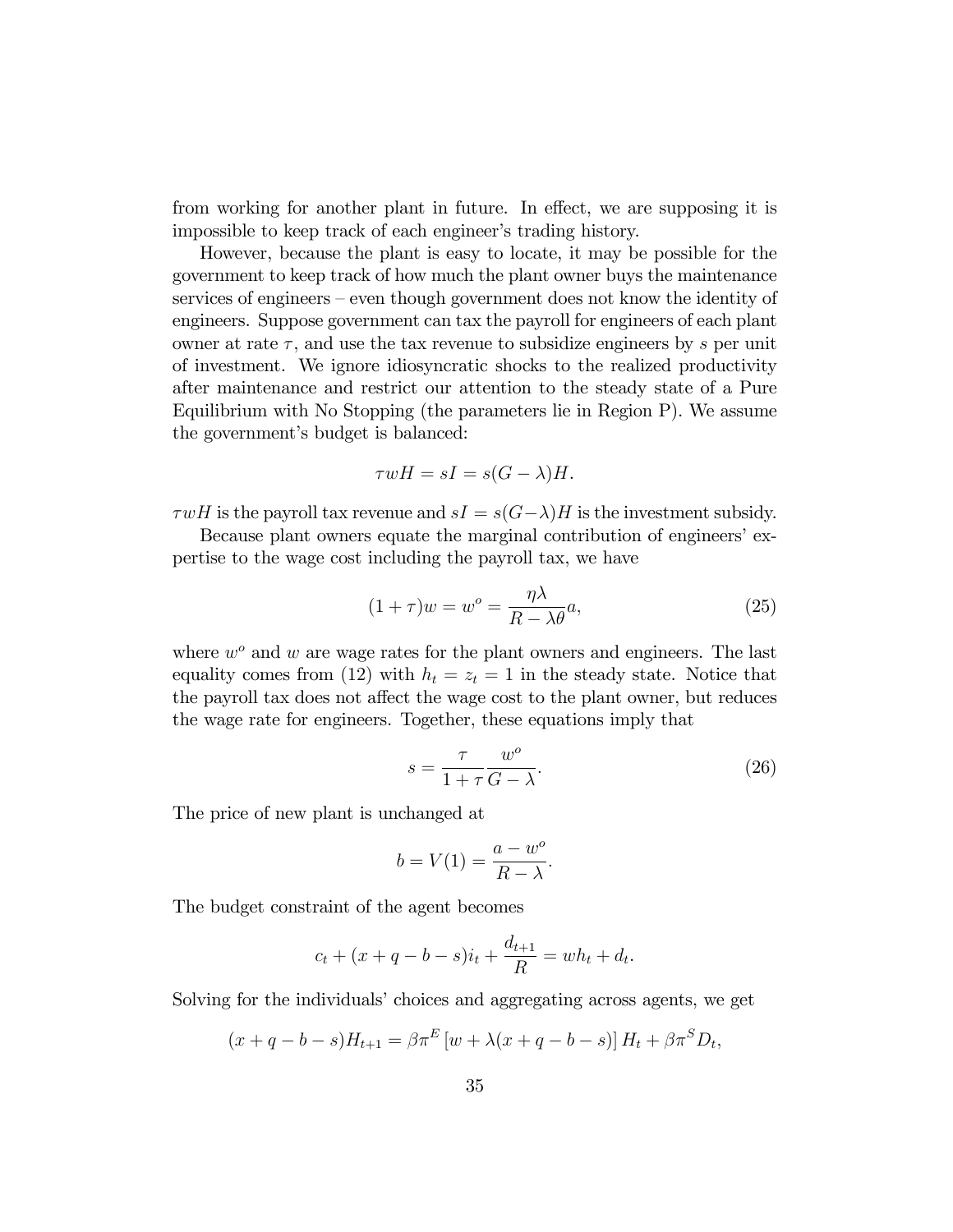from working for another plant in future. In effect, we are supposing it is impossible to keep track of each engineer's trading history.

However, because the plant is easy to locate, it may be possible for the government to keep track of how much the plant owner buys the maintenance services of engineers – even though government does not know the identity of engineers. Suppose government can tax the payroll for engineers of each plant owner at rate $\tau$, and use the tax revenue to subsidize engineers by $s$ per unit of investment. We ignore idiosyncratic shocks to the realized productivity after maintenance and restrict our attention to the steady state of a Pure Equilibrium with No Stopping (the parameters lie in Region P). We assume the government's budget is balanced:

$$\tau w H = sI = s(G - \lambda)H.$$

$\tau w H$ is the payroll tax revenue and $sI = s(G-\lambda)H$ is the investment subsidy.

Because plant owners equate the marginal contribution of engineers' expertise to the wage cost including the payroll tax, we have

$$(1+\tau)w = w^o = \frac{\eta\lambda}{R - \lambda\theta}a, \tag{25}$$

where $w^o$ and $w$ are wage rates for the plant owners and engineers. The last equality comes from (12) with $h_t = z_t = 1$ in the steady state. Notice that the payroll tax does not affect the wage cost to the plant owner, but reduces the wage rate for engineers. Together, these equations imply that

$$s = \frac{\tau}{1+\tau}\frac{w^o}{G - \lambda}. \tag{26}$$

The price of new plant is unchanged at

$$b = V(1) = \frac{a - w^o}{R - \lambda}.$$

The budget constraint of the agent becomes

$$c_t + (x + q - b - s)i_t + \frac{d_{t+1}}{R} = wh_t + d_t.$$

Solving for the individuals' choices and aggregating across agents, we get

$$(x + q - b - s)H_{t+1} = \beta\pi^E\left[w + \lambda(x + q - b - s)\right]H_t + \beta\pi^S D_t,$$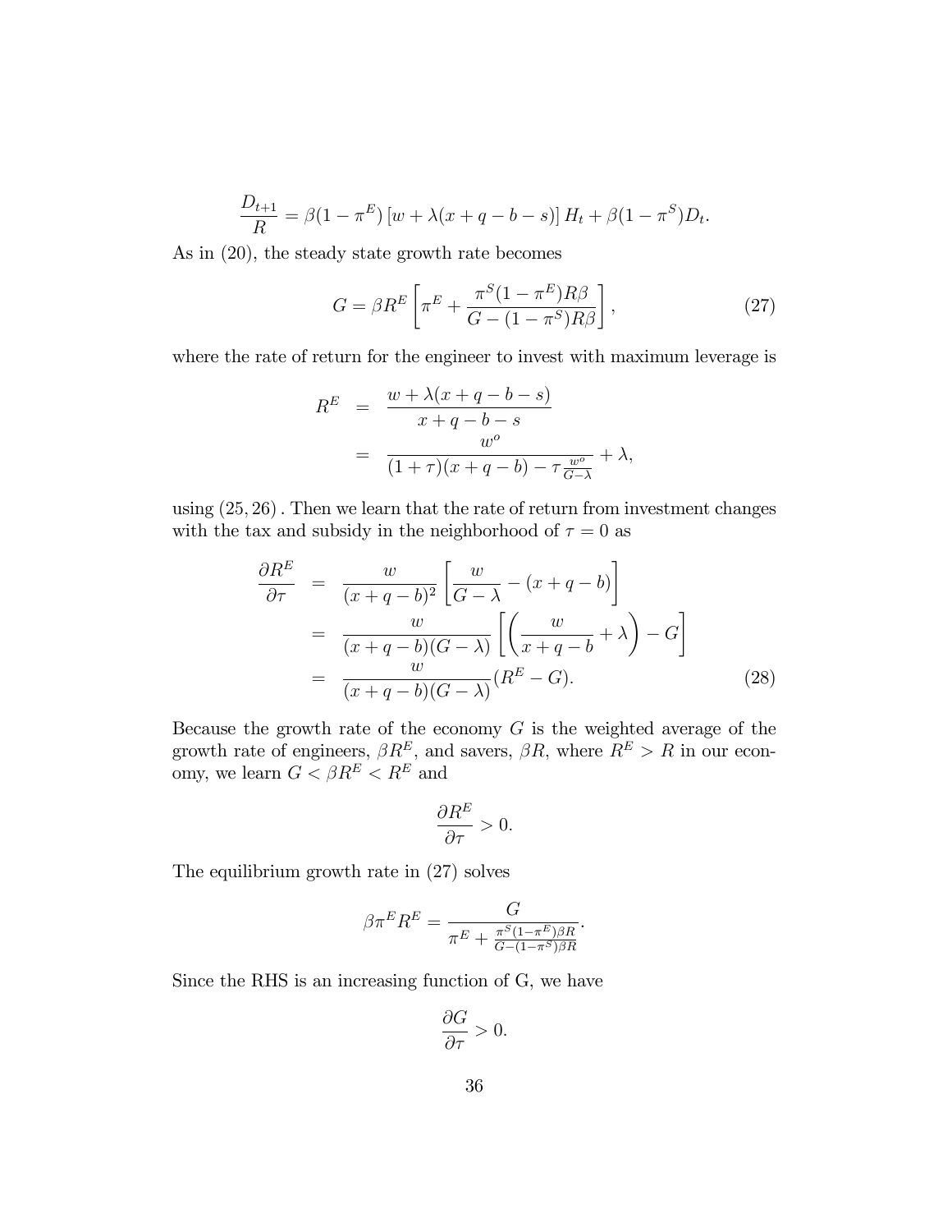$$\frac{D_{t+1}}{R} = \beta(1-\pi^E)\left[w + \lambda(x+q-b-s)\right]H_t + \beta(1-\pi^S)D_t.$$

As in (20), the steady state growth rate becomes

$$G = \beta R^E \left[\pi^E + \frac{\pi^S(1-\pi^E)R\beta}{G-(1-\pi^S)R\beta}\right], \tag{27}$$

where the rate of return for the engineer to invest with maximum leverage is

$$\begin{aligned}
R^E &= \frac{w + \lambda(x+q-b-s)}{x+q-b-s} \\
&= \frac{w^o}{(1+\tau)(x+q-b) - \tau\frac{w^o}{G-\lambda}} + \lambda,
\end{aligned}$$

using $(25, 26)$. Then we learn that the rate of return from investment changes with the tax and subsidy in the neighborhood of $\tau = 0$ as

$$\begin{aligned}
\frac{\partial R^E}{\partial \tau} &= \frac{w}{(x+q-b)^2}\left[\frac{w}{G-\lambda} - (x+q-b)\right] \\
&= \frac{w}{(x+q-b)(G-\lambda)}\left[\left(\frac{w}{x+q-b} + \lambda\right) - G\right] \\
&= \frac{w}{(x+q-b)(G-\lambda)}(R^E - G).
\end{aligned} \tag{28}$$

Because the growth rate of the economy $G$ is the weighted average of the growth rate of engineers, $\beta R^E$, and savers, $\beta R$, where $R^E > R$ in our economy, we learn $G < \beta R^E < R^E$ and

$$\frac{\partial R^E}{\partial \tau} > 0.$$

The equilibrium growth rate in (27) solves

$$\beta \pi^E R^E = \frac{G}{\pi^E + \frac{\pi^S(1-\pi^E)\beta R}{G-(1-\pi^S)\beta R}}.$$

Since the RHS is an increasing function of G, we have

$$\frac{\partial G}{\partial \tau} > 0.$$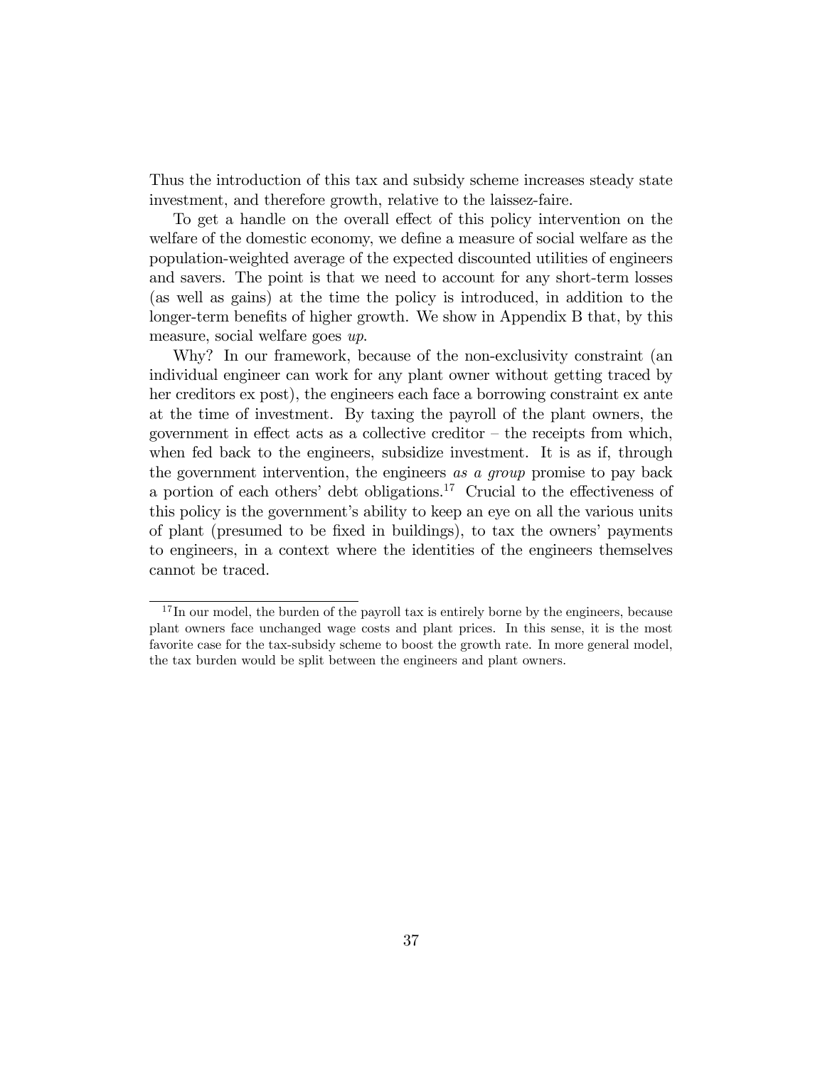Thus the introduction of this tax and subsidy scheme increases steady state investment, and therefore growth, relative to the laissez-faire.

To get a handle on the overall effect of this policy intervention on the welfare of the domestic economy, we define a measure of social welfare as the population-weighted average of the expected discounted utilities of engineers and savers. The point is that we need to account for any short-term losses (as well as gains) at the time the policy is introduced, in addition to the longer-term benefits of higher growth. We show in Appendix B that, by this measure, social welfare goes *up*.

Why? In our framework, because of the non-exclusivity constraint (an individual engineer can work for any plant owner without getting traced by her creditors ex post), the engineers each face a borrowing constraint ex ante at the time of investment. By taxing the payroll of the plant owners, the government in effect acts as a collective creditor – the receipts from which, when fed back to the engineers, subsidize investment. It is as if, through the government intervention, the engineers *as a group* promise to pay back a portion of each others' debt obligations.[17] Crucial to the effectiveness of this policy is the government's ability to keep an eye on all the various units of plant (presumed to be fixed in buildings), to tax the owners' payments to engineers, in a context where the identities of the engineers themselves cannot be traced.

[17] In our model, the burden of the payroll tax is entirely borne by the engineers, because plant owners face unchanged wage costs and plant prices. In this sense, it is the most favorite case for the tax-subsidy scheme to boost the growth rate. In more general model, the tax burden would be split between the engineers and plant owners.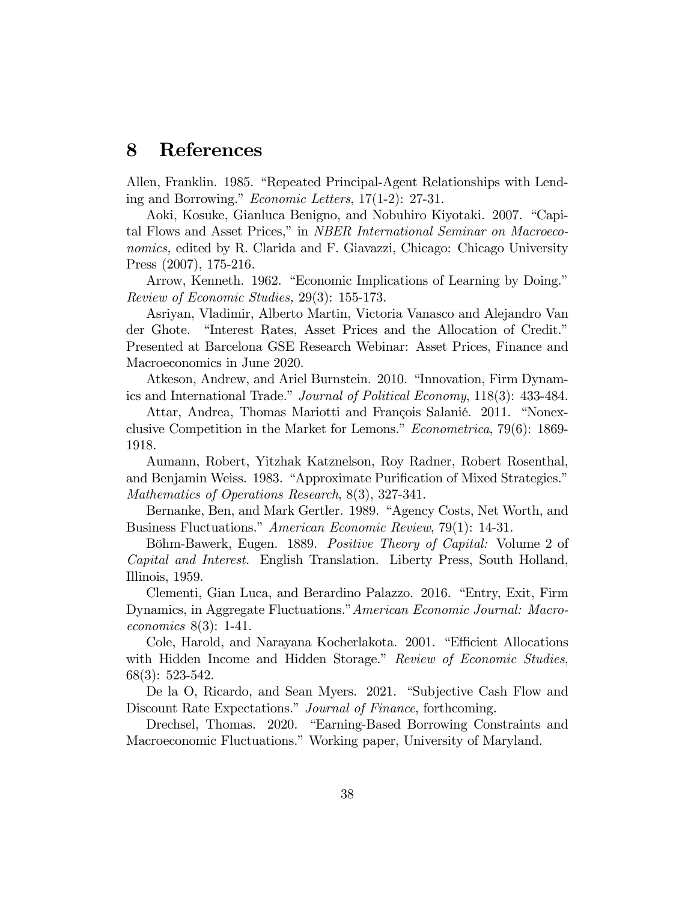# 8 References

Allen, Franklin. 1985. "Repeated Principal-Agent Relationships with Lending and Borrowing." *Economic Letters*, 17(1-2): 27-31.

Aoki, Kosuke, Gianluca Benigno, and Nobuhiro Kiyotaki. 2007. "Capital Flows and Asset Prices," in *NBER International Seminar on Macroeconomics,* edited by R. Clarida and F. Giavazzi, Chicago: Chicago University Press (2007), 175-216.

Arrow, Kenneth. 1962. "Economic Implications of Learning by Doing." *Review of Economic Studies,* 29(3): 155-173.

Asriyan, Vladimir, Alberto Martin, Victoria Vanasco and Alejandro Van der Ghote. "Interest Rates, Asset Prices and the Allocation of Credit." Presented at Barcelona GSE Research Webinar: Asset Prices, Finance and Macroeconomics in June 2020.

Atkeson, Andrew, and Ariel Burnstein. 2010. "Innovation, Firm Dynamics and International Trade." *Journal of Political Economy*, 118(3): 433-484.

Attar, Andrea, Thomas Mariotti and François Salanié. 2011. "Nonexclusive Competition in the Market for Lemons." *Econometrica*, 79(6): 1869-1918.

Aumann, Robert, Yitzhak Katznelson, Roy Radner, Robert Rosenthal, and Benjamin Weiss. 1983. "Approximate Purification of Mixed Strategies." *Mathematics of Operations Research*, 8(3), 327-341.

Bernanke, Ben, and Mark Gertler. 1989. "Agency Costs, Net Worth, and Business Fluctuations." *American Economic Review*, 79(1): 14-31.

Böhm-Bawerk, Eugen. 1889. *Positive Theory of Capital:* Volume 2 of *Capital and Interest.* English Translation. Liberty Press, South Holland, Illinois, 1959.

Clementi, Gian Luca, and Berardino Palazzo. 2016. "Entry, Exit, Firm Dynamics, in Aggregate Fluctuations." *American Economic Journal: Macroeconomics* 8(3): 1-41.

Cole, Harold, and Narayana Kocherlakota. 2001. "Efficient Allocations with Hidden Income and Hidden Storage." *Review of Economic Studies*, 68(3): 523-542.

De la O, Ricardo, and Sean Myers. 2021. "Subjective Cash Flow and Discount Rate Expectations." *Journal of Finance*, forthcoming.

Drechsel, Thomas. 2020. "Earning-Based Borrowing Constraints and Macroeconomic Fluctuations." Working paper, University of Maryland.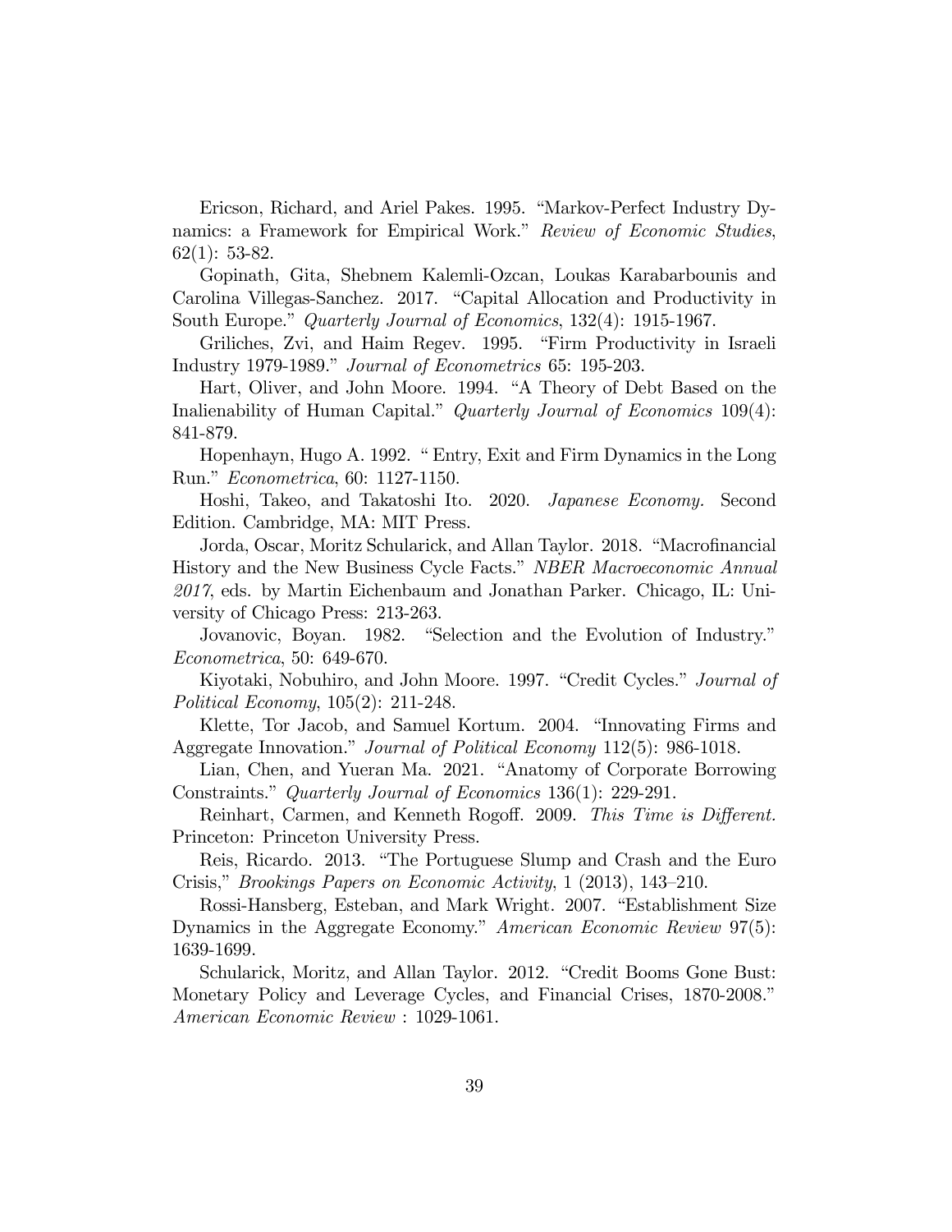Ericson, Richard, and Ariel Pakes. 1995. "Markov-Perfect Industry Dynamics: a Framework for Empirical Work." *Review of Economic Studies*, 62(1): 53-82.

Gopinath, Gita, Shebnem Kalemli-Ozcan, Loukas Karabarbounis and Carolina Villegas-Sanchez. 2017. "Capital Allocation and Productivity in South Europe." *Quarterly Journal of Economics*, 132(4): 1915-1967.

Griliches, Zvi, and Haim Regev. 1995. "Firm Productivity in Israeli Industry 1979-1989." *Journal of Econometrics* 65: 195-203.

Hart, Oliver, and John Moore. 1994. "A Theory of Debt Based on the Inalienability of Human Capital." *Quarterly Journal of Economics* 109(4): 841-879.

Hopenhayn, Hugo A. 1992. " Entry, Exit and Firm Dynamics in the Long Run." *Econometrica*, 60: 1127-1150.

Hoshi, Takeo, and Takatoshi Ito. 2020. *Japanese Economy.* Second Edition. Cambridge, MA: MIT Press.

Jorda, Oscar, Moritz Schularick, and Allan Taylor. 2018. "Macrofinancial History and the New Business Cycle Facts." *NBER Macroeconomic Annual 2017*, eds. by Martin Eichenbaum and Jonathan Parker. Chicago, IL: University of Chicago Press: 213-263.

Jovanovic, Boyan. 1982. "Selection and the Evolution of Industry." *Econometrica*, 50: 649-670.

Kiyotaki, Nobuhiro, and John Moore. 1997. "Credit Cycles." *Journal of Political Economy*, 105(2): 211-248.

Klette, Tor Jacob, and Samuel Kortum. 2004. "Innovating Firms and Aggregate Innovation." *Journal of Political Economy* 112(5): 986-1018.

Lian, Chen, and Yueran Ma. 2021. "Anatomy of Corporate Borrowing Constraints." *Quarterly Journal of Economics* 136(1): 229-291.

Reinhart, Carmen, and Kenneth Rogoff. 2009. *This Time is Different.* Princeton: Princeton University Press.

Reis, Ricardo. 2013. "The Portuguese Slump and Crash and the Euro Crisis," *Brookings Papers on Economic Activity*, 1 (2013), 143–210.

Rossi-Hansberg, Esteban, and Mark Wright. 2007. "Establishment Size Dynamics in the Aggregate Economy." *American Economic Review* 97(5): 1639-1699.

Schularick, Moritz, and Allan Taylor. 2012. "Credit Booms Gone Bust: Monetary Policy and Leverage Cycles, and Financial Crises, 1870-2008." *American Economic Review* : 1029-1061.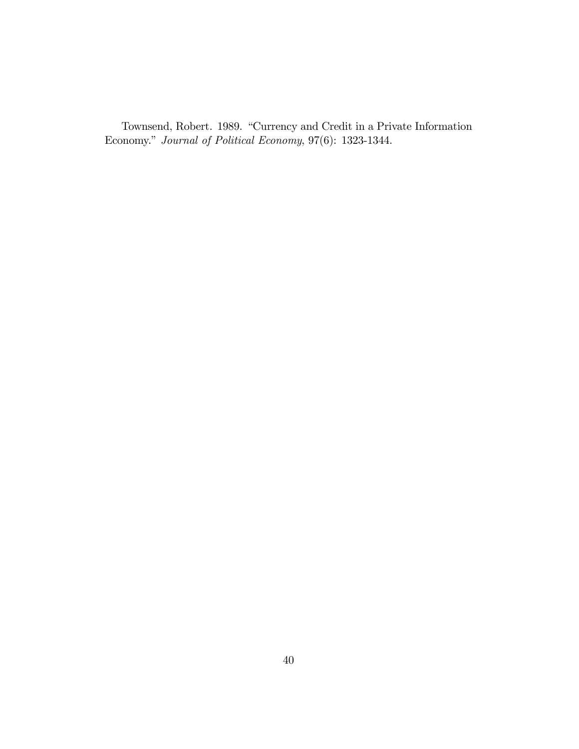Townsend, Robert. 1989. "Currency and Credit in a Private Information Economy." *Journal of Political Economy*, 97(6): 1323-1344.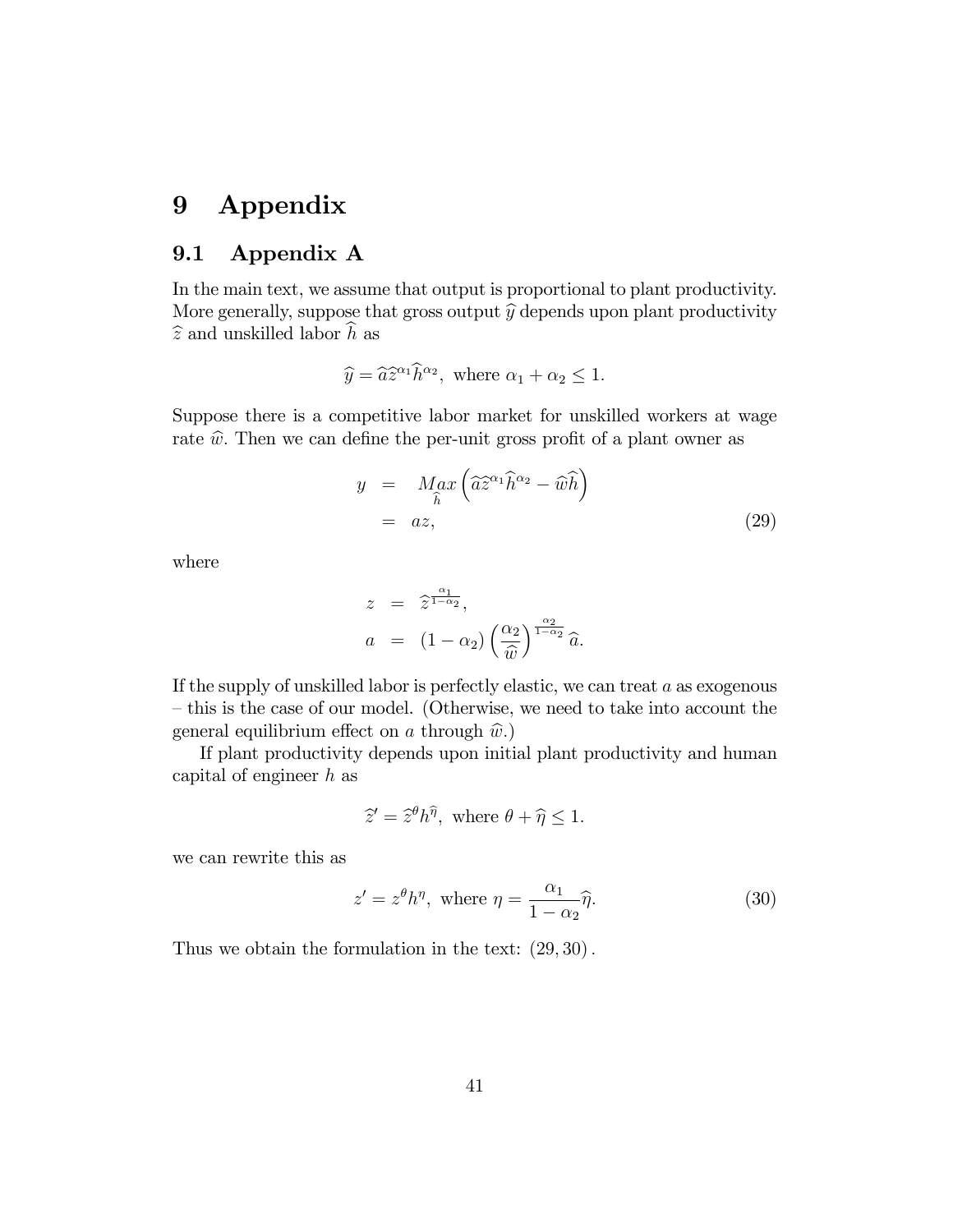# 9 Appendix

## 9.1 Appendix A

In the main text, we assume that output is proportional to plant productivity. More generally, suppose that gross output $\widehat{y}$ depends upon plant productivity $\widehat{z}$ and unskilled labor $\widehat{h}$ as

$$\widehat{y} = \widehat{a}\widehat{z}^{\alpha_1}\widehat{h}^{\alpha_2}, \text{ where } \alpha_1 + \alpha_2 \leq 1.$$

Suppose there is a competitive labor market for unskilled workers at wage rate $\widehat{w}$. Then we can define the per-unit gross profit of a plant owner as

$$\begin{aligned} y &= \underset{\widehat{h}}{Max}\left(\widehat{a}\widehat{z}^{\alpha_1}\widehat{h}^{\alpha_2} - \widehat{w}\widehat{h}\right) \\ &= az, \end{aligned} \tag{29}$$

where

$$\begin{aligned} z &= \widehat{z}^{\frac{\alpha_1}{1-\alpha_2}}, \\ a &= (1-\alpha_2)\left(\frac{\alpha_2}{\widehat{w}}\right)^{\frac{\alpha_2}{1-\alpha_2}}\widehat{a}. \end{aligned}$$

If the supply of unskilled labor is perfectly elastic, we can treat $a$ as exogenous – this is the case of our model. (Otherwise, we need to take into account the general equilibrium effect on $a$ through $\widehat{w}$.)

If plant productivity depends upon initial plant productivity and human capital of engineer $h$ as

$$\widehat{z}' = \widehat{z}^{\theta}h^{\widehat{\eta}}, \text{ where } \theta + \widehat{\eta} \leq 1.$$

we can rewrite this as

$$z' = z^{\theta}h^{\eta}, \text{ where } \eta = \frac{\alpha_1}{1-\alpha_2}\widehat{\eta}. \tag{30}$$

Thus we obtain the formulation in the text: $(29, 30)$.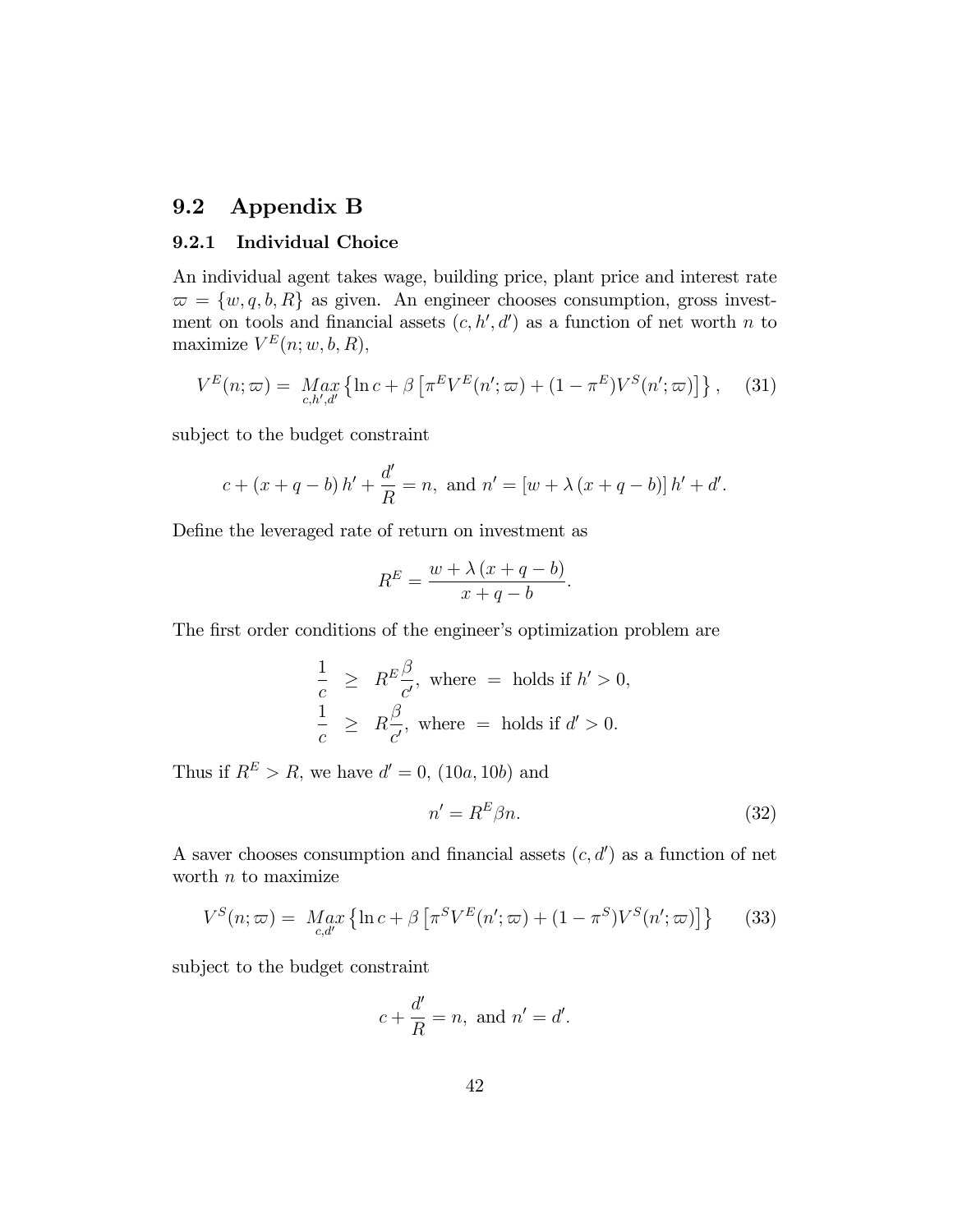## 9.2 Appendix B

### 9.2.1 Individual Choice

An individual agent takes wage, building price, plant price and interest rate $\varpi = \{w, q, b, R\}$ as given. An engineer chooses consumption, gross investment on tools and financial assets $(c, h', d')$ as a function of net worth $n$ to maximize $V^E(n; w, b, R)$,

$$V^E(n; \varpi) = \underset{c,h',d'}{Max} \left\{ \ln c + \beta \left[ \pi^E V^E(n'; \varpi) + (1 - \pi^E) V^S(n'; \varpi) \right] \right\}, \quad (31)$$

subject to the budget constraint

$$c + (x + q - b) h' + \frac{d'}{R} = n, \text{ and } n' = [w + \lambda (x + q - b)] h' + d'.$$

Define the leveraged rate of return on investment as

$$R^E = \frac{w + \lambda (x + q - b)}{x + q - b}.$$

The first order conditions of the engineer's optimization problem are

$$\begin{aligned} \frac{1}{c} &\geq R^E \frac{\beta}{c'}, \text{ where } = \text{ holds if } h' > 0, \\ \frac{1}{c} &\geq R \frac{\beta}{c'}, \text{ where } = \text{ holds if } d' > 0. \end{aligned}$$

Thus if $R^E > R$, we have $d' = 0$, $(10a, 10b)$ and

$$n' = R^E \beta n. \quad (32)$$

A saver chooses consumption and financial assets $(c, d')$ as a function of net worth $n$ to maximize

$$V^S(n; \varpi) = \underset{c,d'}{Max} \left\{ \ln c + \beta \left[ \pi^S V^E(n'; \varpi) + (1 - \pi^S) V^S(n'; \varpi) \right] \right\} \quad (33)$$

subject to the budget constraint

$$c + \frac{d'}{R} = n, \text{ and } n' = d'.$$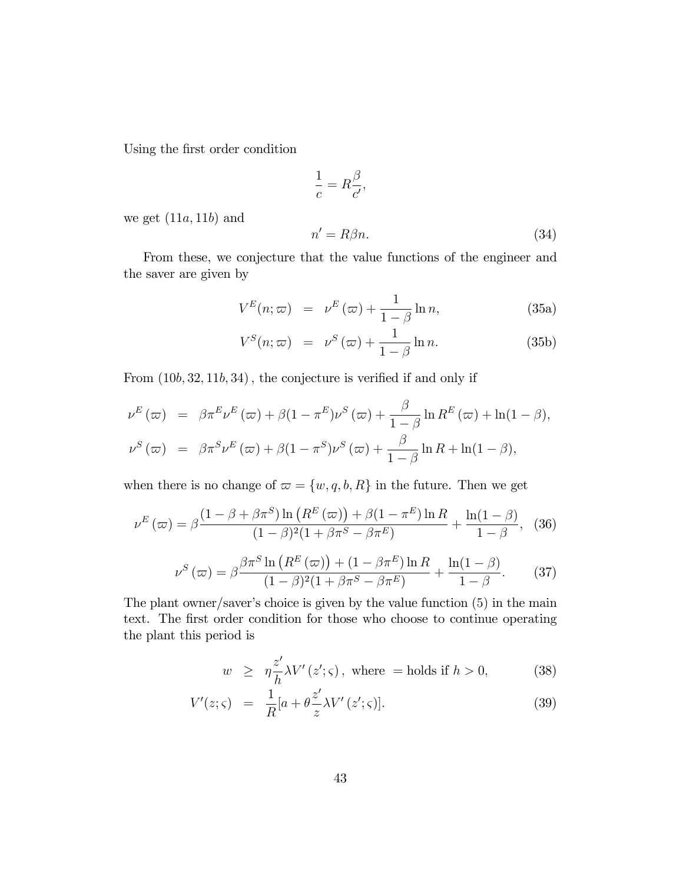Using the first order condition

$$\frac{1}{c} = R\frac{\beta}{c'},$$

we get $(11a, 11b)$ and

$$n' = R\beta n. \tag{34}$$

From these, we conjecture that the value functions of the engineer and the saver are given by

$$V^E(n; \varpi) = \nu^E(\varpi) + \frac{1}{1-\beta}\ln n, \tag{35a}$$

$$V^S(n; \varpi) = \nu^S(\varpi) + \frac{1}{1-\beta}\ln n. \tag{35b}$$

From $(10b, 32, 11b, 34)$, the conjecture is verified if and only if

$$\nu^E(\varpi) = \beta\pi^E\nu^E(\varpi) + \beta(1-\pi^E)\nu^S(\varpi) + \frac{\beta}{1-\beta}\ln R^E(\varpi) + \ln(1-\beta),$$

$$\nu^S(\varpi) = \beta\pi^S\nu^E(\varpi) + \beta(1-\pi^S)\nu^S(\varpi) + \frac{\beta}{1-\beta}\ln R + \ln(1-\beta),$$

when there is no change of $\varpi = \{w, q, b, R\}$ in the future. Then we get

$$\nu^E(\varpi) = \beta\frac{(1-\beta+\beta\pi^S)\ln\left(R^E(\varpi)\right) + \beta(1-\pi^E)\ln R}{(1-\beta)^2(1+\beta\pi^S-\beta\pi^E)} + \frac{\ln(1-\beta)}{1-\beta}, \tag{36}$$

$$\nu^S(\varpi) = \beta\frac{\beta\pi^S\ln\left(R^E(\varpi)\right) + (1-\beta\pi^E)\ln R}{(1-\beta)^2(1+\beta\pi^S-\beta\pi^E)} + \frac{\ln(1-\beta)}{1-\beta}. \tag{37}$$

The plant owner/saver's choice is given by the value function (5) in the main text. The first order condition for those who choose to continue operating the plant this period is

$$w \geq \eta\frac{z'}{h}\lambda V'(z'; \varsigma), \text{ where } = \text{holds if } h > 0, \tag{38}$$

$$V'(z; \varsigma) = \frac{1}{R}[a + \theta\frac{z'}{z}\lambda V'(z'; \varsigma)]. \tag{39}$$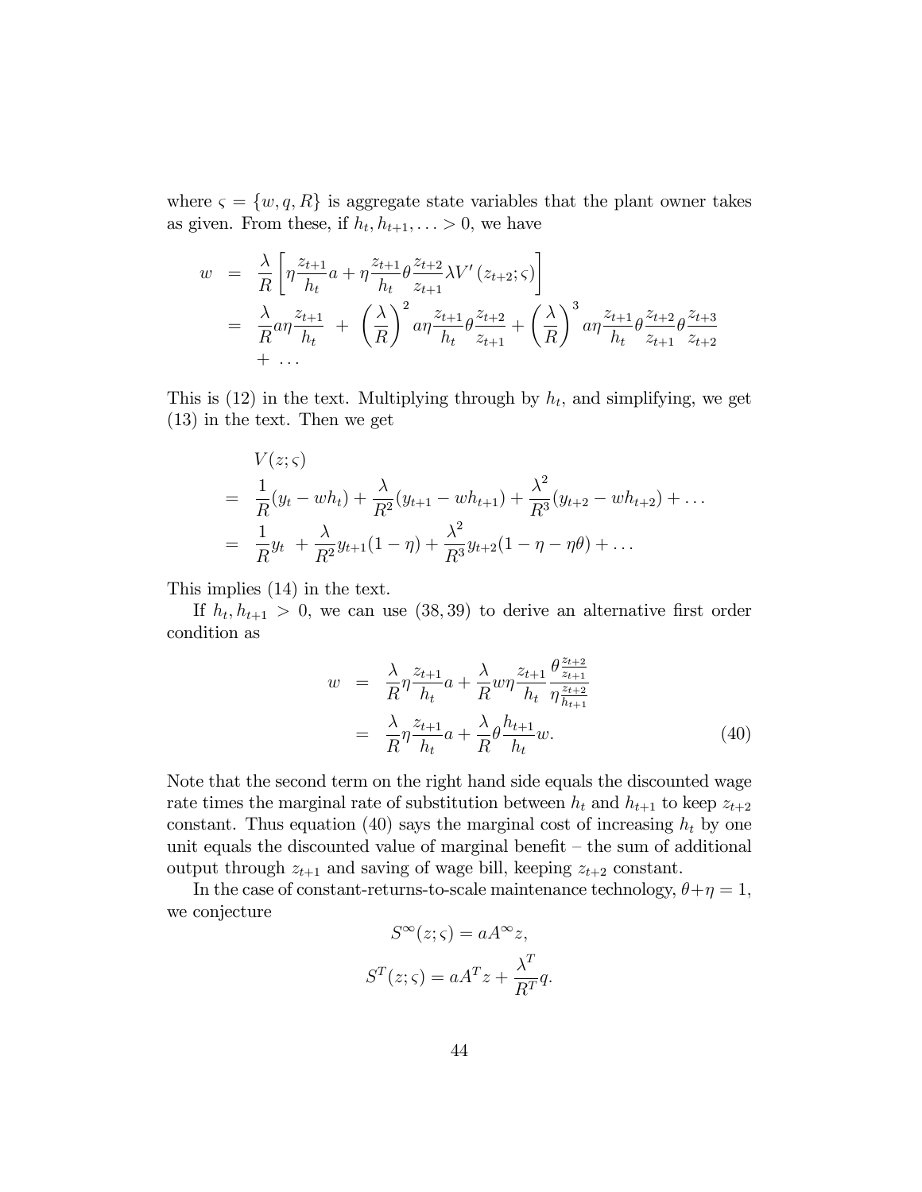where $\varsigma = \{w, q, R\}$ is aggregate state variables that the plant owner takes as given. From these, if $h_t, h_{t+1}, \ldots > 0$, we have

$$
\begin{aligned}
w &= \frac{\lambda}{R}\left[\eta \frac{z_{t+1}}{h_t} a + \eta \frac{z_{t+1}}{h_t} \theta \frac{z_{t+2}}{z_{t+1}} \lambda V'(z_{t+2}; \varsigma)\right] \\
&= \frac{\lambda}{R} a \eta \frac{z_{t+1}}{h_t} + \left(\frac{\lambda}{R}\right)^2 a \eta \frac{z_{t+1}}{h_t} \theta \frac{z_{t+2}}{z_{t+1}} + \left(\frac{\lambda}{R}\right)^3 a \eta \frac{z_{t+1}}{h_t} \theta \frac{z_{t+2}}{z_{t+1}} \theta \frac{z_{t+3}}{z_{t+2}} \\
&\quad + \ldots
\end{aligned}
$$

This is (12) in the text. Multiplying through by $h_t$, and simplifying, we get (13) in the text. Then we get

$$
\begin{aligned}
& V(z; \varsigma) \\
&= \frac{1}{R}(y_t - w h_t) + \frac{\lambda}{R^2}(y_{t+1} - w h_{t+1}) + \frac{\lambda^2}{R^3}(y_{t+2} - w h_{t+2}) + \ldots \\
&= \frac{1}{R} y_t + \frac{\lambda}{R^2} y_{t+1}(1 - \eta) + \frac{\lambda^2}{R^3} y_{t+2}(1 - \eta - \eta\theta) + \ldots
\end{aligned}
$$

This implies (14) in the text.

If $h_t, h_{t+1} > 0$, we can use (38, 39) to derive an alternative first order condition as

$$
\begin{aligned}
w &= \frac{\lambda}{R} \eta \frac{z_{t+1}}{h_t} a + \frac{\lambda}{R} w \eta \frac{z_{t+1}}{h_t} \frac{\theta \frac{z_{t+2}}{z_{t+1}}}{\eta \frac{z_{t+2}}{h_{t+1}}} \\
&= \frac{\lambda}{R} \eta \frac{z_{t+1}}{h_t} a + \frac{\lambda}{R} \theta \frac{h_{t+1}}{h_t} w. \qquad (40)
\end{aligned}
$$

Note that the second term on the right hand side equals the discounted wage rate times the marginal rate of substitution between $h_t$ and $h_{t+1}$ to keep $z_{t+2}$ constant. Thus equation (40) says the marginal cost of increasing $h_t$ by one unit equals the discounted value of marginal benefit – the sum of additional output through $z_{t+1}$ and saving of wage bill, keeping $z_{t+2}$ constant.

In the case of constant-returns-to-scale maintenance technology, $\theta + \eta = 1$, we conjecture

$$
S^{\infty}(z; \varsigma) = a A^{\infty} z,
$$

$$
S^{T}(z; \varsigma) = a A^{T} z + \frac{\lambda^T}{R^T} q.
$$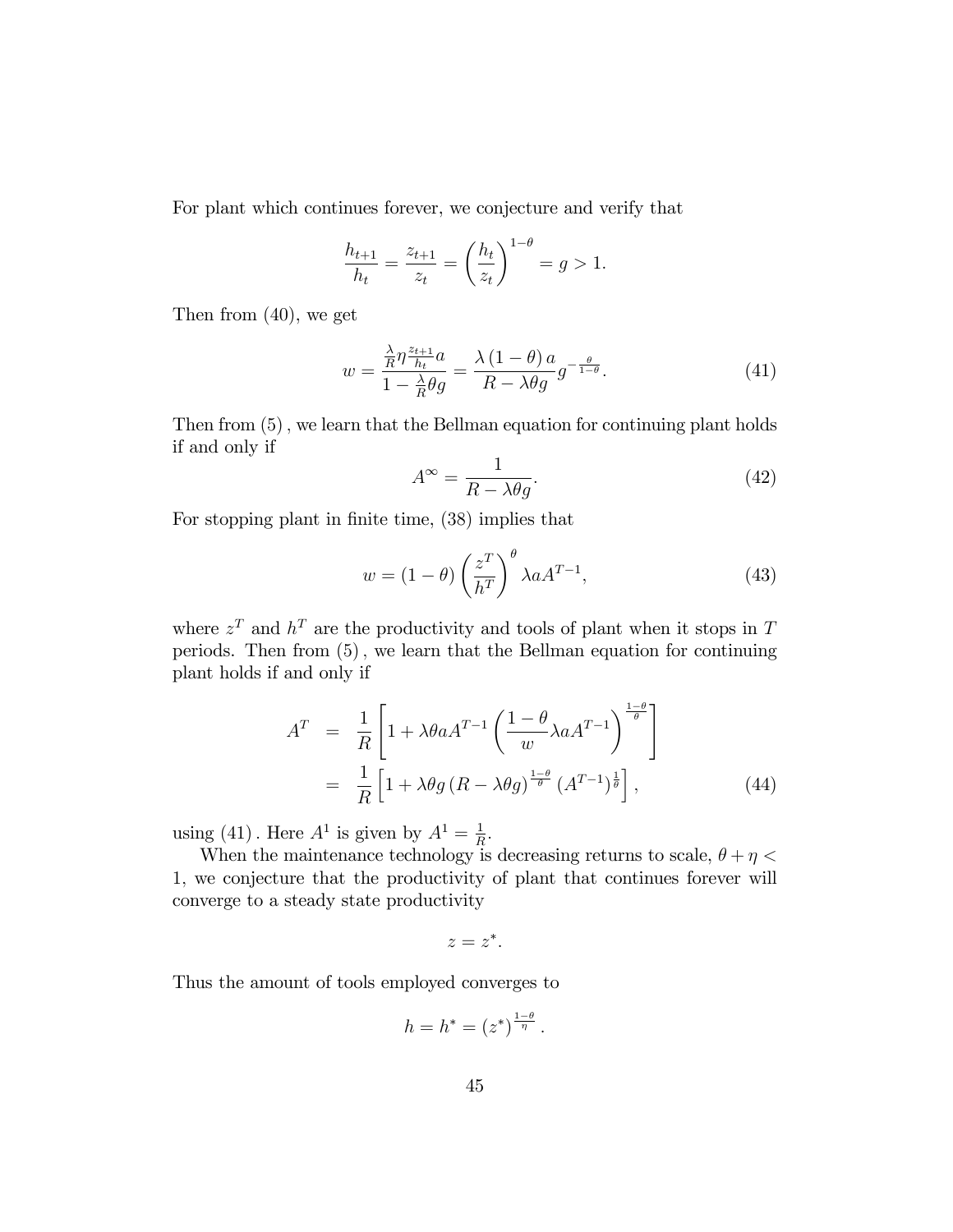For plant which continues forever, we conjecture and verify that

$$\frac{h_{t+1}}{h_t} = \frac{z_{t+1}}{z_t} = \left(\frac{h_t}{z_t}\right)^{1-\theta} = g > 1.$$

Then from (40), we get

$$w = \frac{\frac{\lambda}{R}\eta \frac{z_{t+1}}{h_t} a}{1 - \frac{\lambda}{R}\theta g} = \frac{\lambda (1-\theta) a}{R - \lambda \theta g} g^{-\frac{\theta}{1-\theta}}. \tag{41}$$

Then from (5), we learn that the Bellman equation for continuing plant holds if and only if

$$A^{\infty} = \frac{1}{R - \lambda \theta g}. \tag{42}$$

For stopping plant in finite time, (38) implies that

$$w = (1-\theta)\left(\frac{z^T}{h^T}\right)^{\theta} \lambda a A^{T-1}, \tag{43}$$

where $z^T$ and $h^T$ are the productivity and tools of plant when it stops in $T$ periods. Then from (5), we learn that the Bellman equation for continuing plant holds if and only if

$$\begin{aligned} A^T &= \frac{1}{R}\left[1 + \lambda \theta a A^{T-1}\left(\frac{1-\theta}{w}\lambda a A^{T-1}\right)^{\frac{1-\theta}{\theta}}\right] \\ &= \frac{1}{R}\left[1 + \lambda \theta g \left(R - \lambda \theta g\right)^{\frac{1-\theta}{\theta}} \left(A^{T-1}\right)^{\frac{1}{\theta}}\right], \end{aligned} \tag{44}$$

using (41). Here $A^1$ is given by $A^1 = \frac{1}{R}$.

When the maintenance technology is decreasing returns to scale, $\theta + \eta < 1$, we conjecture that the productivity of plant that continues forever will converge to a steady state productivity

$$z = z^*.$$

Thus the amount of tools employed converges to

$$h = h^* = (z^*)^{\frac{1-\theta}{\eta}}.$$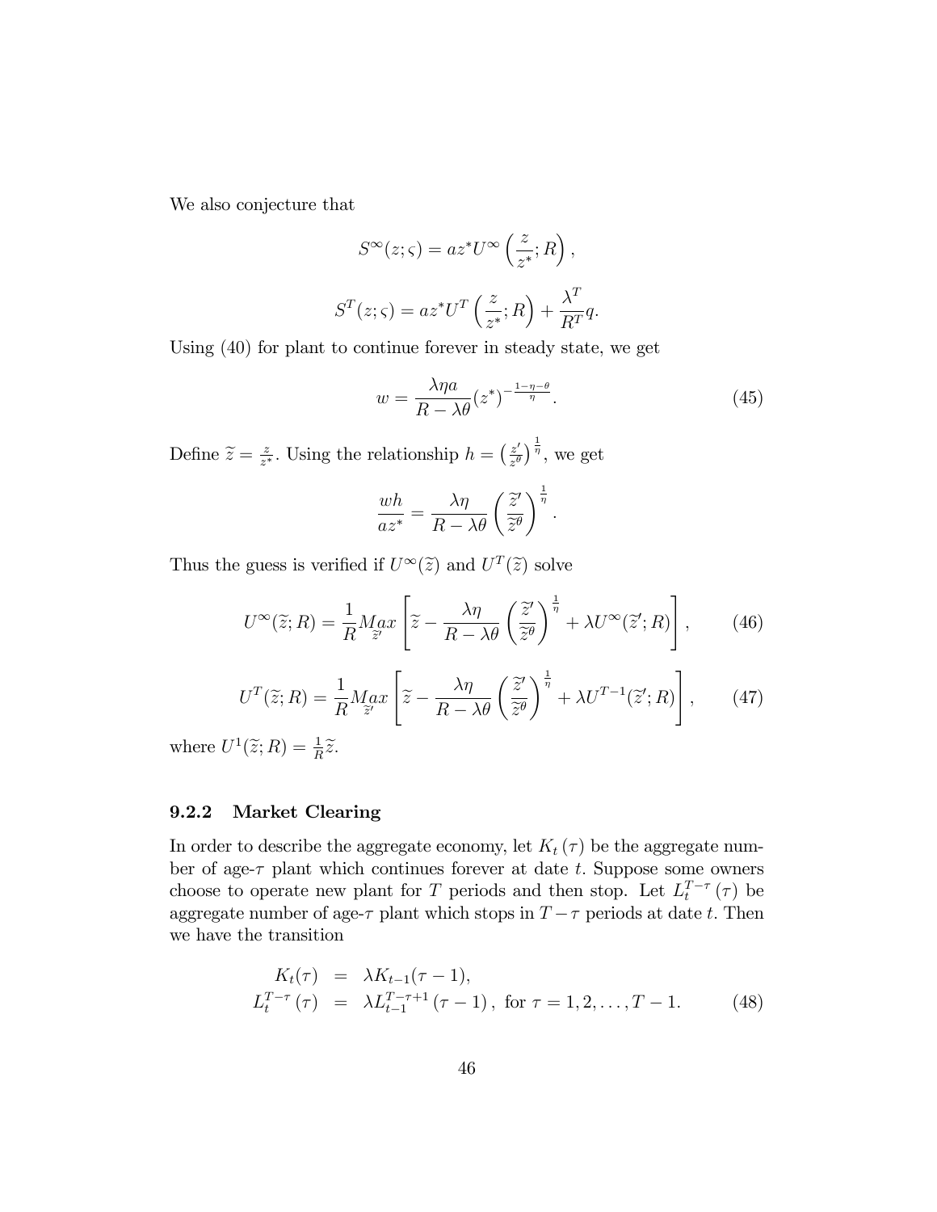We also conjecture that

$$S^{\infty}(z;\varsigma) = az^{*}U^{\infty}\left(\frac{z}{z^{*}};R\right),$$

$$S^{T}(z;\varsigma) = az^{*}U^{T}\left(\frac{z}{z^{*}};R\right) + \frac{\lambda^{T}}{R^{T}}q.$$

Using (40) for plant to continue forever in steady state, we get

$$w = \frac{\lambda\eta a}{R-\lambda\theta}(z^{*})^{-\frac{1-\eta-\theta}{\eta}}. \tag{45}$$

Define $\widetilde{z} = \frac{z}{z^{*}}$. Using the relationship $h = \left(\frac{z'}{z^{\theta}}\right)^{\frac{1}{\eta}}$, we get

$$\frac{wh}{az^{*}} = \frac{\lambda\eta}{R-\lambda\theta}\left(\frac{\widetilde{z}'}{\widetilde{z}^{\theta}}\right)^{\frac{1}{\eta}}.$$

Thus the guess is verified if $U^{\infty}(\widetilde{z})$ and $U^{T}(\widetilde{z})$ solve

$$U^{\infty}(\widetilde{z};R) = \frac{1}{R}\underset{\widetilde{z}'}{Max}\left[\widetilde{z} - \frac{\lambda\eta}{R-\lambda\theta}\left(\frac{\widetilde{z}'}{\widetilde{z}^{\theta}}\right)^{\frac{1}{\eta}} + \lambda U^{\infty}(\widetilde{z}';R)\right], \tag{46}$$

$$U^{T}(\widetilde{z};R) = \frac{1}{R}\underset{\widetilde{z}'}{Max}\left[\widetilde{z} - \frac{\lambda\eta}{R-\lambda\theta}\left(\frac{\widetilde{z}'}{\widetilde{z}^{\theta}}\right)^{\frac{1}{\eta}} + \lambda U^{T-1}(\widetilde{z}';R)\right], \tag{47}$$

where $U^{1}(\widetilde{z};R) = \frac{1}{R}\widetilde{z}$.

### 9.2.2 Market Clearing

In order to describe the aggregate economy, let $K_t(\tau)$ be the aggregate number of age-$\tau$ plant which continues forever at date $t$. Suppose some owners choose to operate new plant for $T$ periods and then stop. Let $L_t^{T-\tau}(\tau)$ be aggregate number of age-$\tau$ plant which stops in $T-\tau$ periods at date $t$. Then we have the transition

$$\begin{aligned} K_t(\tau) &= \lambda K_{t-1}(\tau-1), \\ L_t^{T-\tau}(\tau) &= \lambda L_{t-1}^{T-\tau+1}(\tau-1), \text{ for } \tau = 1,2,\ldots,T-1. \end{aligned} \tag{48}$$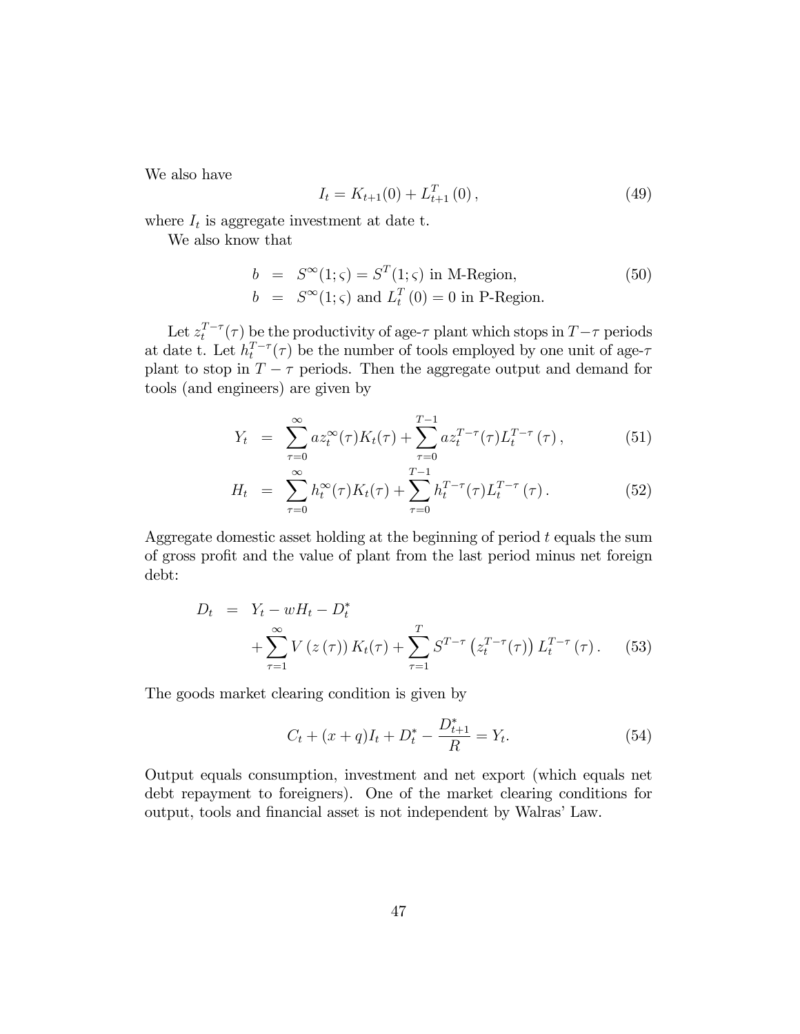We also have

$$I_t = K_{t+1}(0) + L_{t+1}^{T}(0), \tag{49}$$

where $I_t$ is aggregate investment at date t.

We also know that

$$\begin{aligned} b &= S^{\infty}(1;\varsigma) = S^{T}(1;\varsigma) \text{ in M-Region,} \\ b &= S^{\infty}(1;\varsigma) \text{ and } L_t^{T}(0) = 0 \text{ in P-Region.} \end{aligned} \tag{50}$$

Let $z_t^{T-\tau}(\tau)$ be the productivity of age-$\tau$ plant which stops in $T-\tau$ periods at date t. Let $h_t^{T-\tau}(\tau)$ be the number of tools employed by one unit of age-$\tau$ plant to stop in $T-\tau$ periods. Then the aggregate output and demand for tools (and engineers) are given by

$$Y_t = \sum_{\tau=0}^{\infty} a z_t^{\infty}(\tau) K_t(\tau) + \sum_{\tau=0}^{T-1} a z_t^{T-\tau}(\tau) L_t^{T-\tau}(\tau), \tag{51}$$

$$H_t = \sum_{\tau=0}^{\infty} h_t^{\infty}(\tau) K_t(\tau) + \sum_{\tau=0}^{T-1} h_t^{T-\tau}(\tau) L_t^{T-\tau}(\tau). \tag{52}$$

Aggregate domestic asset holding at the beginning of period $t$ equals the sum of gross profit and the value of plant from the last period minus net foreign debt:

$$\begin{aligned} D_t &= Y_t - wH_t - D_t^{*} \\ &\quad + \sum_{\tau=1}^{\infty} V(z(\tau)) K_t(\tau) + \sum_{\tau=1}^{T} S^{T-\tau}\left(z_t^{T-\tau}(\tau)\right) L_t^{T-\tau}(\tau). \end{aligned} \tag{53}$$

The goods market clearing condition is given by

$$C_t + (x+q)I_t + D_t^{*} - \frac{D_{t+1}^{*}}{R} = Y_t. \tag{54}$$

Output equals consumption, investment and net export (which equals net debt repayment to foreigners). One of the market clearing conditions for output, tools and financial asset is not independent by Walras' Law.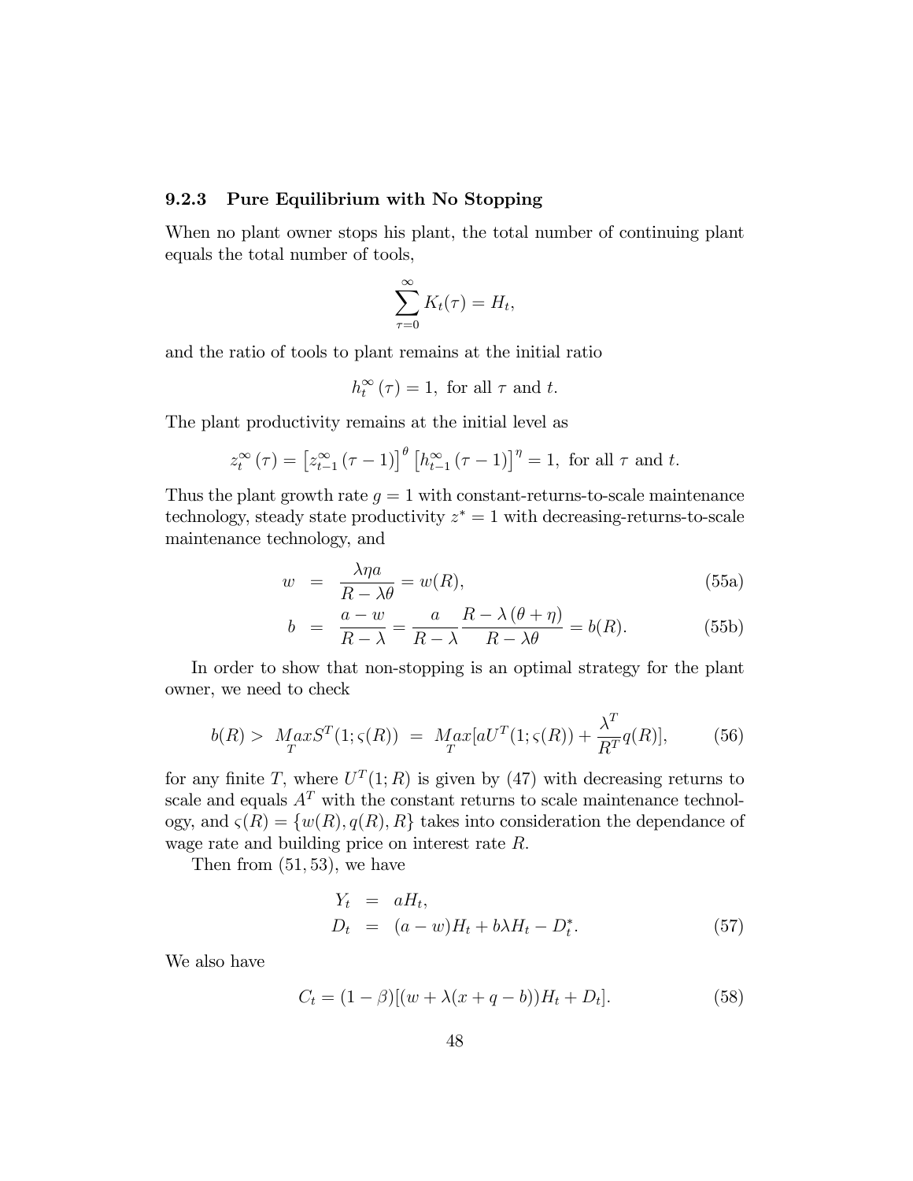### 9.2.3 Pure Equilibrium with No Stopping

When no plant owner stops his plant, the total number of continuing plant equals the total number of tools,

$$\sum_{\tau=0}^{\infty} K_t(\tau) = H_t,$$

and the ratio of tools to plant remains at the initial ratio

$$h_t^{\infty}(\tau) = 1, \text{ for all } \tau \text{ and } t.$$

The plant productivity remains at the initial level as

$$z_t^{\infty}(\tau) = \left[z_{t-1}^{\infty}(\tau-1)\right]^{\theta}\left[h_{t-1}^{\infty}(\tau-1)\right]^{\eta} = 1, \text{ for all } \tau \text{ and } t.$$

Thus the plant growth rate $g = 1$ with constant-returns-to-scale maintenance technology, steady state productivity $z^* = 1$ with decreasing-returns-to-scale maintenance technology, and

$$w = \frac{\lambda \eta a}{R - \lambda \theta} = w(R), \tag{55a}$$

$$b = \frac{a - w}{R - \lambda} = \frac{a}{R - \lambda} \frac{R - \lambda(\theta + \eta)}{R - \lambda \theta} = b(R). \tag{55b}$$

In order to show that non-stopping is an optimal strategy for the plant owner, we need to check

$$b(R) > \underset{T}{Max} S^T(1; \varsigma(R)) = \underset{T}{Max}[aU^T(1; \varsigma(R)) + \frac{\lambda^T}{R^T} q(R)], \tag{56}$$

for any finite $T$, where $U^T(1; R)$ is given by (47) with decreasing returns to scale and equals $A^T$ with the constant returns to scale maintenance technology, and $\varsigma(R) = \{w(R), q(R), R\}$ takes into consideration the dependance of wage rate and building price on interest rate $R$.

Then from (51, 53), we have

$$\begin{aligned} Y_t &= aH_t, \\ D_t &= (a - w)H_t + b\lambda H_t - D_t^*. \end{aligned} \tag{57}$$

We also have

$$C_t = (1 - \beta)[(w + \lambda(x + q - b))H_t + D_t]. \tag{58}$$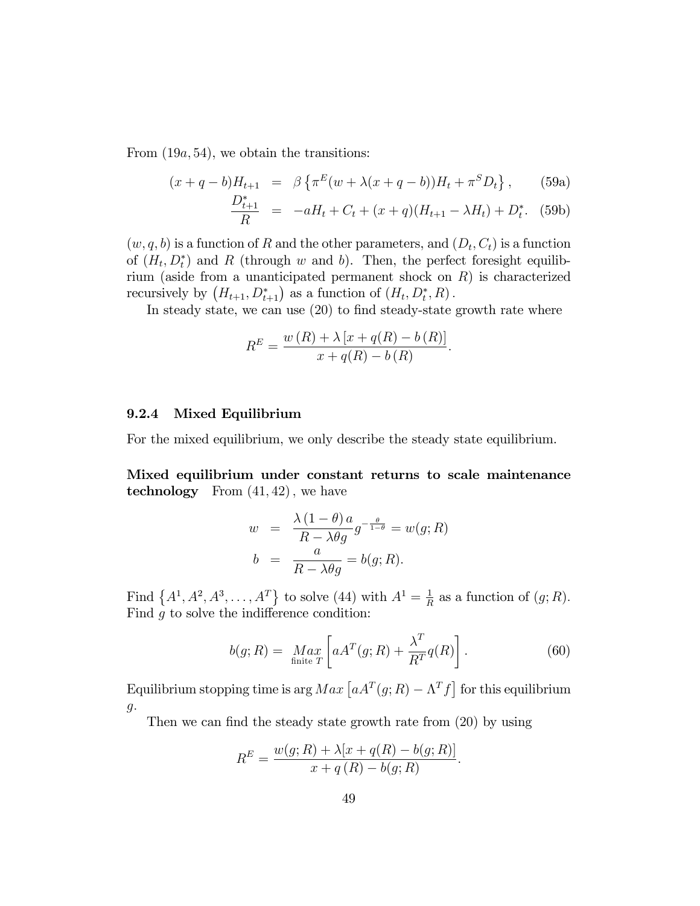From $(19a, 54)$, we obtain the transitions:

$$
\begin{aligned}
(x+q-b)H_{t+1} &= \beta\left\{\pi^E(w+\lambda(x+q-b))H_t + \pi^S D_t\right\}, \qquad \text{(59a)} \\
\frac{D_{t+1}^*}{R} &= -aH_t + C_t + (x+q)(H_{t+1} - \lambda H_t) + D_t^*. \qquad \text{(59b)}
\end{aligned}
$$

$(w, q, b)$ is a function of $R$ and the other parameters, and $(D_t, C_t)$ is a function of $(H_t, D_t^*)$ and $R$ (through $w$ and $b$). Then, the perfect foresight equilibrium (aside from a unanticipated permanent shock on $R$) is characterized recursively by $(H_{t+1}, D_{t+1}^*)$ as a function of $(H_t, D_t^*, R)$.

In steady state, we can use (20) to find steady-state growth rate where

$$
R^E = \frac{w(R) + \lambda\left[x + q(R) - b(R)\right]}{x + q(R) - b(R)}.
$$

### 9.2.4 Mixed Equilibrium

For the mixed equilibrium, we only describe the steady state equilibrium.

**Mixed equilibrium under constant returns to scale maintenance technology** From $(41, 42)$, we have

$$
\begin{aligned}
w &= \frac{\lambda(1-\theta)a}{R - \lambda\theta g} g^{-\frac{\theta}{1-\theta}} = w(g; R) \\
b &= \frac{a}{R - \lambda\theta g} = b(g; R).
\end{aligned}
$$

Find $\left\{A^1, A^2, A^3, \ldots, A^T\right\}$ to solve (44) with $A^1 = \frac{1}{R}$ as a function of $(g; R)$. Find $g$ to solve the indifference condition:

$$
b(g; R) = \underset{\text{finite } T}{Max}\left[aA^T(g; R) + \frac{\lambda^T}{R^T} q(R)\right]. \tag{60}
$$

Equilibrium stopping time is $\arg Max\left[aA^T(g; R) - \Lambda^T f\right]$ for this equilibrium $g$.

Then we can find the steady state growth rate from (20) by using

$$
R^E = \frac{w(g; R) + \lambda[x + q(R) - b(g; R)]}{x + q(R) - b(g; R)}.
$$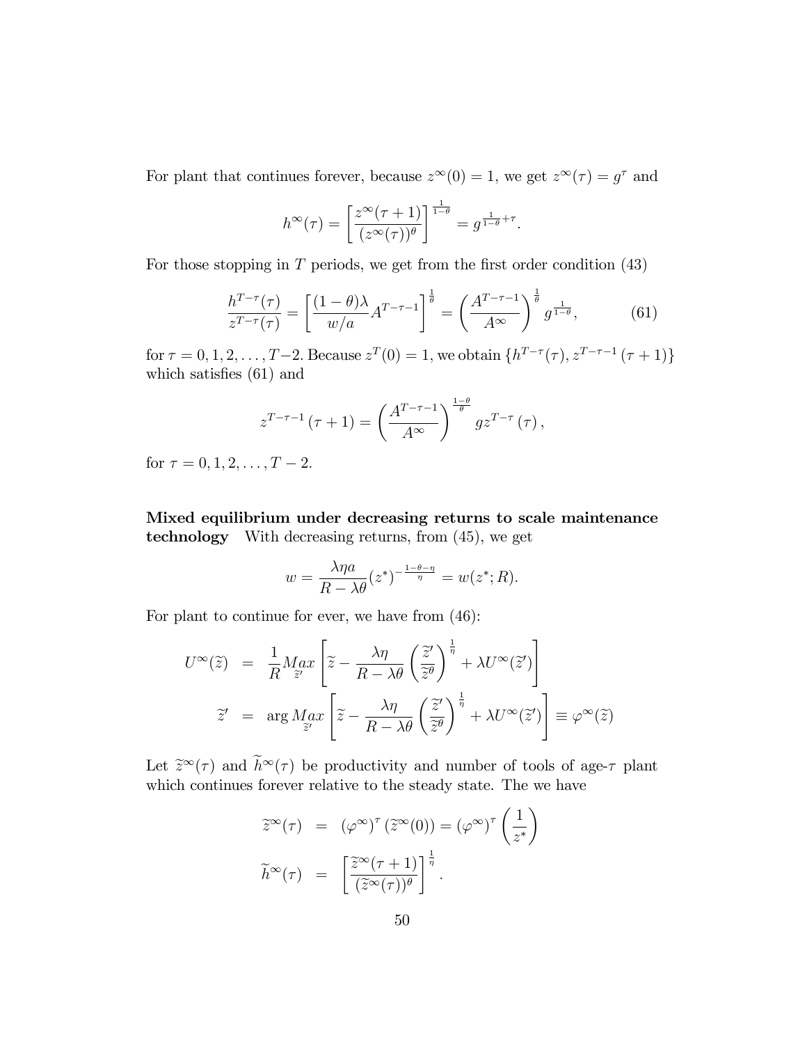For plant that continues forever, because $z^{\infty}(0) = 1$, we get $z^{\infty}(\tau) = g^{\tau}$ and

$$h^{\infty}(\tau) = \left[\frac{z^{\infty}(\tau+1)}{(z^{\infty}(\tau))^{\theta}}\right]^{\frac{1}{1-\theta}} = g^{\frac{1}{1-\theta}+\tau}.$$

For those stopping in $T$ periods, we get from the first order condition (43)

$$\frac{h^{T-\tau}(\tau)}{z^{T-\tau}(\tau)} = \left[\frac{(1-\theta)\lambda}{w/a}A^{T-\tau-1}\right]^{\frac{1}{\theta}} = \left(\frac{A^{T-\tau-1}}{A^{\infty}}\right)^{\frac{1}{\theta}} g^{\frac{1}{1-\theta}}, \tag{61}$$

for $\tau = 0, 1, 2, \ldots, T-2$. Because $z^{T}(0) = 1$, we obtain $\{h^{T-\tau}(\tau), z^{T-\tau-1}(\tau+1)\}$ which satisfies (61) and

$$z^{T-\tau-1}(\tau+1) = \left(\frac{A^{T-\tau-1}}{A^{\infty}}\right)^{\frac{1-\theta}{\theta}} g z^{T-\tau}(\tau),$$

for $\tau = 0, 1, 2, \ldots, T-2$.

**Mixed equilibrium under decreasing returns to scale maintenance technology** With decreasing returns, from (45), we get

$$w = \frac{\lambda\eta a}{R-\lambda\theta}(z^{*})^{-\frac{1-\theta-\eta}{\eta}} = w(z^{*}; R).$$

For plant to continue for ever, we have from (46):

$$\begin{aligned}
U^{\infty}(\widetilde{z}) &= \frac{1}{R}\underset{\widetilde{z}'}{Max}\left[\widetilde{z} - \frac{\lambda\eta}{R-\lambda\theta}\left(\frac{\widetilde{z}'}{\widetilde{z}^{\theta}}\right)^{\frac{1}{\eta}} + \lambda U^{\infty}(\widetilde{z}')\right] \\
\widetilde{z}' &= \arg\underset{\widetilde{z}'}{Max}\left[\widetilde{z} - \frac{\lambda\eta}{R-\lambda\theta}\left(\frac{\widetilde{z}'}{\widetilde{z}^{\theta}}\right)^{\frac{1}{\eta}} + \lambda U^{\infty}(\widetilde{z}')\right] \equiv \varphi^{\infty}(\widetilde{z})
\end{aligned}$$

Let $\widetilde{z}^{\infty}(\tau)$ and $\widetilde{h}^{\infty}(\tau)$ be productivity and number of tools of age-$\tau$ plant which continues forever relative to the steady state. The we have

$$\begin{aligned}
\widetilde{z}^{\infty}(\tau) &= (\varphi^{\infty})^{\tau}(\widetilde{z}^{\infty}(0)) = (\varphi^{\infty})^{\tau}\left(\frac{1}{z^{*}}\right) \\
\widetilde{h}^{\infty}(\tau) &= \left[\frac{\widetilde{z}^{\infty}(\tau+1)}{(\widetilde{z}^{\infty}(\tau))^{\theta}}\right]^{\frac{1}{\eta}}.
\end{aligned}$$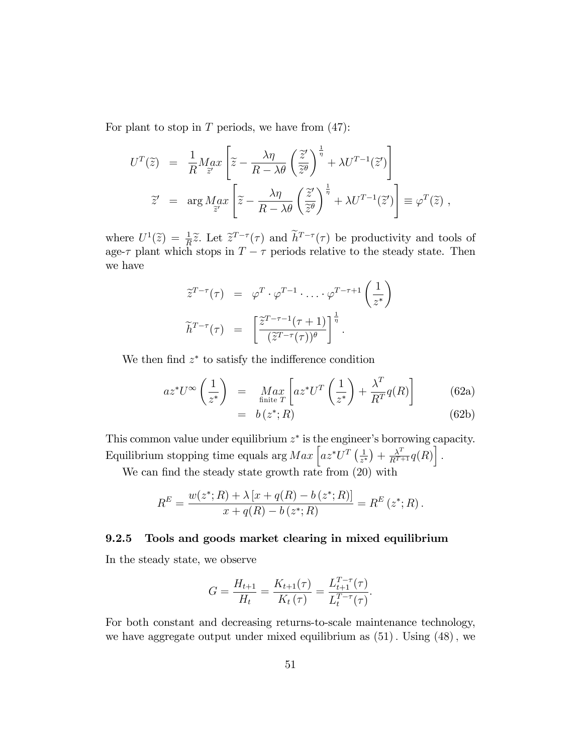For plant to stop in $T$ periods, we have from (47):

$$
\begin{aligned}
U^T(\widetilde{z}) &= \frac{1}{R} \underset{\widetilde{z}'}{Max} \left[ \widetilde{z} - \frac{\lambda \eta}{R - \lambda \theta} \left( \frac{\widetilde{z}'}{\widetilde{z}^{\theta}} \right)^{\frac{1}{\eta}} + \lambda U^{T-1}(\widetilde{z}') \right] \\
\widetilde{z}' &= \arg \underset{\widetilde{z}'}{Max} \left[ \widetilde{z} - \frac{\lambda \eta}{R - \lambda \theta} \left( \frac{\widetilde{z}'}{\widetilde{z}^{\theta}} \right)^{\frac{1}{\eta}} + \lambda U^{T-1}(\widetilde{z}') \right] \equiv \varphi^T(\widetilde{z}) ,
\end{aligned}
$$

where $U^1(\widetilde{z}) = \frac{1}{R}\widetilde{z}$. Let $\widetilde{z}^{T-\tau}(\tau)$ and $\widetilde{h}^{T-\tau}(\tau)$ be productivity and tools of age-$\tau$ plant which stops in $T - \tau$ periods relative to the steady state. Then we have

$$
\begin{aligned}
\widetilde{z}^{T-\tau}(\tau) &= \varphi^T \cdot \varphi^{T-1} \cdot \ldots \cdot \varphi^{T-\tau+1} \left( \frac{1}{z^*} \right) \\
\widetilde{h}^{T-\tau}(\tau) &= \left[ \frac{\widetilde{z}^{T-\tau-1}(\tau+1)}{(\widetilde{z}^{T-\tau}(\tau))^{\theta}} \right]^{\frac{1}{\eta}} .
\end{aligned}
$$

We then find $z^*$ to satisfy the indifference condition

$$
\begin{aligned}
az^* U^{\infty} \left( \frac{1}{z^*} \right) &= \underset{\text{finite } T}{Max} \left[ az^* U^T \left( \frac{1}{z^*} \right) + \frac{\lambda^T}{R^T} q(R) \right] && \text{(62a)} \\
&= b\left(z^*; R\right) && \text{(62b)}
\end{aligned}
$$

This common value under equilibrium $z^*$ is the engineer's borrowing capacity. Equilibrium stopping time equals $\arg Max \left[ az^* U^T \left( \frac{1}{z^*} \right) + \frac{\lambda^T}{R^{T+1}} q(R) \right]$.

We can find the steady state growth rate from (20) with

$$
R^E = \frac{w(z^*; R) + \lambda \left[ x + q(R) - b\left(z^*; R\right) \right]}{x + q(R) - b\left(z^*; R\right)} = R^E\left(z^*; R\right).
$$

### 9.2.5 Tools and goods market clearing in mixed equilibrium

In the steady state, we observe

$$
G = \frac{H_{t+1}}{H_t} = \frac{K_{t+1}(\tau)}{K_t\left(\tau\right)} = \frac{L_{t+1}^{T-\tau}(\tau)}{L_t^{T-\tau}(\tau)}.
$$

For both constant and decreasing returns-to-scale maintenance technology, we have aggregate output under mixed equilibrium as (51). Using (48), we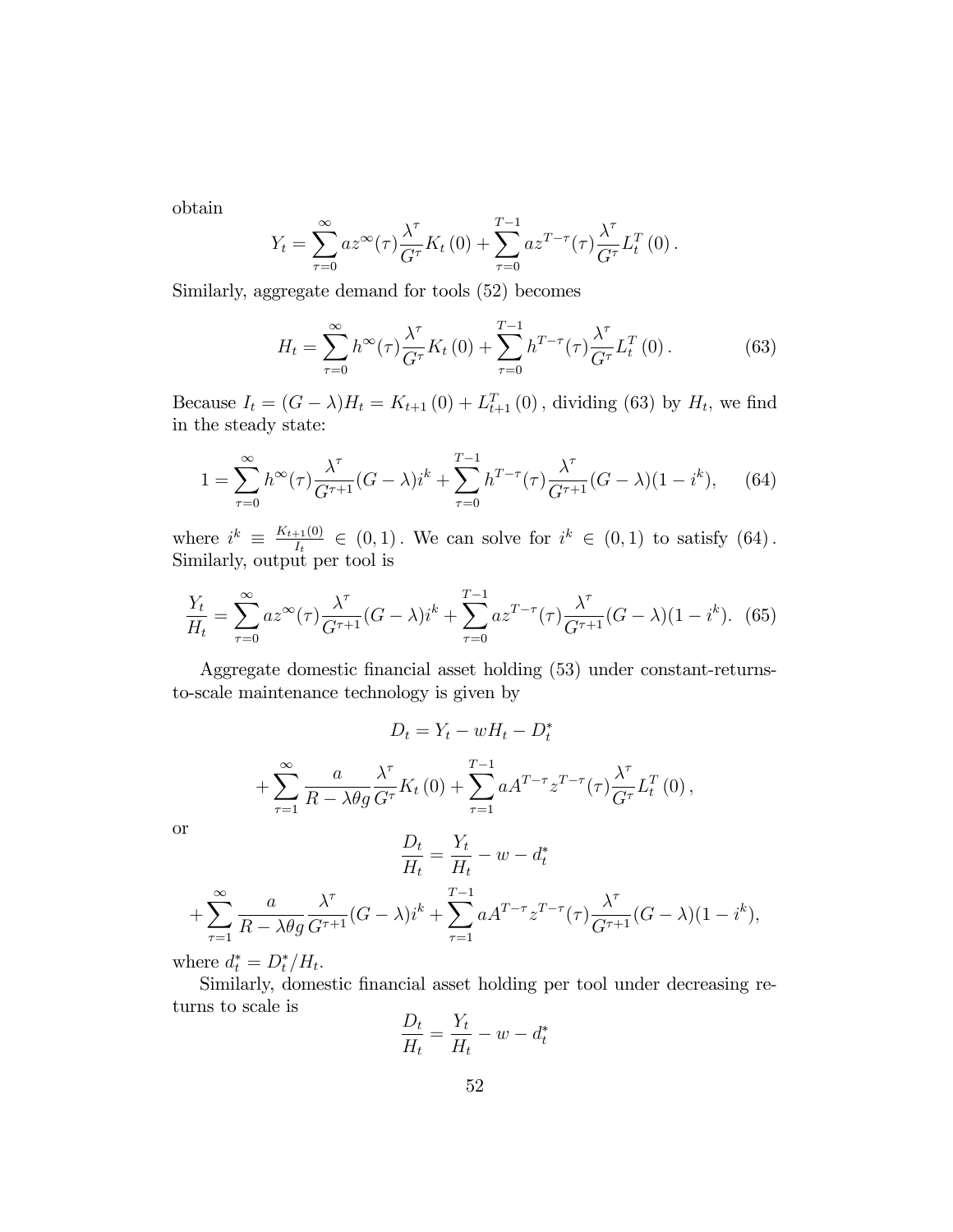obtain

$$Y_t = \sum_{\tau=0}^{\infty} az^{\infty}(\tau)\frac{\lambda^{\tau}}{G^{\tau}}K_t\left(0\right) + \sum_{\tau=0}^{T-1} az^{T-\tau}(\tau)\frac{\lambda^{\tau}}{G^{\tau}}L_t^T\left(0\right).$$

Similarly, aggregate demand for tools (52) becomes

$$H_t = \sum_{\tau=0}^{\infty} h^{\infty}(\tau)\frac{\lambda^{\tau}}{G^{\tau}}K_t\left(0\right) + \sum_{\tau=0}^{T-1} h^{T-\tau}(\tau)\frac{\lambda^{\tau}}{G^{\tau}}L_t^T\left(0\right). \tag{63}$$

Because $I_t = (G-\lambda)H_t = K_{t+1}\left(0\right) + L_{t+1}^T\left(0\right)$, dividing (63) by $H_t$, we find in the steady state:

$$1 = \sum_{\tau=0}^{\infty} h^{\infty}(\tau)\frac{\lambda^{\tau}}{G^{\tau+1}}(G-\lambda)i^k + \sum_{\tau=0}^{T-1} h^{T-\tau}(\tau)\frac{\lambda^{\tau}}{G^{\tau+1}}(G-\lambda)(1-i^k), \tag{64}$$

where $i^k \equiv \frac{K_{t+1}(0)}{I_t} \in (0,1)$. We can solve for $i^k \in (0,1)$ to satisfy $(64)$. Similarly, output per tool is

$$\frac{Y_t}{H_t} = \sum_{\tau=0}^{\infty} az^{\infty}(\tau)\frac{\lambda^{\tau}}{G^{\tau+1}}(G-\lambda)i^k + \sum_{\tau=0}^{T-1} az^{T-\tau}(\tau)\frac{\lambda^{\tau}}{G^{\tau+1}}(G-\lambda)(1-i^k). \tag{65}$$

Aggregate domestic financial asset holding (53) under constant-returns-to-scale maintenance technology is given by

$$D_t = Y_t - wH_t - D_t^*$$

$$+\sum_{\tau=1}^{\infty} \frac{a}{R-\lambda\theta g}\frac{\lambda^{\tau}}{G^{\tau}}K_t\left(0\right) + \sum_{\tau=1}^{T-1} aA^{T-\tau}z^{T-\tau}(\tau)\frac{\lambda^{\tau}}{G^{\tau}}L_t^T\left(0\right),$$

or

$$\frac{D_t}{H_t} = \frac{Y_t}{H_t} - w - d_t^*$$

$$+\sum_{\tau=1}^{\infty} \frac{a}{R-\lambda\theta g}\frac{\lambda^{\tau}}{G^{\tau+1}}(G-\lambda)i^k + \sum_{\tau=1}^{T-1} aA^{T-\tau}z^{T-\tau}(\tau)\frac{\lambda^{\tau}}{G^{\tau+1}}(G-\lambda)(1-i^k),$$

where $d_t^* = D_t^*/H_t$.

Similarly, domestic financial asset holding per tool under decreasing returns to scale is

$$\frac{D_t}{H_t} = \frac{Y_t}{H_t} - w - d_t^*$$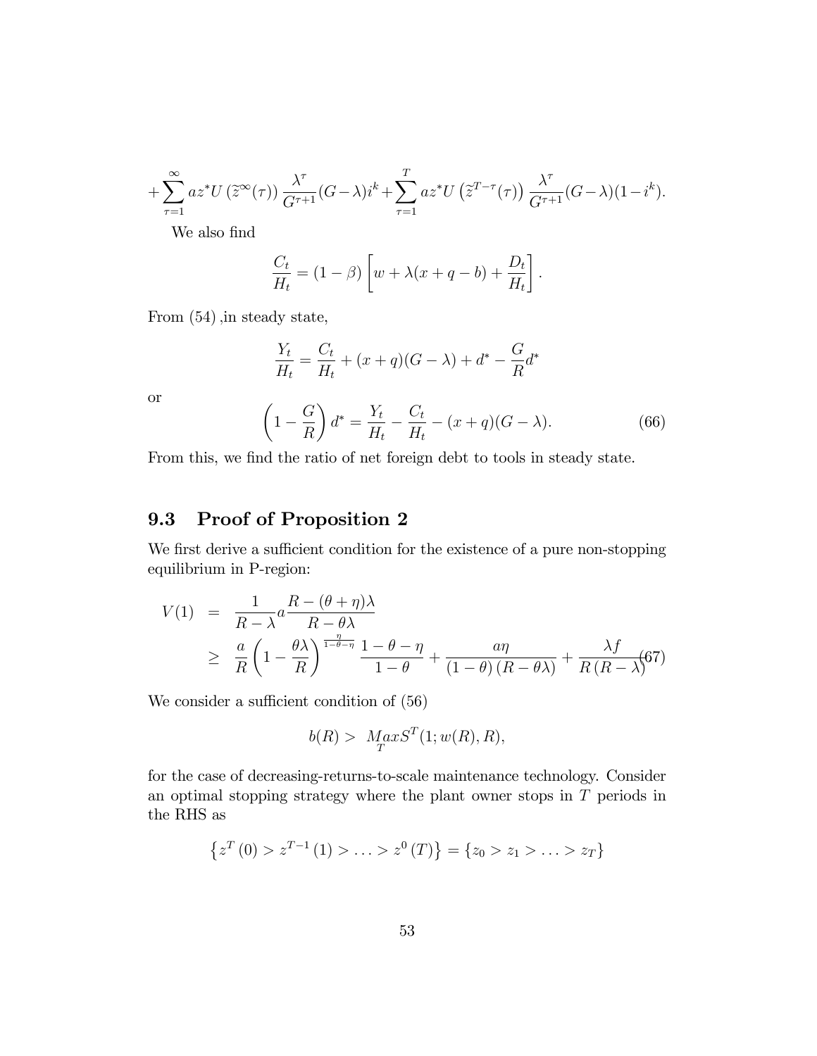$$+\sum_{\tau=1}^{\infty} az^* U\left(\widetilde{z}^{\infty}(\tau)\right) \frac{\lambda^\tau}{G^{\tau+1}}(G-\lambda) i^k + \sum_{\tau=1}^{T} az^* U\left(\widetilde{z}^{T-\tau}(\tau)\right) \frac{\lambda^\tau}{G^{\tau+1}}(G-\lambda)(1-i^k).$$

We also find

$$\frac{C_t}{H_t} = (1-\beta)\left[w + \lambda(x+q-b) + \frac{D_t}{H_t}\right].$$

From (54) ,in steady state,

$$\frac{Y_t}{H_t} = \frac{C_t}{H_t} + (x+q)(G-\lambda) + d^* - \frac{G}{R}d^*$$

or

$$\left(1-\frac{G}{R}\right)d^* = \frac{Y_t}{H_t} - \frac{C_t}{H_t} - (x+q)(G-\lambda). \tag{66}$$

From this, we find the ratio of net foreign debt to tools in steady state.

## 9.3 Proof of Proposition 2

We first derive a sufficient condition for the existence of a pure non-stopping equilibrium in P-region:

$$\begin{aligned} V(1) &= \frac{1}{R-\lambda} a \frac{R-(\theta+\eta)\lambda}{R-\theta\lambda} \\ &\geq \frac{a}{R}\left(1-\frac{\theta\lambda}{R}\right)^{\frac{\eta}{1-\theta-\eta}} \frac{1-\theta-\eta}{1-\theta} + \frac{a\eta}{(1-\theta)(R-\theta\lambda)} + \frac{\lambda f}{R(R-\lambda)} \end{aligned} \tag{67}$$

We consider a sufficient condition of (56)

$$b(R) > \underset{T}{Max} S^T(1; w(R), R),$$

for the case of decreasing-returns-to-scale maintenance technology. Consider an optimal stopping strategy where the plant owner stops in $T$ periods in the RHS as

$$\left\{z^T(0) > z^{T-1}(1) > \ldots > z^0(T)\right\} = \{z_0 > z_1 > \ldots > z_T\}$$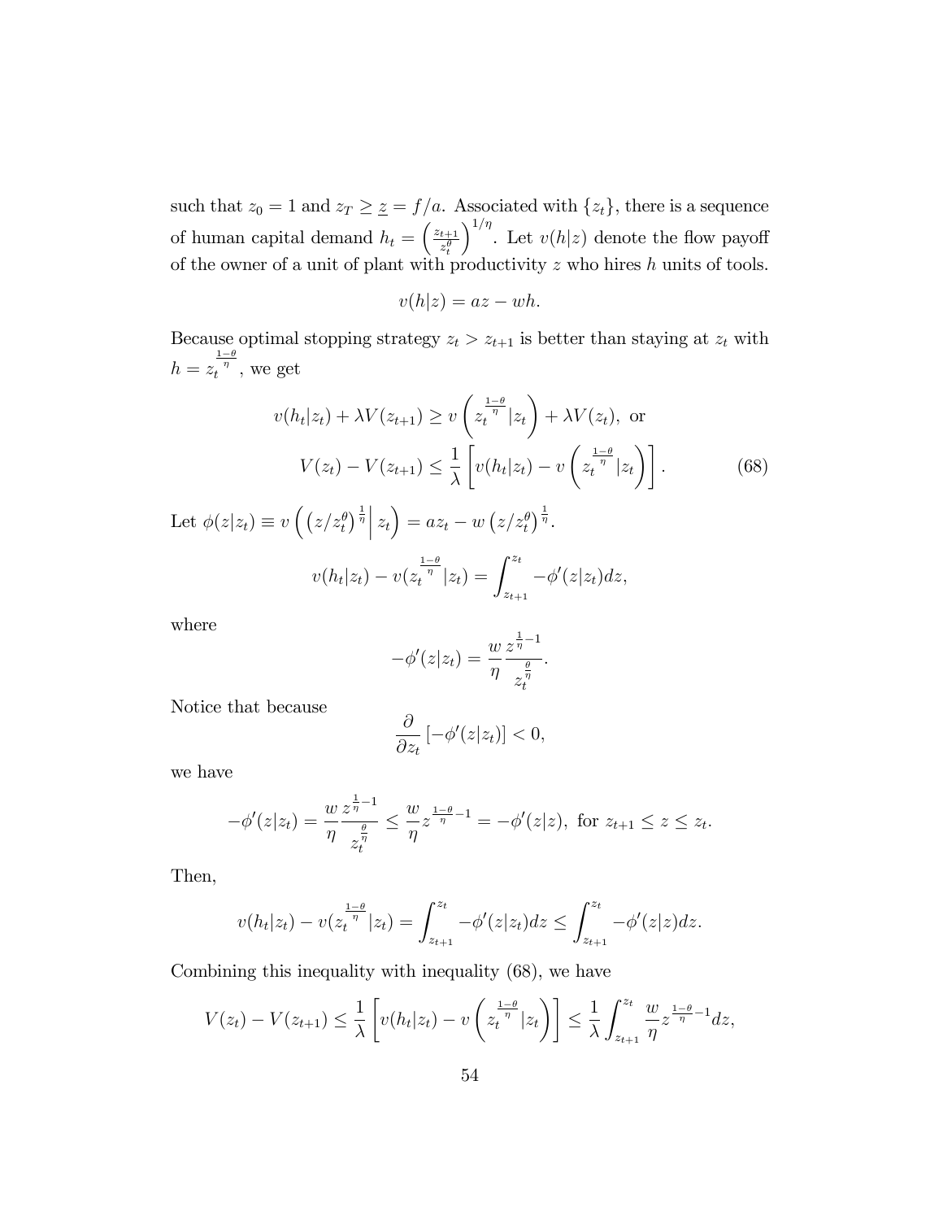such that $z_0 = 1$ and $z_T \geq \underline{z} = f/a$. Associated with $\{z_t\}$, there is a sequence of human capital demand $h_t = \left(\frac{z_{t+1}}{z_t^{\theta}}\right)^{1/\eta}$. Let $v(h|z)$ denote the flow payoff of the owner of a unit of plant with productivity $z$ who hires $h$ units of tools.

$$v(h|z) = az - wh.$$

Because optimal stopping strategy $z_t > z_{t+1}$ is better than staying at $z_t$ with $h = z_t^{\frac{1-\theta}{\eta}}$, we get

$$\begin{aligned} v(h_t|z_t) + \lambda V(z_{t+1}) &\geq v\left(z_t^{\frac{1-\theta}{\eta}}|z_t\right) + \lambda V(z_t), \text{ or} \\ V(z_t) - V(z_{t+1}) &\leq \frac{1}{\lambda}\left[v(h_t|z_t) - v\left(z_t^{\frac{1-\theta}{\eta}}|z_t\right)\right]. \end{aligned} \tag{68}$$

Let $\phi(z|z_t) \equiv v\left(\left(z/z_t^{\theta}\right)^{\frac{1}{\eta}}\Big| z_t\right) = az_t - w\left(z/z_t^{\theta}\right)^{\frac{1}{\eta}}$.

$$v(h_t|z_t) - v(z_t^{\frac{1-\theta}{\eta}}|z_t) = \int_{z_{t+1}}^{z_t} -\phi'(z|z_t)dz,$$

where

$$-\phi'(z|z_t) = \frac{w}{\eta}\frac{z^{\frac{1}{\eta}-1}}{z_t^{\frac{\theta}{\eta}}}.$$

Notice that because

$$\frac{\partial}{\partial z_t}\left[-\phi'(z|z_t)\right] < 0,$$

we have

$$-\phi'(z|z_t) = \frac{w}{\eta}\frac{z^{\frac{1}{\eta}-1}}{z_t^{\frac{\theta}{\eta}}} \leq \frac{w}{\eta}z^{\frac{1-\theta}{\eta}-1} = -\phi'(z|z), \text{ for } z_{t+1} \leq z \leq z_t.$$

Then,

$$v(h_t|z_t) - v(z_t^{\frac{1-\theta}{\eta}}|z_t) = \int_{z_{t+1}}^{z_t} -\phi'(z|z_t)dz \leq \int_{z_{t+1}}^{z_t} -\phi'(z|z)dz.$$

Combining this inequality with inequality (68), we have

$$V(z_t) - V(z_{t+1}) \leq \frac{1}{\lambda}\left[v(h_t|z_t) - v\left(z_t^{\frac{1-\theta}{\eta}}|z_t\right)\right] \leq \frac{1}{\lambda}\int_{z_{t+1}}^{z_t} \frac{w}{\eta}z^{\frac{1-\theta}{\eta}-1}dz,$$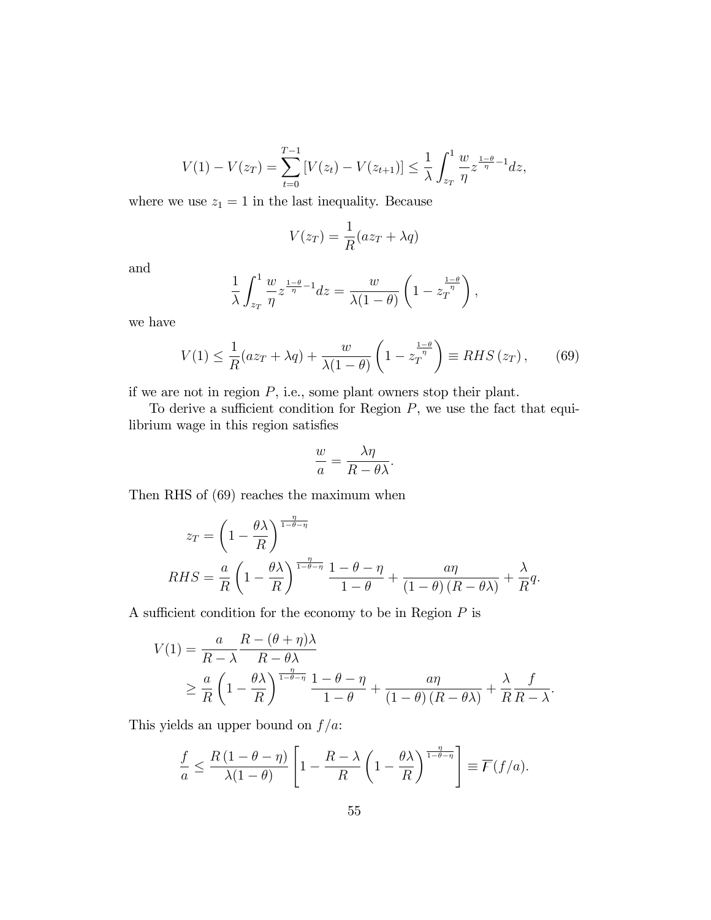$$V(1) - V(z_T) = \sum_{t=0}^{T-1} \left[ V(z_t) - V(z_{t+1}) \right] \leq \frac{1}{\lambda} \int_{z_T}^{1} \frac{w}{\eta} z^{\frac{1-\theta}{\eta}-1} dz,$$

where we use $z_1 = 1$ in the last inequality. Because

$$V(z_T) = \frac{1}{R}(az_T + \lambda q)$$

and

$$\frac{1}{\lambda} \int_{z_T}^{1} \frac{w}{\eta} z^{\frac{1-\theta}{\eta}-1} dz = \frac{w}{\lambda(1-\theta)} \left( 1 - z_T^{\frac{1-\theta}{\eta}} \right),$$

we have

$$V(1) \leq \frac{1}{R}(az_T + \lambda q) + \frac{w}{\lambda(1-\theta)} \left( 1 - z_T^{\frac{1-\theta}{\eta}} \right) \equiv RHS\left(z_T\right), \tag{69}$$

if we are not in region $P$, i.e., some plant owners stop their plant.

To derive a sufficient condition for Region $P$, we use the fact that equilibrium wage in this region satisfies

$$\frac{w}{a} = \frac{\lambda \eta}{R - \theta \lambda}.$$

Then RHS of (69) reaches the maximum when

$$z_T = \left( 1 - \frac{\theta \lambda}{R} \right)^{\frac{\eta}{1-\theta-\eta}}$$

$$RHS = \frac{a}{R} \left( 1 - \frac{\theta \lambda}{R} \right)^{\frac{\eta}{1-\theta-\eta}} \frac{1-\theta-\eta}{1-\theta} + \frac{a\eta}{(1-\theta)(R-\theta\lambda)} + \frac{\lambda}{R} q.$$

A sufficient condition for the economy to be in Region $P$ is

$$\begin{aligned} V(1) &= \frac{a}{R-\lambda} \frac{R-(\theta+\eta)\lambda}{R-\theta\lambda} \\ &\geq \frac{a}{R} \left( 1 - \frac{\theta \lambda}{R} \right)^{\frac{\eta}{1-\theta-\eta}} \frac{1-\theta-\eta}{1-\theta} + \frac{a\eta}{(1-\theta)(R-\theta\lambda)} + \frac{\lambda}{R} \frac{f}{R-\lambda}. \end{aligned}$$

This yields an upper bound on $f/a$:

$$\frac{f}{a} \leq \frac{R(1-\theta-\eta)}{\lambda(1-\theta)} \left[ 1 - \frac{R-\lambda}{R} \left( 1 - \frac{\theta\lambda}{R} \right)^{\frac{\eta}{1-\theta-\eta}} \right] \equiv \overline{F}(f/a).$$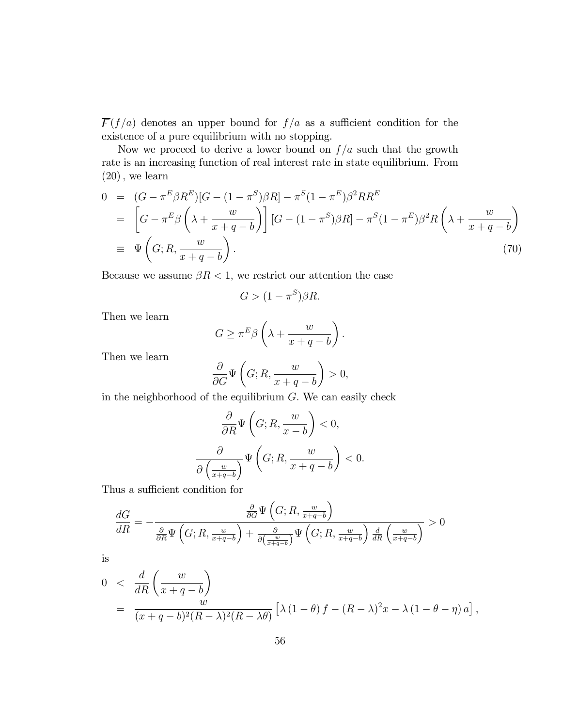$\overline{F}(f/a)$ denotes an upper bound for $f/a$ as a sufficient condition for the existence of a pure equilibrium with no stopping.

Now we proceed to derive a lower bound on $f/a$ such that the growth rate is an increasing function of real interest rate in state equilibrium. From (20), we learn

$$
\begin{aligned}
0 &= (G - \pi^E \beta R^E)[G - (1-\pi^S)\beta R] - \pi^S(1-\pi^E)\beta^2 R R^E \\
&= \left[G - \pi^E \beta \left(\lambda + \frac{w}{x+q-b}\right)\right][G - (1-\pi^S)\beta R] - \pi^S(1-\pi^E)\beta^2 R \left(\lambda + \frac{w}{x+q-b}\right) \\
&\equiv \Psi\left(G; R, \frac{w}{x+q-b}\right). \qquad (70)
\end{aligned}
$$

Because we assume $\beta R < 1$, we restrict our attention the case

$$
G > (1-\pi^S)\beta R.
$$

Then we learn

$$
G \geq \pi^E \beta \left(\lambda + \frac{w}{x+q-b}\right).
$$

Then we learn

$$
\frac{\partial}{\partial G}\Psi\left(G; R, \frac{w}{x+q-b}\right) > 0,
$$

in the neighborhood of the equilibrium $G$. We can easily check

$$
\frac{\partial}{\partial R}\Psi\left(G; R, \frac{w}{x-b}\right) < 0,
$$

$$
\frac{\partial}{\partial\left(\frac{w}{x+q-b}\right)}\Psi\left(G; R, \frac{w}{x+q-b}\right) < 0.
$$

Thus a sufficient condition for

$$
\frac{dG}{dR} = -\frac{\frac{\partial}{\partial G}\Psi\left(G; R, \frac{w}{x+q-b}\right)}{\frac{\partial}{\partial R}\Psi\left(G; R, \frac{w}{x+q-b}\right) + \frac{\partial}{\partial\left(\frac{w}{x+q-b}\right)}\Psi\left(G; R, \frac{w}{x+q-b}\right)\frac{d}{dR}\left(\frac{w}{x+q-b}\right)} > 0
$$

is

$$
\begin{aligned}
0 &< \frac{d}{dR}\left(\frac{w}{x+q-b}\right) \\
&= \frac{w}{(x+q-b)^2(R-\lambda)^2(R-\lambda\theta)}\left[\lambda(1-\theta)f - (R-\lambda)^2 x - \lambda(1-\theta-\eta)a\right],
\end{aligned}
$$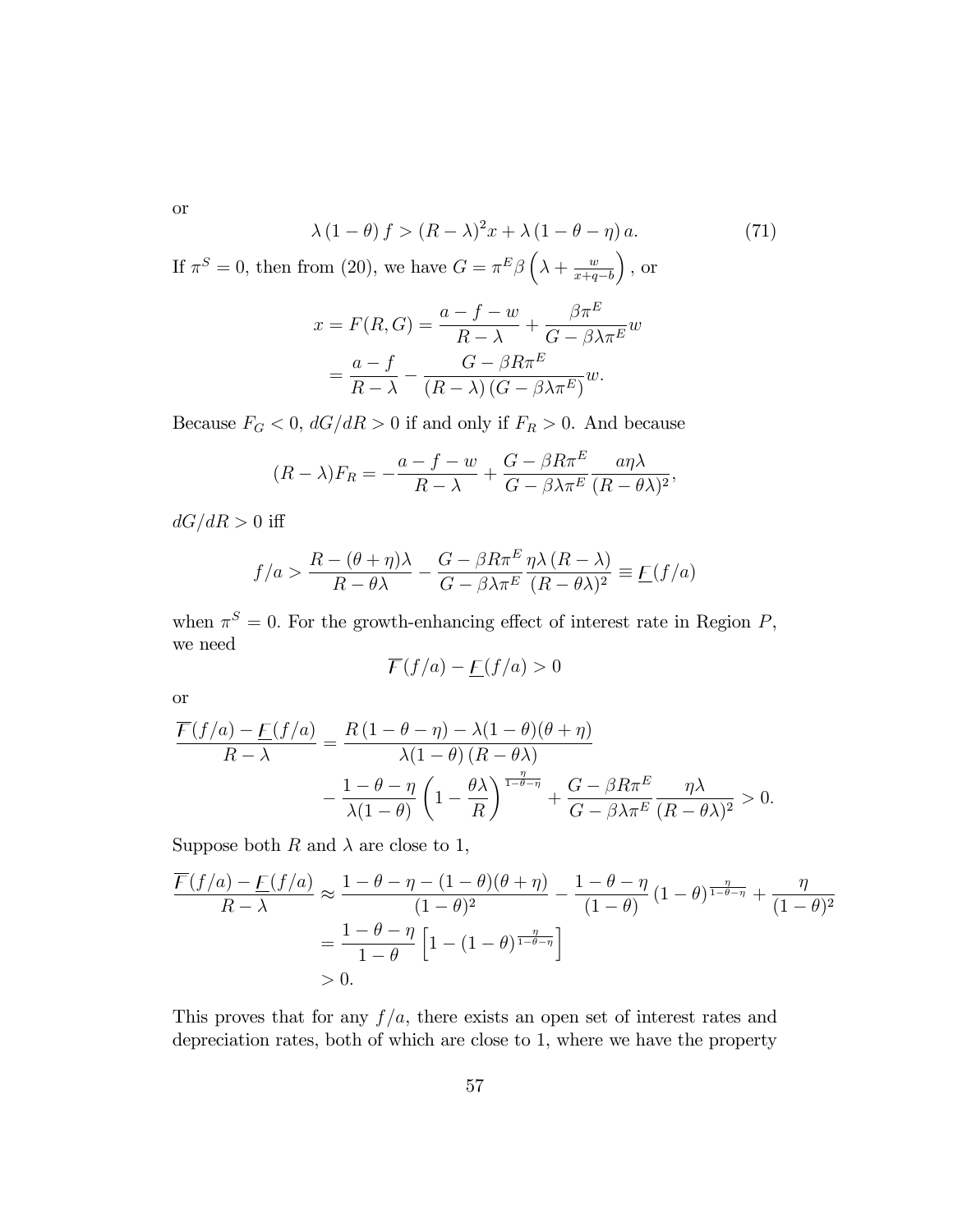or

$$\lambda(1-\theta) f > (R-\lambda)^2 x + \lambda(1-\theta-\eta) a. \tag{71}$$

If $\pi^S = 0$, then from (20), we have $G = \pi^E \beta \left(\lambda + \frac{w}{x+q-b}\right)$, or

$$\begin{aligned}
x = F(R,G) &= \frac{a-f-w}{R-\lambda} + \frac{\beta\pi^E}{G-\beta\lambda\pi^E} w \\
&= \frac{a-f}{R-\lambda} - \frac{G-\beta R\pi^E}{(R-\lambda)(G-\beta\lambda\pi^E)} w.
\end{aligned}$$

Because $F_G < 0$, $dG/dR > 0$ if and only if $F_R > 0$. And because

$$(R-\lambda) F_R = -\frac{a-f-w}{R-\lambda} + \frac{G-\beta R\pi^E}{G-\beta\lambda\pi^E} \frac{a\eta\lambda}{(R-\theta\lambda)^2},$$

$dG/dR > 0$ iff

$$f/a > \frac{R-(\theta+\eta)\lambda}{R-\theta\lambda} - \frac{G-\beta R\pi^E}{G-\beta\lambda\pi^E} \frac{\eta\lambda(R-\lambda)}{(R-\theta\lambda)^2} \equiv \underline{F}(f/a)$$

when $\pi^S = 0$. For the growth-enhancing effect of interest rate in Region $P$, we need

$$\overline{F}(f/a) - \underline{F}(f/a) > 0$$

or

$$\begin{aligned}
\frac{\overline{F}(f/a) - \underline{F}(f/a)}{R-\lambda} &= \frac{R(1-\theta-\eta) - \lambda(1-\theta)(\theta+\eta)}{\lambda(1-\theta)(R-\theta\lambda)} \\
&\quad - \frac{1-\theta-\eta}{\lambda(1-\theta)} \left(1 - \frac{\theta\lambda}{R}\right)^{\frac{\eta}{1-\theta-\eta}} + \frac{G-\beta R\pi^E}{G-\beta\lambda\pi^E} \frac{\eta\lambda}{(R-\theta\lambda)^2} > 0.
\end{aligned}$$

Suppose both $R$ and $\lambda$ are close to 1,

$$\begin{aligned}
\frac{\overline{F}(f/a) - \underline{F}(f/a)}{R-\lambda} &\approx \frac{1-\theta-\eta-(1-\theta)(\theta+\eta)}{(1-\theta)^2} - \frac{1-\theta-\eta}{(1-\theta)} (1-\theta)^{\frac{\eta}{1-\theta-\eta}} + \frac{\eta}{(1-\theta)^2} \\
&= \frac{1-\theta-\eta}{1-\theta} \left[1 - (1-\theta)^{\frac{\eta}{1-\theta-\eta}}\right] \\
&> 0.
\end{aligned}$$

This proves that for any $f/a$, there exists an open set of interest rates and depreciation rates, both of which are close to 1, where we have the property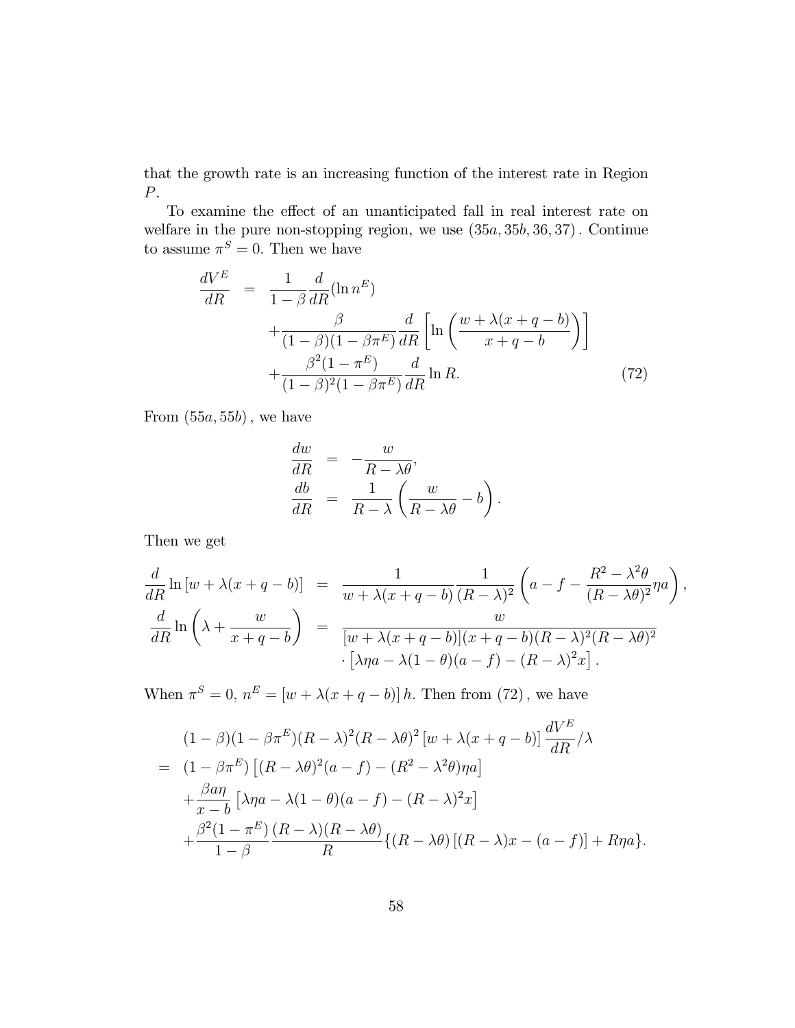that the growth rate is an increasing function of the interest rate in Region $P$.

To examine the effect of an unanticipated fall in real interest rate on welfare in the pure non-stopping region, we use $(35a, 35b, 36, 37)$. Continue to assume $\pi^S = 0$. Then we have

$$
\begin{aligned}
\frac{dV^E}{dR} &= \frac{1}{1-\beta}\frac{d}{dR}(\ln n^E) \\
&\quad + \frac{\beta}{(1-\beta)(1-\beta\pi^E)}\frac{d}{dR}\left[\ln\left(\frac{w+\lambda(x+q-b)}{x+q-b}\right)\right] \\
&\quad + \frac{\beta^2(1-\pi^E)}{(1-\beta)^2(1-\beta\pi^E)}\frac{d}{dR}\ln R. \qquad (72)
\end{aligned}
$$

From $(55a, 55b)$, we have

$$
\begin{aligned}
\frac{dw}{dR} &= -\frac{w}{R-\lambda\theta}, \\
\frac{db}{dR} &= \frac{1}{R-\lambda}\left(\frac{w}{R-\lambda\theta} - b\right).
\end{aligned}
$$

Then we get

$$
\begin{aligned}
\frac{d}{dR}\ln\left[w+\lambda(x+q-b)\right] &= \frac{1}{w+\lambda(x+q-b)}\frac{1}{(R-\lambda)^2}\left(a-f-\frac{R^2-\lambda^2\theta}{(R-\lambda\theta)^2}\eta a\right), \\
\frac{d}{dR}\ln\left(\lambda+\frac{w}{x+q-b}\right) &= \frac{w}{[w+\lambda(x+q-b)](x+q-b)(R-\lambda)^2(R-\lambda\theta)^2} \\
&\quad \cdot\left[\lambda\eta a - \lambda(1-\theta)(a-f) - (R-\lambda)^2 x\right].
\end{aligned}
$$

When $\pi^S = 0$, $n^E = [w+\lambda(x+q-b)]\,h$. Then from $(72)$, we have

$$
\begin{aligned}
& (1-\beta)(1-\beta\pi^E)(R-\lambda)^2(R-\lambda\theta)^2\left[w+\lambda(x+q-b)\right]\frac{dV^E}{dR}/\lambda \\
=\; & (1-\beta\pi^E)\left[(R-\lambda\theta)^2(a-f) - (R^2-\lambda^2\theta)\eta a\right] \\
& + \frac{\beta a\eta}{x-b}\left[\lambda\eta a - \lambda(1-\theta)(a-f) - (R-\lambda)^2 x\right] \\
& + \frac{\beta^2(1-\pi^E)}{1-\beta}\frac{(R-\lambda)(R-\lambda\theta)}{R}\{(R-\lambda\theta)\left[(R-\lambda)x-(a-f)\right] + R\eta a\}.
\end{aligned}
$$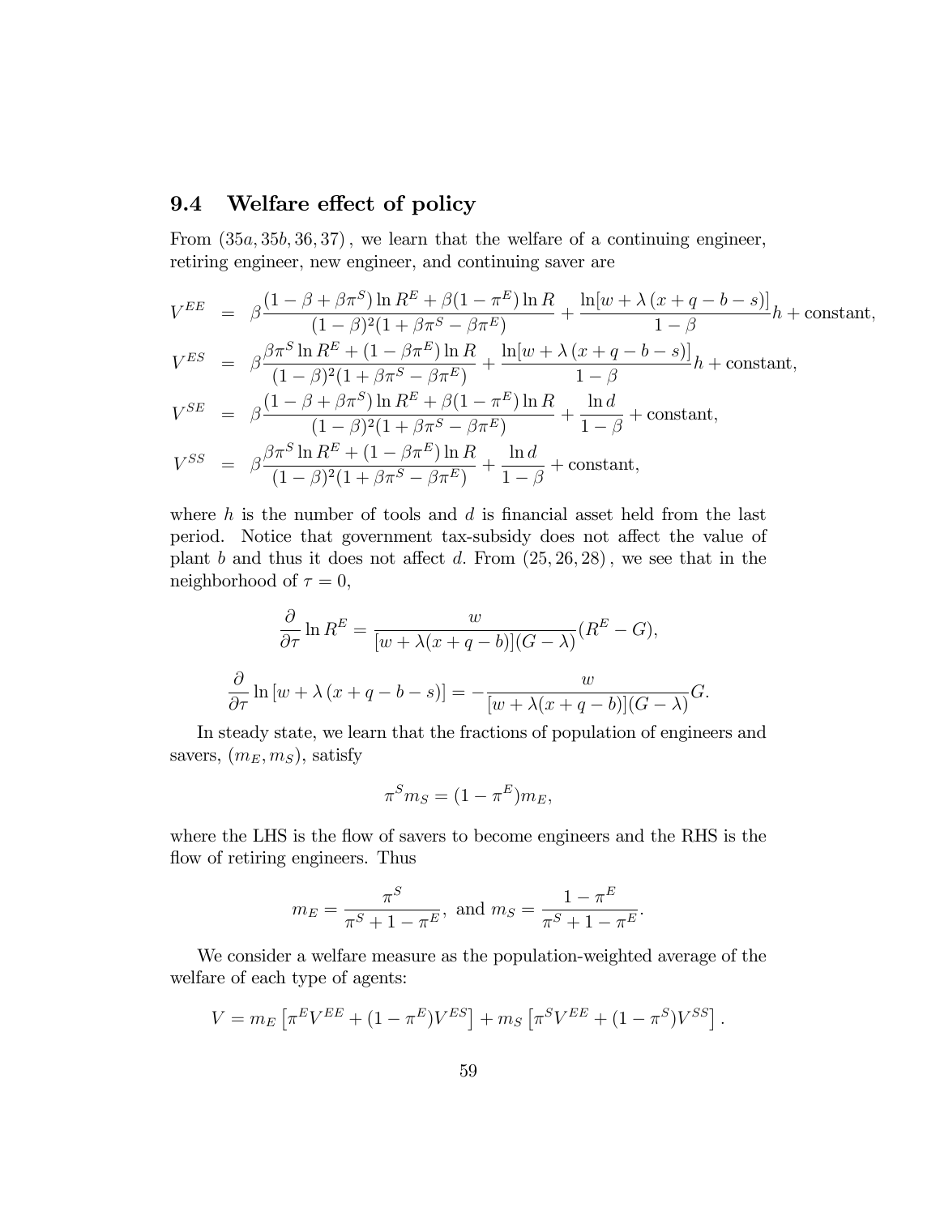### 9.4 Welfare effect of policy

From $(35a, 35b, 36, 37)$, we learn that the welfare of a continuing engineer, retiring engineer, new engineer, and continuing saver are

$$
\begin{aligned}
V^{EE} &= \beta\frac{(1-\beta+\beta\pi^S)\ln R^E + \beta(1-\pi^E)\ln R}{(1-\beta)^2(1+\beta\pi^S-\beta\pi^E)} + \frac{\ln[w+\lambda\,(x+q-b-s)]}{1-\beta}h + \text{constant},\\
V^{ES} &= \beta\frac{\beta\pi^S\ln R^E + (1-\beta\pi^E)\ln R}{(1-\beta)^2(1+\beta\pi^S-\beta\pi^E)} + \frac{\ln[w+\lambda\,(x+q-b-s)]}{1-\beta}h + \text{constant},\\
V^{SE} &= \beta\frac{(1-\beta+\beta\pi^S)\ln R^E + \beta(1-\pi^E)\ln R}{(1-\beta)^2(1+\beta\pi^S-\beta\pi^E)} + \frac{\ln d}{1-\beta} + \text{constant},\\
V^{SS} &= \beta\frac{\beta\pi^S\ln R^E + (1-\beta\pi^E)\ln R}{(1-\beta)^2(1+\beta\pi^S-\beta\pi^E)} + \frac{\ln d}{1-\beta} + \text{constant},
\end{aligned}
$$

where $h$ is the number of tools and $d$ is financial asset held from the last period. Notice that government tax-subsidy does not affect the value of plant $b$ and thus it does not affect $d$. From $(25, 26, 28)$, we see that in the neighborhood of $\tau = 0$,

$$
\frac{\partial}{\partial\tau}\ln R^E = \frac{w}{[w+\lambda(x+q-b)](G-\lambda)}(R^E - G),
$$

$$
\frac{\partial}{\partial\tau}\ln\left[w+\lambda\,(x+q-b-s)\right] = -\frac{w}{[w+\lambda(x+q-b)](G-\lambda)}G.
$$

In steady state, we learn that the fractions of population of engineers and savers, $(m_E, m_S)$, satisfy

$$
\pi^S m_S = (1-\pi^E)m_E,
$$

where the LHS is the flow of savers to become engineers and the RHS is the flow of retiring engineers. Thus

$$
m_E = \frac{\pi^S}{\pi^S + 1 - \pi^E}, \text{ and } m_S = \frac{1-\pi^E}{\pi^S + 1 - \pi^E}.
$$

We consider a welfare measure as the population-weighted average of the welfare of each type of agents:

$$
V = m_E\left[\pi^E V^{EE} + (1-\pi^E)V^{ES}\right] + m_S\left[\pi^S V^{EE} + (1-\pi^S)V^{SS}\right].
$$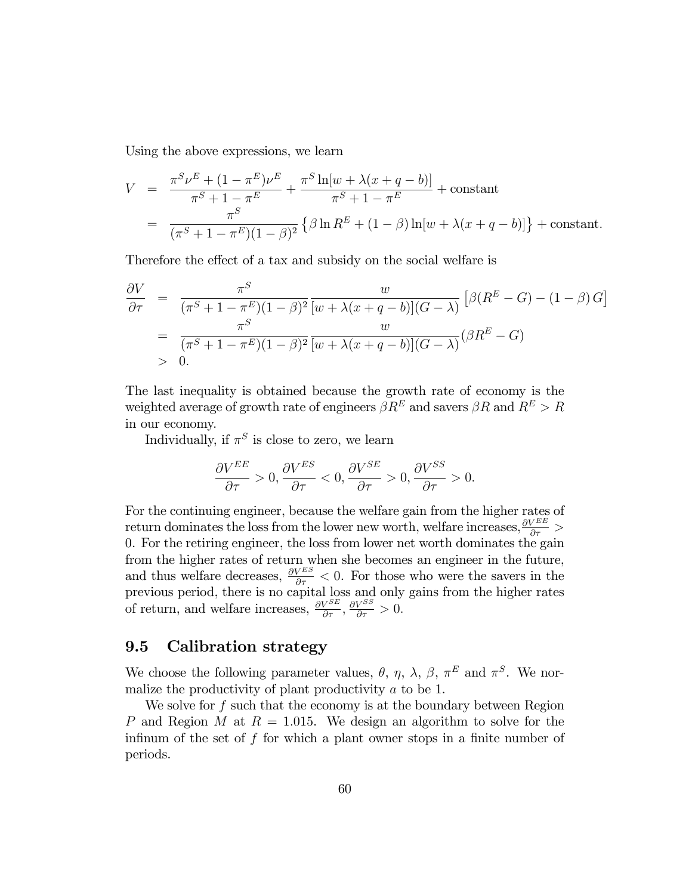Using the above expressions, we learn

$$
\begin{aligned}
V &= \frac{\pi^S \nu^E + (1-\pi^E)\nu^E}{\pi^S + 1 - \pi^E} + \frac{\pi^S \ln[w + \lambda(x+q-b)]}{\pi^S + 1 - \pi^E} + \text{constant} \\
&= \frac{\pi^S}{(\pi^S + 1 - \pi^E)(1-\beta)^2} \left\{ \beta \ln R^E + (1-\beta)\ln[w + \lambda(x+q-b)] \right\} + \text{constant.}
\end{aligned}
$$

Therefore the effect of a tax and subsidy on the social welfare is

$$
\begin{aligned}
\frac{\partial V}{\partial \tau} &= \frac{\pi^S}{(\pi^S + 1 - \pi^E)(1-\beta)^2} \frac{w}{[w + \lambda(x+q-b)](G-\lambda)} \left[ \beta(R^E - G) - (1-\beta)\, G \right] \\
&= \frac{\pi^S}{(\pi^S + 1 - \pi^E)(1-\beta)^2} \frac{w}{[w + \lambda(x+q-b)](G-\lambda)} (\beta R^E - G) \\
&> 0.
\end{aligned}
$$

The last inequality is obtained because the growth rate of economy is the weighted average of growth rate of engineers $\beta R^E$ and savers $\beta R$ and $R^E > R$ in our economy.

Individually, if $\pi^S$ is close to zero, we learn

$$
\frac{\partial V^{EE}}{\partial \tau} > 0, \frac{\partial V^{ES}}{\partial \tau} < 0, \frac{\partial V^{SE}}{\partial \tau} > 0, \frac{\partial V^{SS}}{\partial \tau} > 0.
$$

For the continuing engineer, because the welfare gain from the higher rates of return dominates the loss from the lower new worth, welfare increases, $\frac{\partial V^{EE}}{\partial \tau} > 0$. For the retiring engineer, the loss from lower net worth dominates the gain from the higher rates of return when she becomes an engineer in the future, and thus welfare decreases, $\frac{\partial V^{ES}}{\partial \tau} < 0$. For those who were the savers in the previous period, there is no capital loss and only gains from the higher rates of return, and welfare increases, $\frac{\partial V^{SE}}{\partial \tau}, \frac{\partial V^{SS}}{\partial \tau} > 0$.

## 9.5 Calibration strategy

We choose the following parameter values, $\theta$, $\eta$, $\lambda$, $\beta$, $\pi^E$ and $\pi^S$. We normalize the productivity of plant productivity $a$ to be 1.

We solve for $f$ such that the economy is at the boundary between Region $P$ and Region $M$ at $R = 1.015$. We design an algorithm to solve for the infinum of the set of $f$ for which a plant owner stops in a finite number of periods.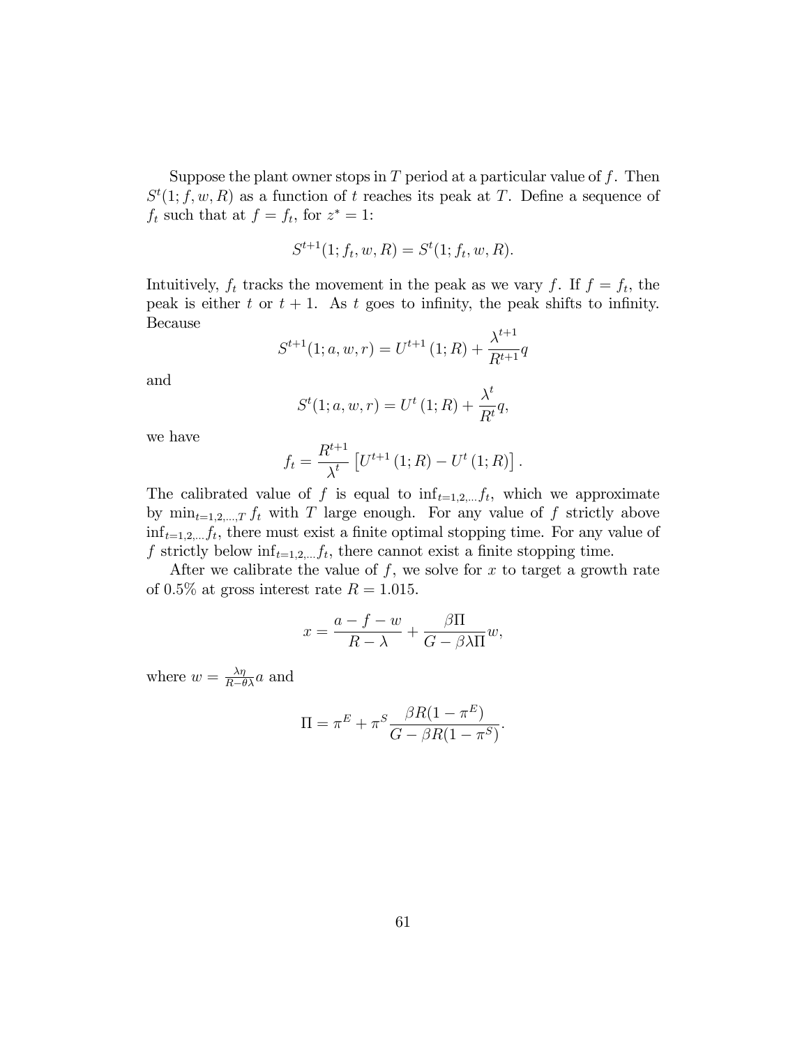Suppose the plant owner stops in $T$ period at a particular value of $f$. Then $S^t(1; f, w, R)$ as a function of $t$ reaches its peak at $T$. Define a sequence of $f_t$ such that at $f = f_t$, for $z^* = 1$:

$$S^{t+1}(1; f_t, w, R) = S^t(1; f_t, w, R).$$

Intuitively, $f_t$ tracks the movement in the peak as we vary $f$. If $f = f_t$, the peak is either $t$ or $t+1$. As $t$ goes to infinity, the peak shifts to infinity. Because

$$S^{t+1}(1; a, w, r) = U^{t+1}(1; R) + \frac{\lambda^{t+1}}{R^{t+1}} q$$

and

$$S^t(1; a, w, r) = U^t(1; R) + \frac{\lambda^t}{R^t} q,$$

we have

$$f_t = \frac{R^{t+1}}{\lambda^t} \left[ U^{t+1}(1; R) - U^t(1; R) \right].$$

The calibrated value of $f$ is equal to $\inf_{t=1,2,\ldots} f_t$, which we approximate by $\min_{t=1,2,\ldots,T} f_t$ with $T$ large enough. For any value of $f$ strictly above $\inf_{t=1,2,\ldots} f_t$, there must exist a finite optimal stopping time. For any value of $f$ strictly below $\inf_{t=1,2,\ldots} f_t$, there cannot exist a finite stopping time.

After we calibrate the value of $f$, we solve for $x$ to target a growth rate of 0.5% at gross interest rate $R = 1.015$.

$$x = \frac{a - f - w}{R - \lambda} + \frac{\beta \Pi}{G - \beta \lambda \Pi} w,$$

where $w = \frac{\lambda \eta}{R - \theta \lambda} a$ and

$$\Pi = \pi^E + \pi^S \frac{\beta R (1 - \pi^E)}{G - \beta R (1 - \pi^S)}.$$